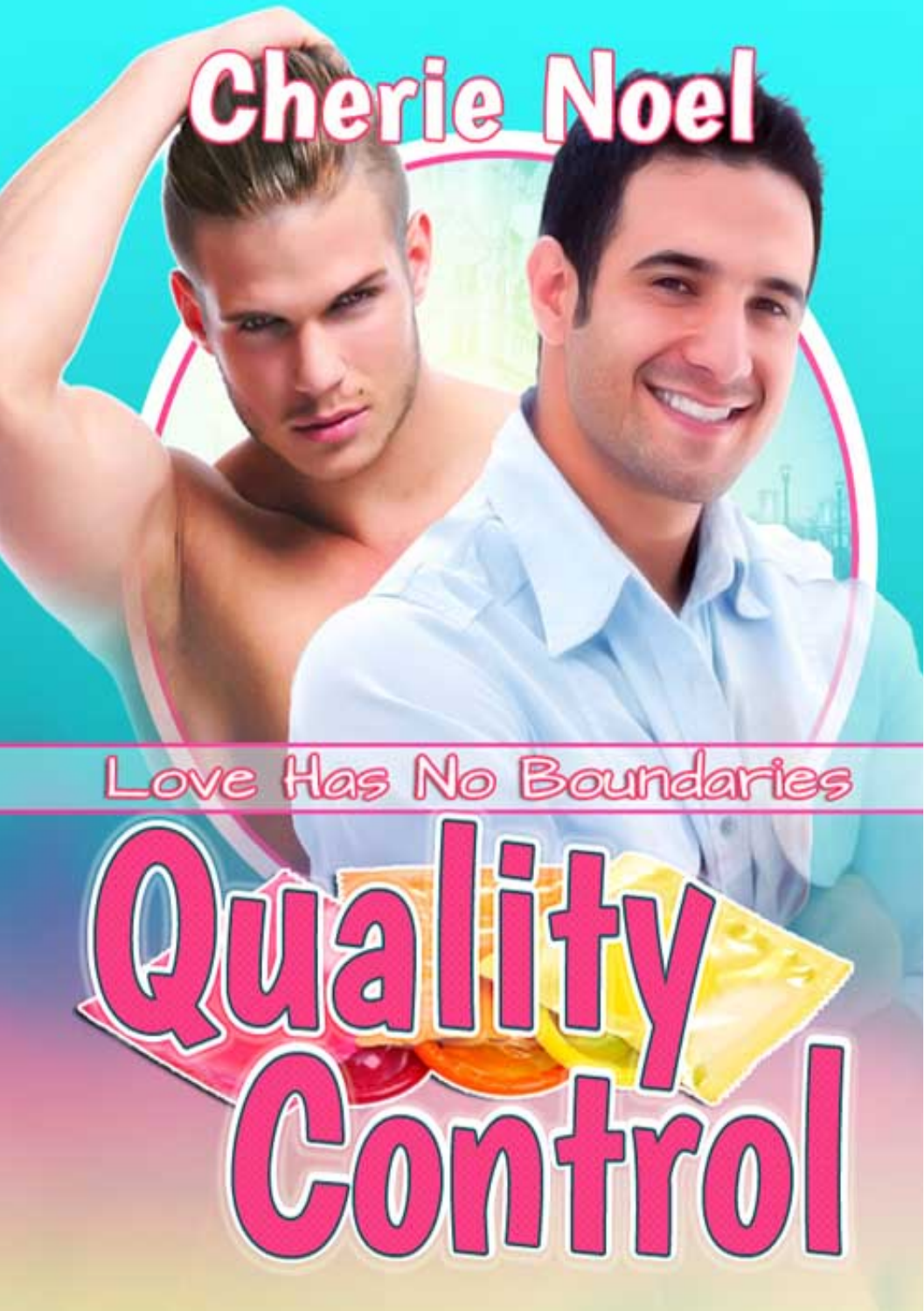# Cherie Noel

Love Has No Boundaries

# Quality Control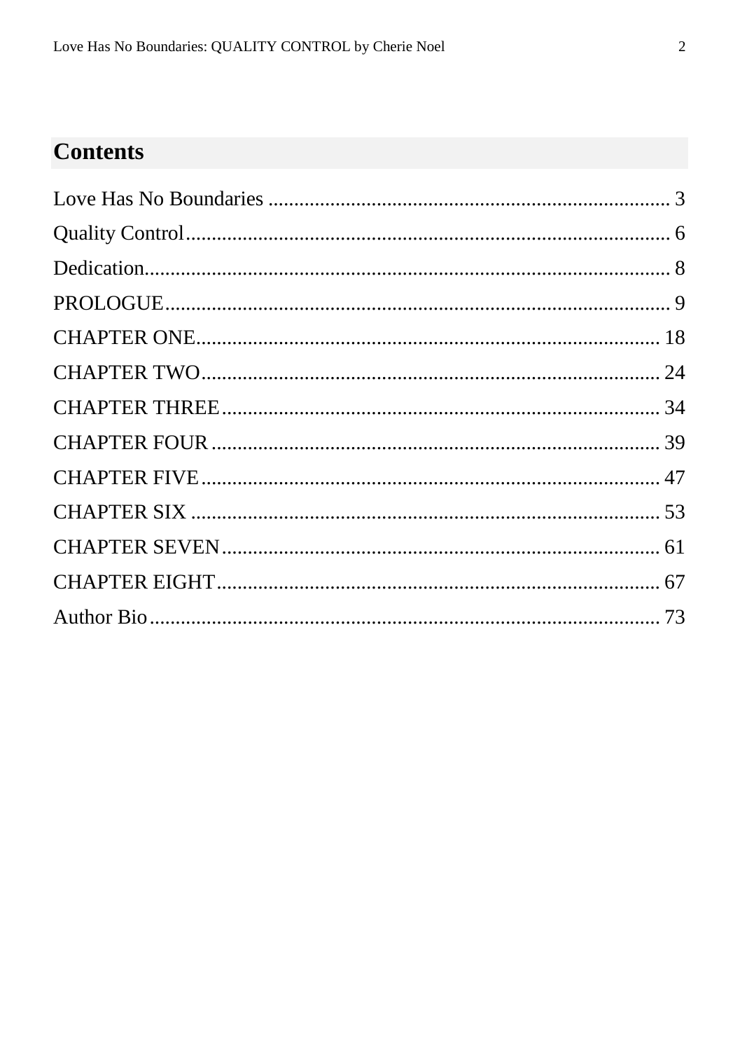## Contents

Love Has No Boundaries ............................................................................ 3

Quality Control........................................................................................ 6

Dedication................................................................................................ 8

PROLOGUE............................................................................................. 9

CHAPTER ONE...................................................................................... 18

CHAPTER TWO..................................................................................... 24

CHAPTER THREE.................................................................................. 34

CHAPTER FOUR.................................................................................... 39

CHAPTER FIVE...................................................................................... 47

CHAPTER SIX ........................................................................................ 53

CHAPTER SEVEN.................................................................................. 61

CHAPTER EIGHT................................................................................... 67

Author Bio............................................................................................... 73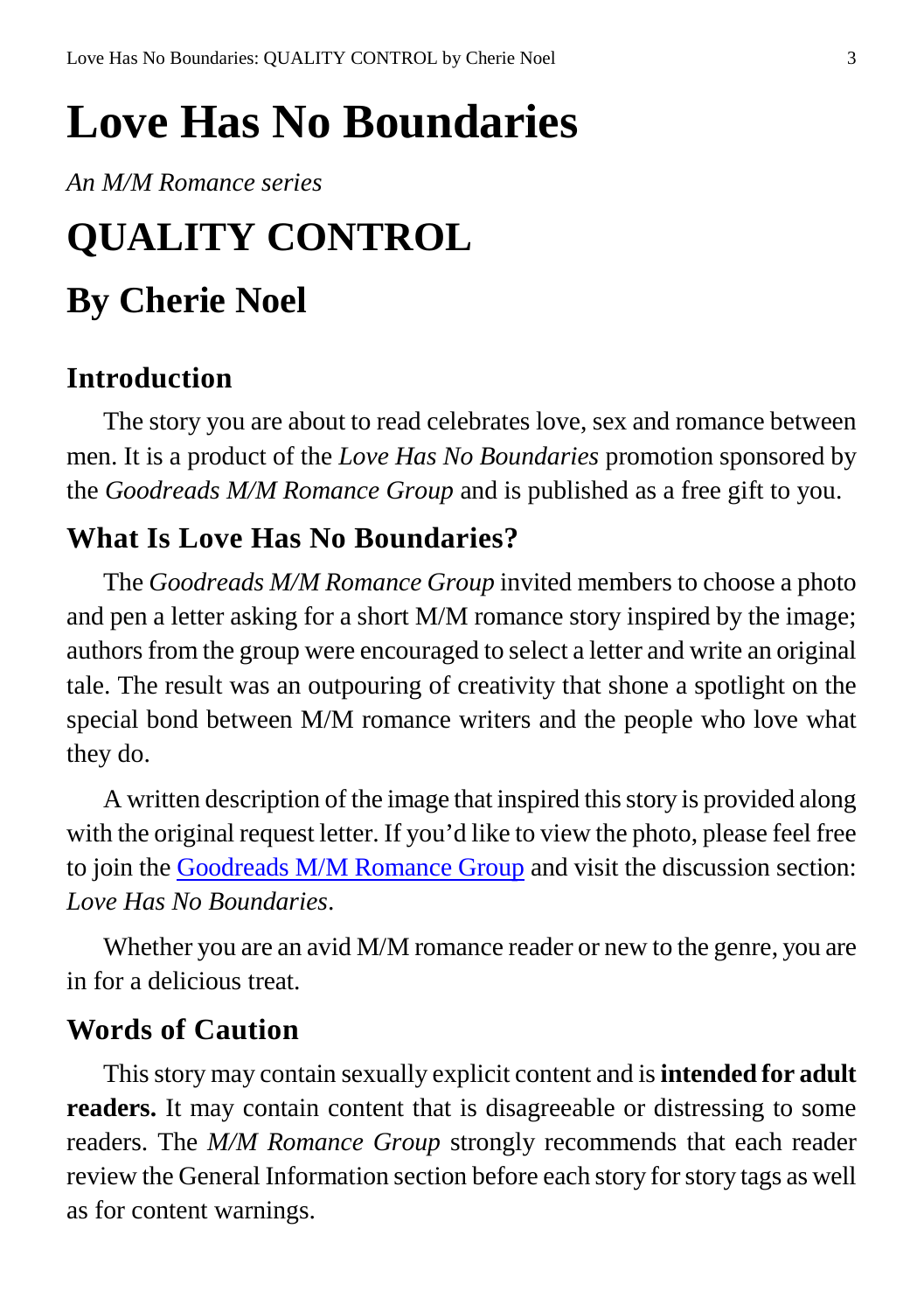# Love Has No Boundaries

*An M/M Romance series*

# QUALITY CONTROL

## By Cherie Noel

### Introduction

The story you are about to read celebrates love, sex and romance between men. It is a product of the *Love Has No Boundaries* promotion sponsored by the *Goodreads M/M Romance Group* and is published as a free gift to you.

### What Is Love Has No Boundaries?

The *Goodreads M/M Romance Group* invited members to choose a photo and pen a letter asking for a short M/M romance story inspired by the image; authors from the group were encouraged to select a letter and write an original tale. The result was an outpouring of creativity that shone a spotlight on the special bond between M/M romance writers and the people who love what they do.

A written description of the image that inspired this story is provided along with the original request letter. If you'd like to view the photo, please feel free to join the Goodreads M/M Romance Group and visit the discussion section: *Love Has No Boundaries*.

Whether you are an avid M/M romance reader or new to the genre, you are in for a delicious treat.

### Words of Caution

This story may contain sexually explicit content and is **intended for adult readers.** It may contain content that is disagreeable or distressing to some readers. The *M/M Romance Group* strongly recommends that each reader review the General Information section before each story for story tags as well as for content warnings.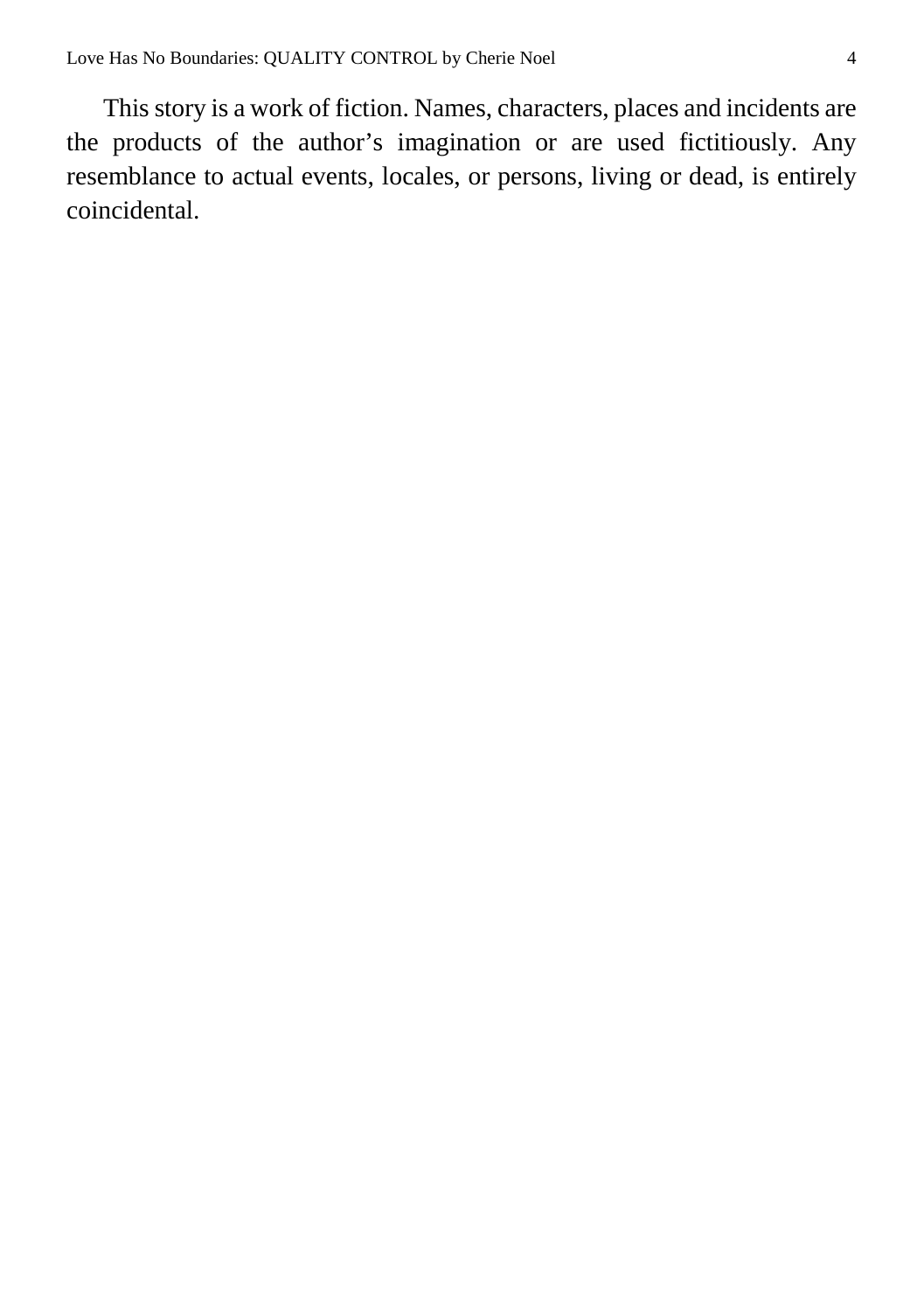This story is a work of fiction. Names, characters, places and incidents are the products of the author's imagination or are used fictitiously. Any resemblance to actual events, locales, or persons, living or dead, is entirely coincidental.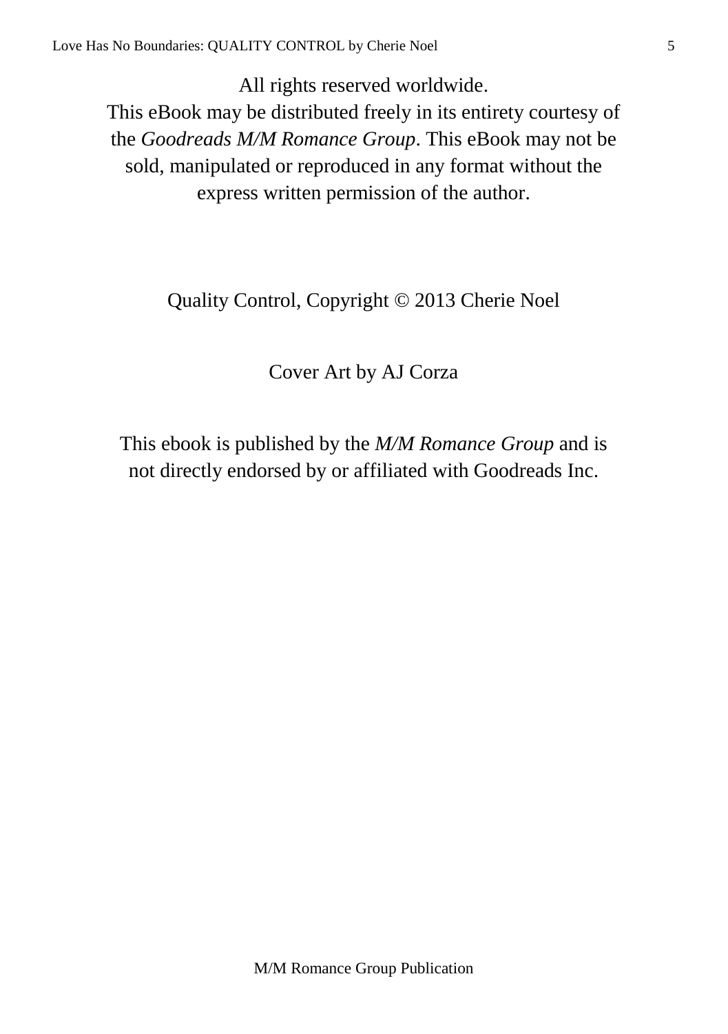All rights reserved worldwide.
This eBook may be distributed freely in its entirety courtesy of the *Goodreads M/M Romance Group*. This eBook may not be sold, manipulated or reproduced in any format without the express written permission of the author.

Quality Control, Copyright © 2013 Cherie Noel

Cover Art by AJ Corza

This ebook is published by the *M/M Romance Group* and is not directly endorsed by or affiliated with Goodreads Inc.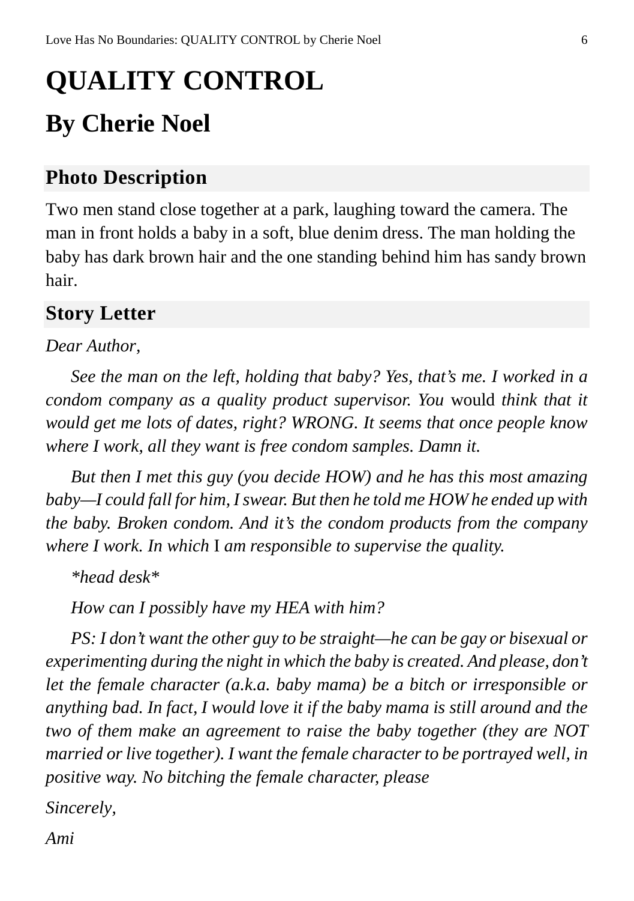# QUALITY CONTROL

## By Cherie Noel

### Photo Description

Two men stand close together at a park, laughing toward the camera. The man in front holds a baby in a soft, blue denim dress. The man holding the baby has dark brown hair and the one standing behind him has sandy brown hair.

### Story Letter

*Dear Author,*

*See the man on the left, holding that baby? Yes, that's me. I worked in a condom company as a quality product supervisor. You* would *think that it would get me lots of dates, right? WRONG. It seems that once people know where I work, all they want is free condom samples. Damn it.*

*But then I met this guy (you decide HOW) and he has this most amazing baby—I could fall for him, I swear. But then he told me HOW he ended up with the baby. Broken condom. And it's the condom products from the company where I work. In which* I *am responsible to supervise the quality.*

*\*head desk\**

*How can I possibly have my HEA with him?*

*PS: I don't want the other guy to be straight—he can be gay or bisexual or experimenting during the night in which the baby is created. And please, don't let the female character (a.k.a. baby mama) be a bitch or irresponsible or anything bad. In fact, I would love it if the baby mama is still around and the two of them make an agreement to raise the baby together (they are NOT married or live together). I want the female character to be portrayed well, in positive way. No bitching the female character, please*

*Sincerely,*

*Ami*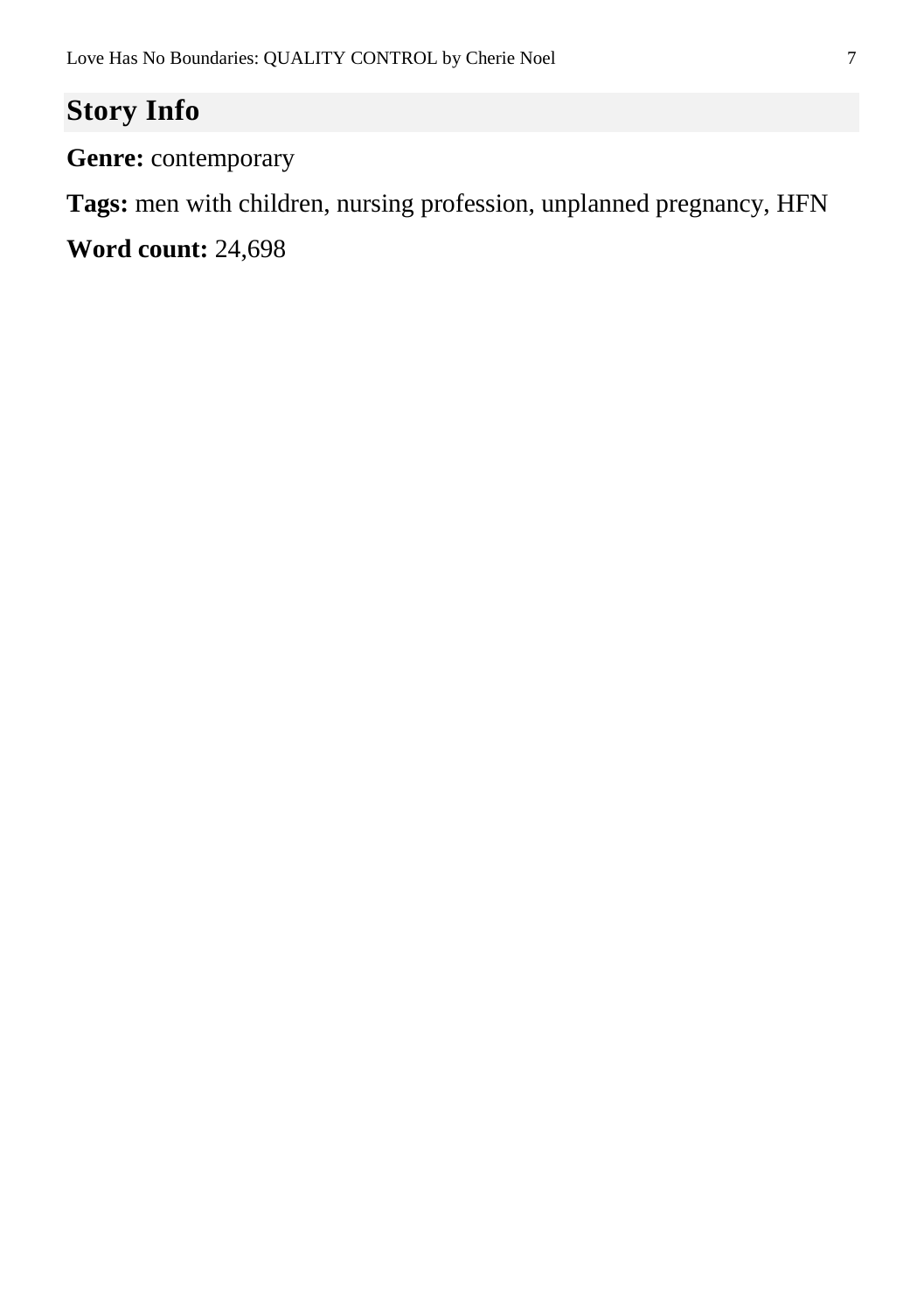## Story Info

**Genre:** contemporary

**Tags:** men with children, nursing profession, unplanned pregnancy, HFN

**Word count:** 24,698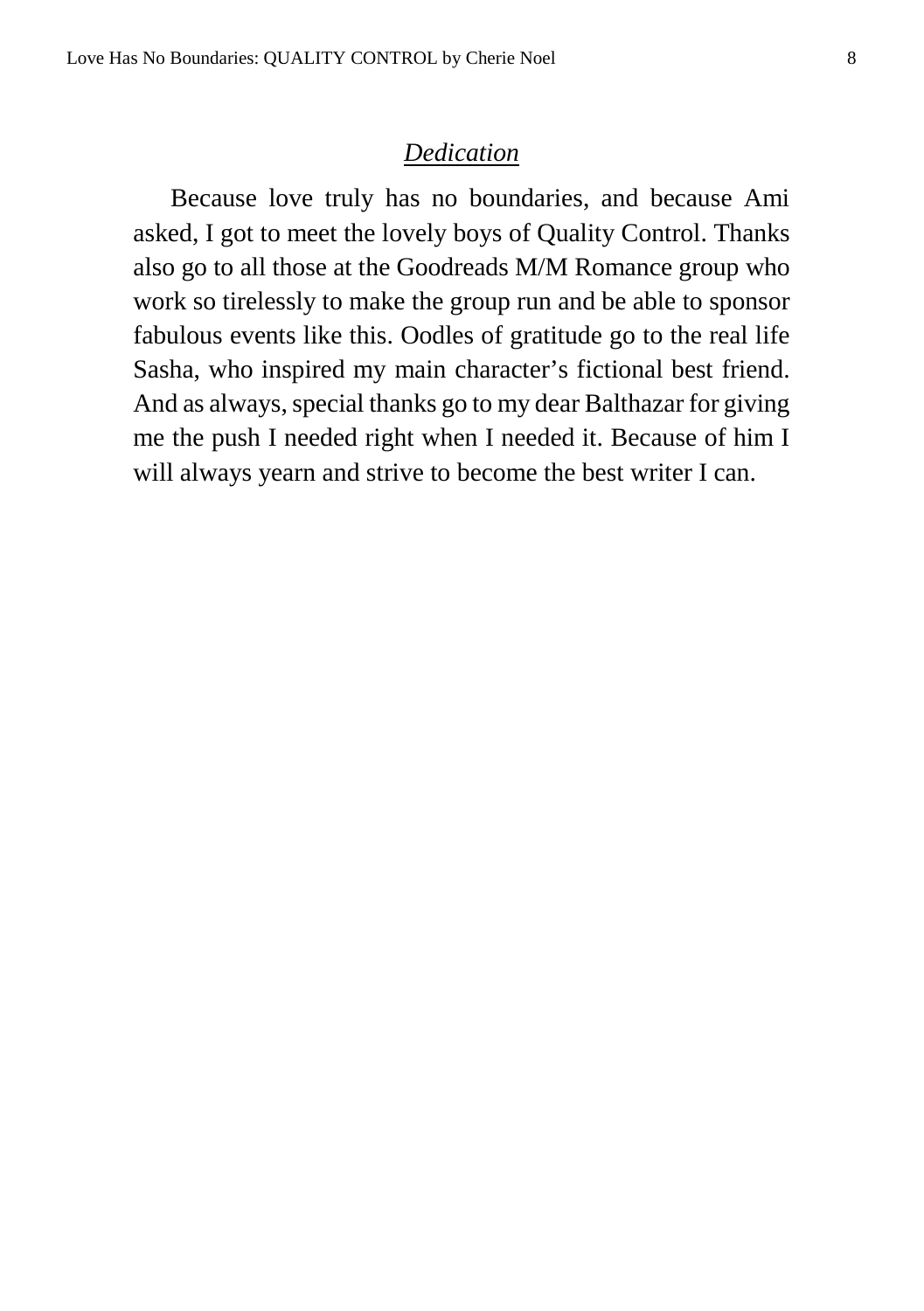## *Dedication*

Because love truly has no boundaries, and because Ami asked, I got to meet the lovely boys of Quality Control. Thanks also go to all those at the Goodreads M/M Romance group who work so tirelessly to make the group run and be able to sponsor fabulous events like this. Oodles of gratitude go to the real life Sasha, who inspired my main character's fictional best friend. And as always, special thanks go to my dear Balthazar for giving me the push I needed right when I needed it. Because of him I will always yearn and strive to become the best writer I can.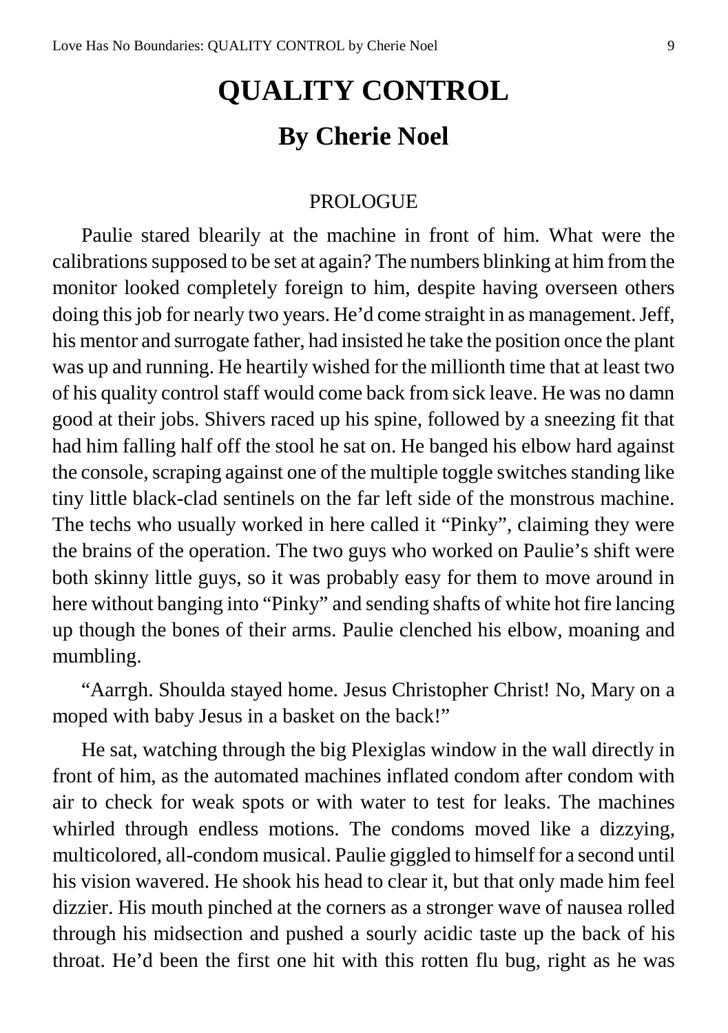# QUALITY CONTROL

## By Cherie Noel

PROLOGUE

Paulie stared blearily at the machine in front of him. What were the calibrations supposed to be set at again? The numbers blinking at him from the monitor looked completely foreign to him, despite having overseen others doing this job for nearly two years. He'd come straight in as management. Jeff, his mentor and surrogate father, had insisted he take the position once the plant was up and running. He heartily wished for the millionth time that at least two of his quality control staff would come back from sick leave. He was no damn good at their jobs. Shivers raced up his spine, followed by a sneezing fit that had him falling half off the stool he sat on. He banged his elbow hard against the console, scraping against one of the multiple toggle switches standing like tiny little black-clad sentinels on the far left side of the monstrous machine. The techs who usually worked in here called it "Pinky", claiming they were the brains of the operation. The two guys who worked on Paulie's shift were both skinny little guys, so it was probably easy for them to move around in here without banging into "Pinky" and sending shafts of white hot fire lancing up though the bones of their arms. Paulie clenched his elbow, moaning and mumbling.

"Aarrgh. Shoulda stayed home. Jesus Christopher Christ! No, Mary on a moped with baby Jesus in a basket on the back!"

He sat, watching through the big Plexiglas window in the wall directly in front of him, as the automated machines inflated condom after condom with air to check for weak spots or with water to test for leaks. The machines whirled through endless motions. The condoms moved like a dizzying, multicolored, all-condom musical. Paulie giggled to himself for a second until his vision wavered. He shook his head to clear it, but that only made him feel dizzier. His mouth pinched at the corners as a stronger wave of nausea rolled through his midsection and pushed a sourly acidic taste up the back of his throat. He'd been the first one hit with this rotten flu bug, right as he was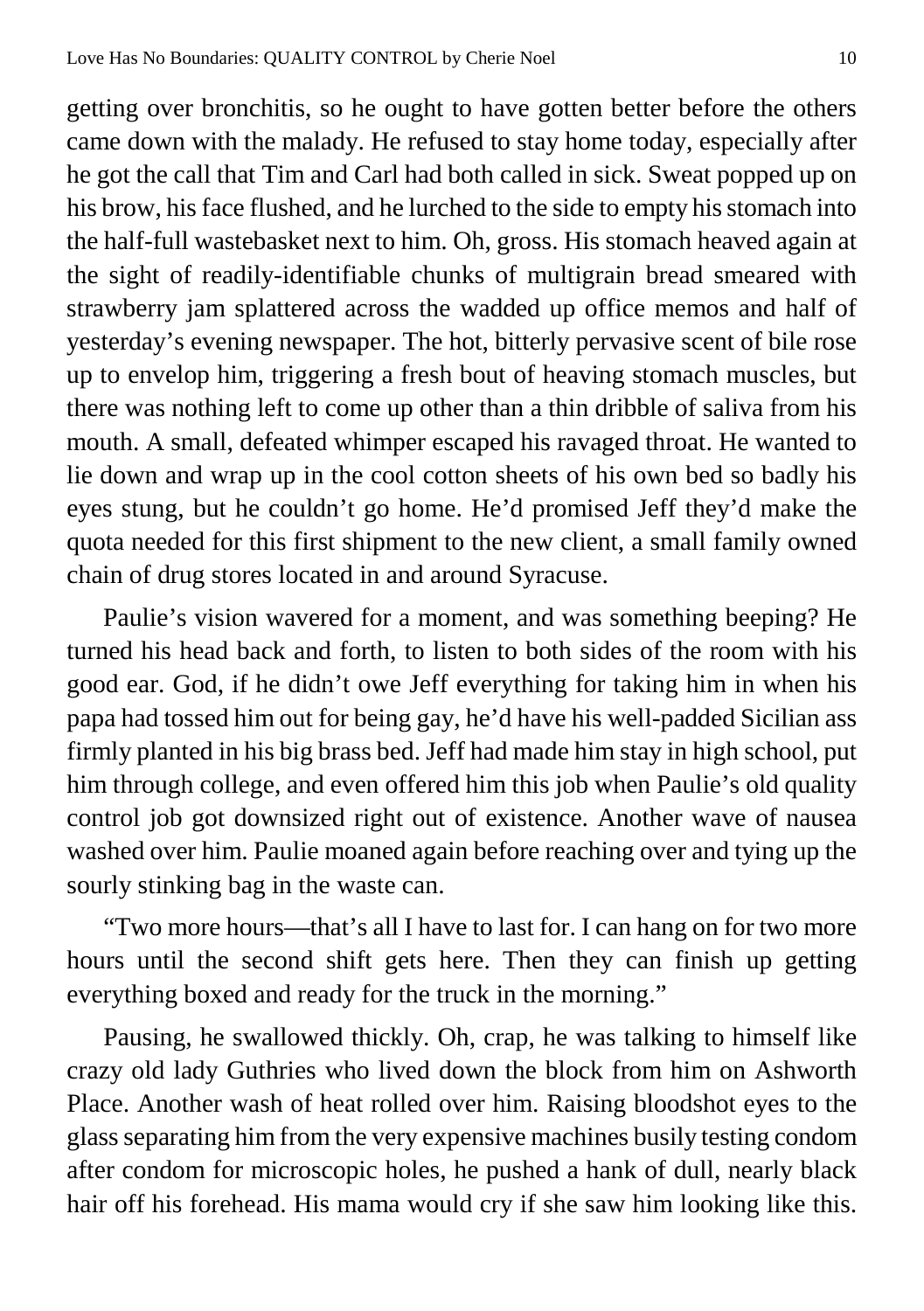getting over bronchitis, so he ought to have gotten better before the others came down with the malady. He refused to stay home today, especially after he got the call that Tim and Carl had both called in sick. Sweat popped up on his brow, his face flushed, and he lurched to the side to empty his stomach into the half-full wastebasket next to him. Oh, gross. His stomach heaved again at the sight of readily-identifiable chunks of multigrain bread smeared with strawberry jam splattered across the wadded up office memos and half of yesterday's evening newspaper. The hot, bitterly pervasive scent of bile rose up to envelop him, triggering a fresh bout of heaving stomach muscles, but there was nothing left to come up other than a thin dribble of saliva from his mouth. A small, defeated whimper escaped his ravaged throat. He wanted to lie down and wrap up in the cool cotton sheets of his own bed so badly his eyes stung, but he couldn't go home. He'd promised Jeff they'd make the quota needed for this first shipment to the new client, a small family owned chain of drug stores located in and around Syracuse.

Paulie's vision wavered for a moment, and was something beeping? He turned his head back and forth, to listen to both sides of the room with his good ear. God, if he didn't owe Jeff everything for taking him in when his papa had tossed him out for being gay, he'd have his well-padded Sicilian ass firmly planted in his big brass bed. Jeff had made him stay in high school, put him through college, and even offered him this job when Paulie's old quality control job got downsized right out of existence. Another wave of nausea washed over him. Paulie moaned again before reaching over and tying up the sourly stinking bag in the waste can.

"Two more hours—that's all I have to last for. I can hang on for two more hours until the second shift gets here. Then they can finish up getting everything boxed and ready for the truck in the morning."

Pausing, he swallowed thickly. Oh, crap, he was talking to himself like crazy old lady Guthries who lived down the block from him on Ashworth Place. Another wash of heat rolled over him. Raising bloodshot eyes to the glass separating him from the very expensive machines busily testing condom after condom for microscopic holes, he pushed a hank of dull, nearly black hair off his forehead. His mama would cry if she saw him looking like this.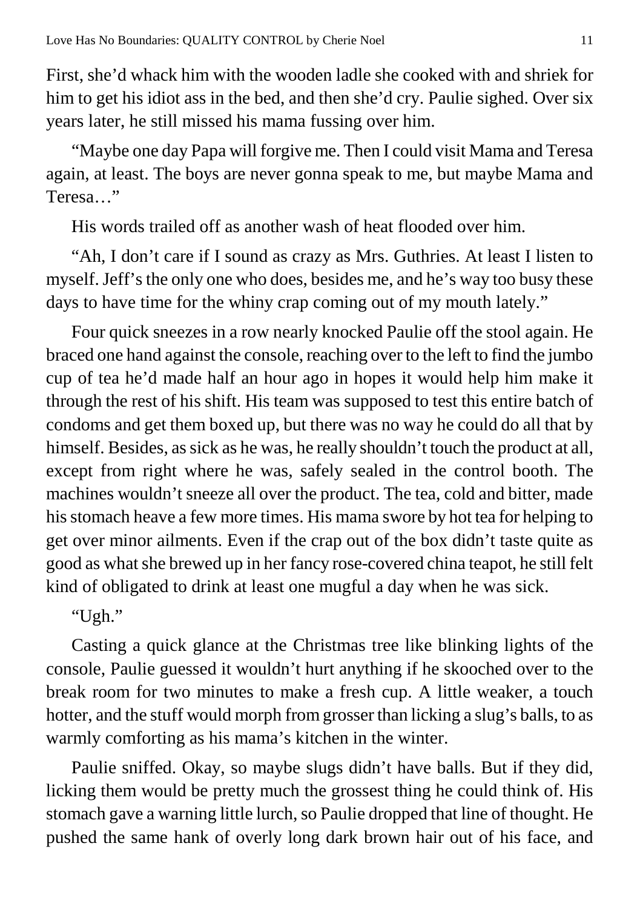First, she'd whack him with the wooden ladle she cooked with and shriek for him to get his idiot ass in the bed, and then she'd cry. Paulie sighed. Over six years later, he still missed his mama fussing over him.

"Maybe one day Papa will forgive me. Then I could visit Mama and Teresa again, at least. The boys are never gonna speak to me, but maybe Mama and Teresa…"

His words trailed off as another wash of heat flooded over him.

"Ah, I don't care if I sound as crazy as Mrs. Guthries. At least I listen to myself. Jeff's the only one who does, besides me, and he's way too busy these days to have time for the whiny crap coming out of my mouth lately."

Four quick sneezes in a row nearly knocked Paulie off the stool again. He braced one hand against the console, reaching over to the left to find the jumbo cup of tea he'd made half an hour ago in hopes it would help him make it through the rest of his shift. His team was supposed to test this entire batch of condoms and get them boxed up, but there was no way he could do all that by himself. Besides, as sick as he was, he really shouldn't touch the product at all, except from right where he was, safely sealed in the control booth. The machines wouldn't sneeze all over the product. The tea, cold and bitter, made his stomach heave a few more times. His mama swore by hot tea for helping to get over minor ailments. Even if the crap out of the box didn't taste quite as good as what she brewed up in her fancy rose-covered china teapot, he still felt kind of obligated to drink at least one mugful a day when he was sick.

"Ugh."

Casting a quick glance at the Christmas tree like blinking lights of the console, Paulie guessed it wouldn't hurt anything if he skooched over to the break room for two minutes to make a fresh cup. A little weaker, a touch hotter, and the stuff would morph from grosser than licking a slug's balls, to as warmly comforting as his mama's kitchen in the winter.

Paulie sniffed. Okay, so maybe slugs didn't have balls. But if they did, licking them would be pretty much the grossest thing he could think of. His stomach gave a warning little lurch, so Paulie dropped that line of thought. He pushed the same hank of overly long dark brown hair out of his face, and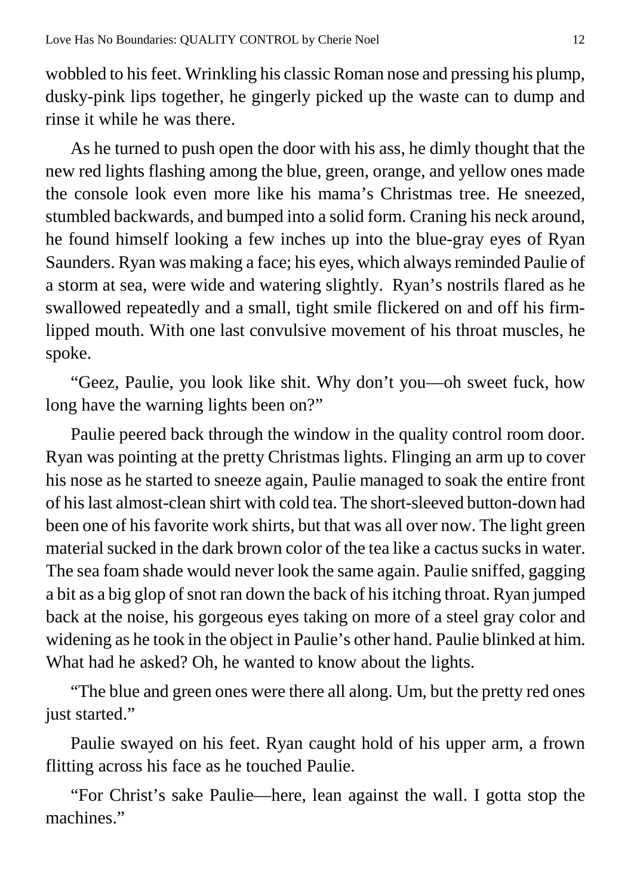wobbled to his feet. Wrinkling his classic Roman nose and pressing his plump, dusky-pink lips together, he gingerly picked up the waste can to dump and rinse it while he was there.

As he turned to push open the door with his ass, he dimly thought that the new red lights flashing among the blue, green, orange, and yellow ones made the console look even more like his mama's Christmas tree. He sneezed, stumbled backwards, and bumped into a solid form. Craning his neck around, he found himself looking a few inches up into the blue-gray eyes of Ryan Saunders. Ryan was making a face; his eyes, which always reminded Paulie of a storm at sea, were wide and watering slightly. Ryan's nostrils flared as he swallowed repeatedly and a small, tight smile flickered on and off his firm-lipped mouth. With one last convulsive movement of his throat muscles, he spoke.

"Geez, Paulie, you look like shit. Why don't you—oh sweet fuck, how long have the warning lights been on?"

Paulie peered back through the window in the quality control room door. Ryan was pointing at the pretty Christmas lights. Flinging an arm up to cover his nose as he started to sneeze again, Paulie managed to soak the entire front of his last almost-clean shirt with cold tea. The short-sleeved button-down had been one of his favorite work shirts, but that was all over now. The light green material sucked in the dark brown color of the tea like a cactus sucks in water. The sea foam shade would never look the same again. Paulie sniffed, gagging a bit as a big glop of snot ran down the back of his itching throat. Ryan jumped back at the noise, his gorgeous eyes taking on more of a steel gray color and widening as he took in the object in Paulie's other hand. Paulie blinked at him. What had he asked? Oh, he wanted to know about the lights.

"The blue and green ones were there all along. Um, but the pretty red ones just started."

Paulie swayed on his feet. Ryan caught hold of his upper arm, a frown flitting across his face as he touched Paulie.

"For Christ's sake Paulie—here, lean against the wall. I gotta stop the machines."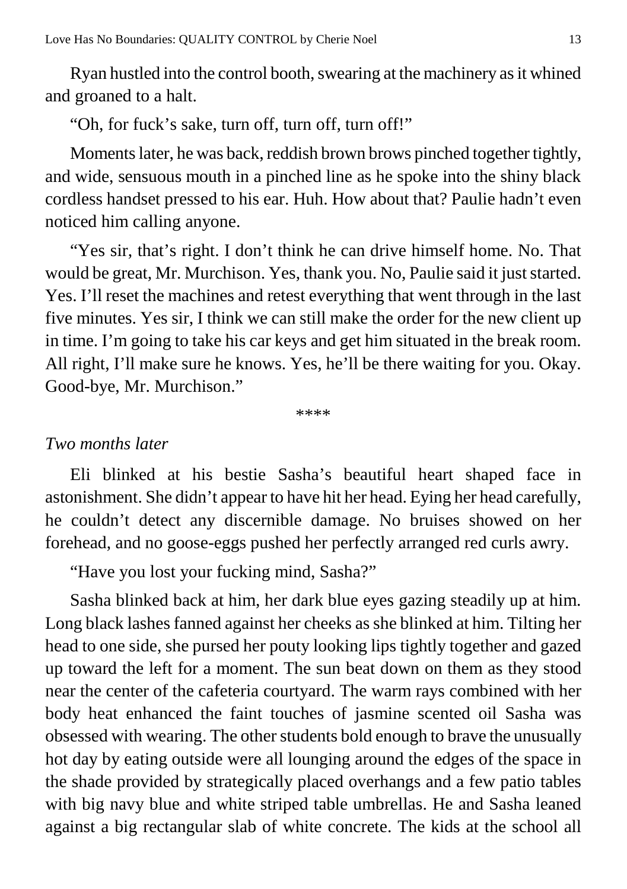Ryan hustled into the control booth, swearing at the machinery as it whined and groaned to a halt.

"Oh, for fuck's sake, turn off, turn off, turn off!"

Moments later, he was back, reddish brown brows pinched together tightly, and wide, sensuous mouth in a pinched line as he spoke into the shiny black cordless handset pressed to his ear. Huh. How about that? Paulie hadn't even noticed him calling anyone.

"Yes sir, that's right. I don't think he can drive himself home. No. That would be great, Mr. Murchison. Yes, thank you. No, Paulie said it just started. Yes. I'll reset the machines and retest everything that went through in the last five minutes. Yes sir, I think we can still make the order for the new client up in time. I'm going to take his car keys and get him situated in the break room. All right, I'll make sure he knows. Yes, he'll be there waiting for you. Okay. Good-bye, Mr. Murchison."

****

*Two months later*

Eli blinked at his bestie Sasha's beautiful heart shaped face in astonishment. She didn't appear to have hit her head. Eying her head carefully, he couldn't detect any discernible damage. No bruises showed on her forehead, and no goose-eggs pushed her perfectly arranged red curls awry.

"Have you lost your fucking mind, Sasha?"

Sasha blinked back at him, her dark blue eyes gazing steadily up at him. Long black lashes fanned against her cheeks as she blinked at him. Tilting her head to one side, she pursed her pouty looking lips tightly together and gazed up toward the left for a moment. The sun beat down on them as they stood near the center of the cafeteria courtyard. The warm rays combined with her body heat enhanced the faint touches of jasmine scented oil Sasha was obsessed with wearing. The other students bold enough to brave the unusually hot day by eating outside were all lounging around the edges of the space in the shade provided by strategically placed overhangs and a few patio tables with big navy blue and white striped table umbrellas. He and Sasha leaned against a big rectangular slab of white concrete. The kids at the school all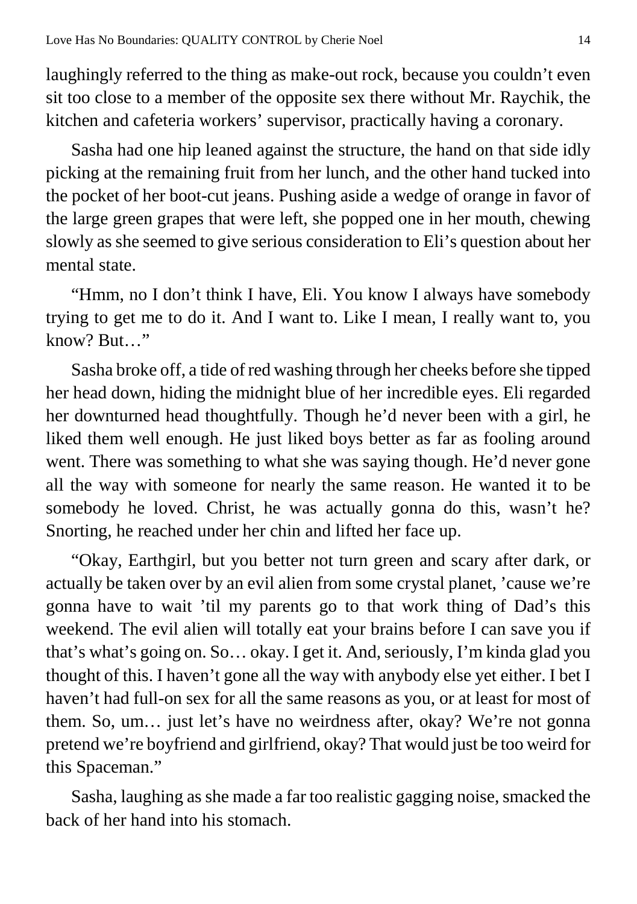laughingly referred to the thing as make-out rock, because you couldn't even sit too close to a member of the opposite sex there without Mr. Raychik, the kitchen and cafeteria workers' supervisor, practically having a coronary.

Sasha had one hip leaned against the structure, the hand on that side idly picking at the remaining fruit from her lunch, and the other hand tucked into the pocket of her boot-cut jeans. Pushing aside a wedge of orange in favor of the large green grapes that were left, she popped one in her mouth, chewing slowly as she seemed to give serious consideration to Eli's question about her mental state.

"Hmm, no I don't think I have, Eli. You know I always have somebody trying to get me to do it. And I want to. Like I mean, I really want to, you know? But…"

Sasha broke off, a tide of red washing through her cheeks before she tipped her head down, hiding the midnight blue of her incredible eyes. Eli regarded her downturned head thoughtfully. Though he'd never been with a girl, he liked them well enough. He just liked boys better as far as fooling around went. There was something to what she was saying though. He'd never gone all the way with someone for nearly the same reason. He wanted it to be somebody he loved. Christ, he was actually gonna do this, wasn't he? Snorting, he reached under her chin and lifted her face up.

"Okay, Earthgirl, but you better not turn green and scary after dark, or actually be taken over by an evil alien from some crystal planet, 'cause we're gonna have to wait 'til my parents go to that work thing of Dad's this weekend. The evil alien will totally eat your brains before I can save you if that's what's going on. So… okay. I get it. And, seriously, I'm kinda glad you thought of this. I haven't gone all the way with anybody else yet either. I bet I haven't had full-on sex for all the same reasons as you, or at least for most of them. So, um… just let's have no weirdness after, okay? We're not gonna pretend we're boyfriend and girlfriend, okay? That would just be too weird for this Spaceman."

Sasha, laughing as she made a far too realistic gagging noise, smacked the back of her hand into his stomach.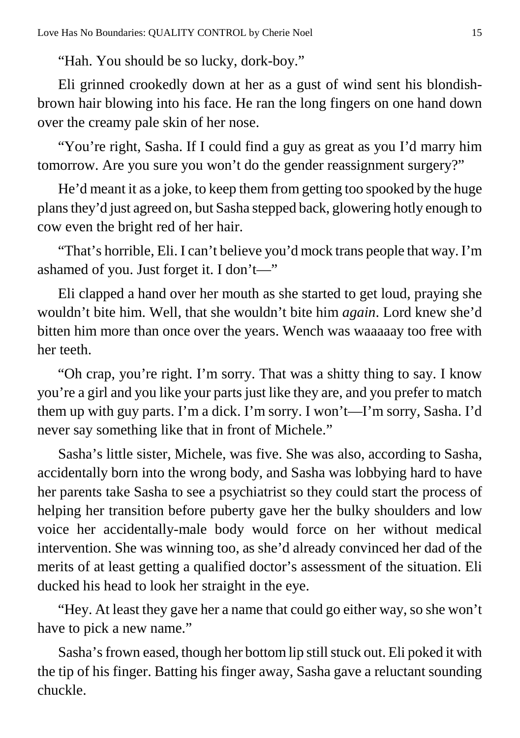"Hah. You should be so lucky, dork-boy."

Eli grinned crookedly down at her as a gust of wind sent his blondish-brown hair blowing into his face. He ran the long fingers on one hand down over the creamy pale skin of her nose.

"You're right, Sasha. If I could find a guy as great as you I'd marry him tomorrow. Are you sure you won't do the gender reassignment surgery?"

He'd meant it as a joke, to keep them from getting too spooked by the huge plans they'd just agreed on, but Sasha stepped back, glowering hotly enough to cow even the bright red of her hair.

"That's horrible, Eli. I can't believe you'd mock trans people that way. I'm ashamed of you. Just forget it. I don't—"

Eli clapped a hand over her mouth as she started to get loud, praying she wouldn't bite him. Well, that she wouldn't bite him *again*. Lord knew she'd bitten him more than once over the years. Wench was waaaaay too free with her teeth.

"Oh crap, you're right. I'm sorry. That was a shitty thing to say. I know you're a girl and you like your parts just like they are, and you prefer to match them up with guy parts. I'm a dick. I'm sorry. I won't—I'm sorry, Sasha. I'd never say something like that in front of Michele."

Sasha's little sister, Michele, was five. She was also, according to Sasha, accidentally born into the wrong body, and Sasha was lobbying hard to have her parents take Sasha to see a psychiatrist so they could start the process of helping her transition before puberty gave her the bulky shoulders and low voice her accidentally-male body would force on her without medical intervention. She was winning too, as she'd already convinced her dad of the merits of at least getting a qualified doctor's assessment of the situation. Eli ducked his head to look her straight in the eye.

"Hey. At least they gave her a name that could go either way, so she won't have to pick a new name."

Sasha's frown eased, though her bottom lip still stuck out. Eli poked it with the tip of his finger. Batting his finger away, Sasha gave a reluctant sounding chuckle.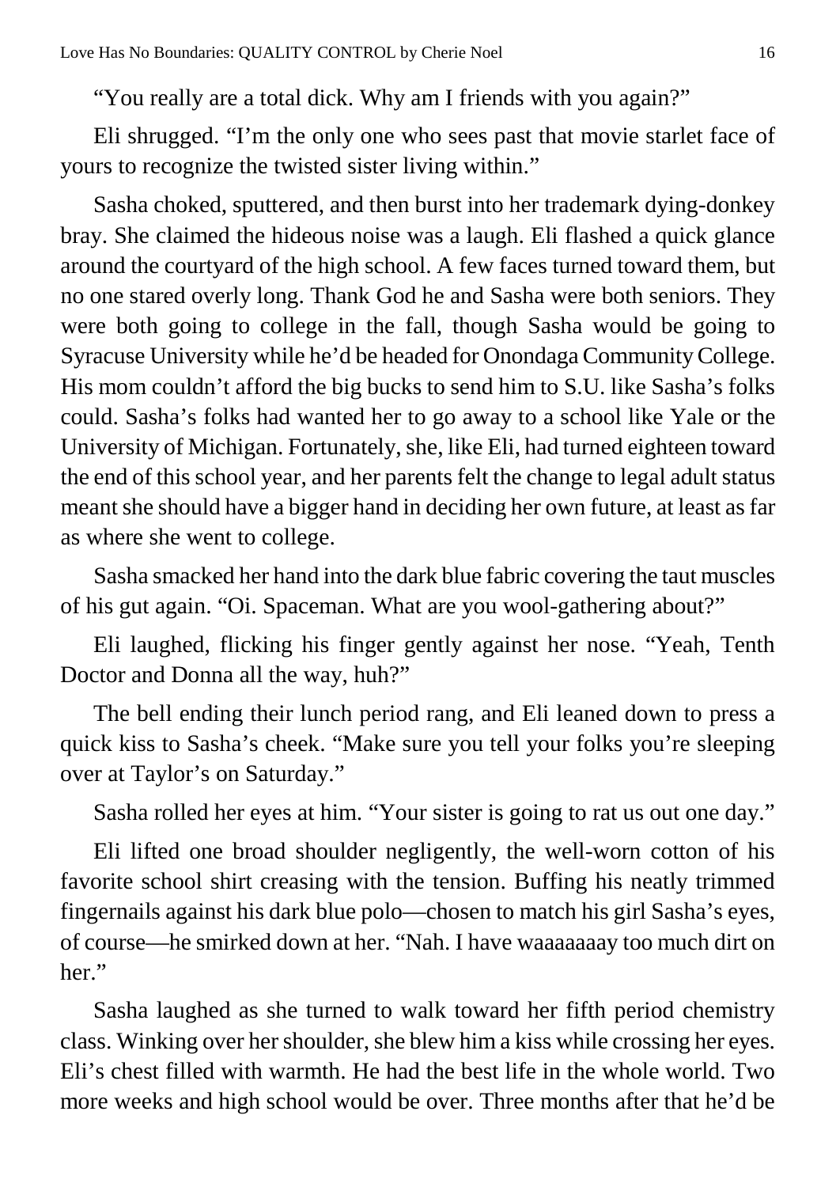"You really are a total dick. Why am I friends with you again?"

Eli shrugged. "I'm the only one who sees past that movie starlet face of yours to recognize the twisted sister living within."

Sasha choked, sputtered, and then burst into her trademark dying-donkey bray. She claimed the hideous noise was a laugh. Eli flashed a quick glance around the courtyard of the high school. A few faces turned toward them, but no one stared overly long. Thank God he and Sasha were both seniors. They were both going to college in the fall, though Sasha would be going to Syracuse University while he'd be headed for Onondaga Community College. His mom couldn't afford the big bucks to send him to S.U. like Sasha's folks could. Sasha's folks had wanted her to go away to a school like Yale or the University of Michigan. Fortunately, she, like Eli, had turned eighteen toward the end of this school year, and her parents felt the change to legal adult status meant she should have a bigger hand in deciding her own future, at least as far as where she went to college.

Sasha smacked her hand into the dark blue fabric covering the taut muscles of his gut again. "Oi. Spaceman. What are you wool-gathering about?"

Eli laughed, flicking his finger gently against her nose. "Yeah, Tenth Doctor and Donna all the way, huh?"

The bell ending their lunch period rang, and Eli leaned down to press a quick kiss to Sasha's cheek. "Make sure you tell your folks you're sleeping over at Taylor's on Saturday."

Sasha rolled her eyes at him. "Your sister is going to rat us out one day."

Eli lifted one broad shoulder negligently, the well-worn cotton of his favorite school shirt creasing with the tension. Buffing his neatly trimmed fingernails against his dark blue polo—chosen to match his girl Sasha's eyes, of course—he smirked down at her. "Nah. I have waaaaaaay too much dirt on her."

Sasha laughed as she turned to walk toward her fifth period chemistry class. Winking over her shoulder, she blew him a kiss while crossing her eyes. Eli's chest filled with warmth. He had the best life in the whole world. Two more weeks and high school would be over. Three months after that he'd be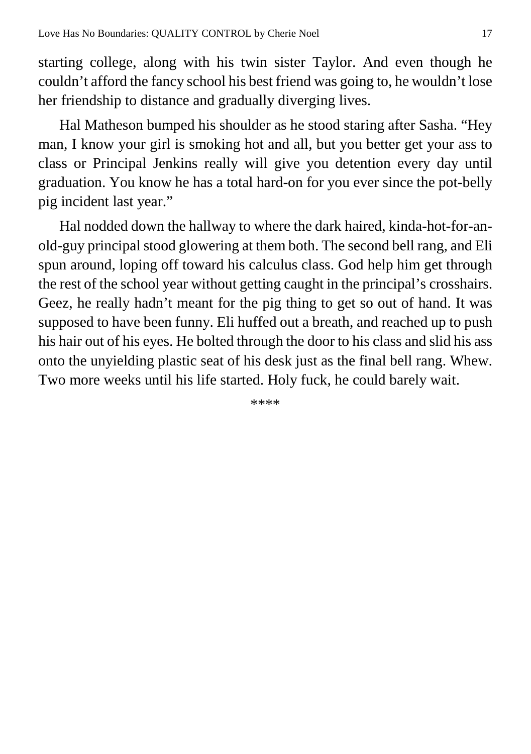starting college, along with his twin sister Taylor. And even though he couldn't afford the fancy school his best friend was going to, he wouldn't lose her friendship to distance and gradually diverging lives.

Hal Matheson bumped his shoulder as he stood staring after Sasha. "Hey man, I know your girl is smoking hot and all, but you better get your ass to class or Principal Jenkins really will give you detention every day until graduation. You know he has a total hard-on for you ever since the pot-belly pig incident last year."

Hal nodded down the hallway to where the dark haired, kinda-hot-for-an-old-guy principal stood glowering at them both. The second bell rang, and Eli spun around, loping off toward his calculus class. God help him get through the rest of the school year without getting caught in the principal's crosshairs. Geez, he really hadn't meant for the pig thing to get so out of hand. It was supposed to have been funny. Eli huffed out a breath, and reached up to push his hair out of his eyes. He bolted through the door to his class and slid his ass onto the unyielding plastic seat of his desk just as the final bell rang. Whew. Two more weeks until his life started. Holy fuck, he could barely wait.

****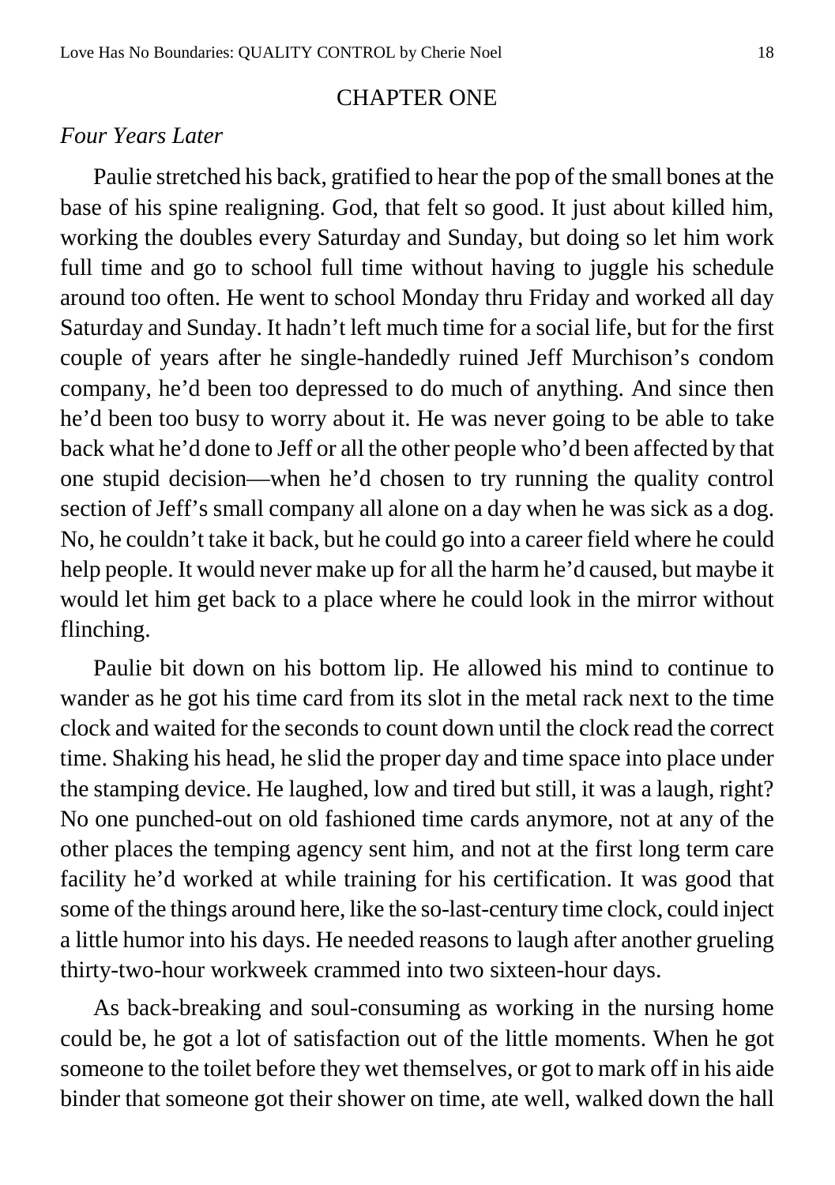## CHAPTER ONE

*Four Years Later*

Paulie stretched his back, gratified to hear the pop of the small bones at the base of his spine realigning. God, that felt so good. It just about killed him, working the doubles every Saturday and Sunday, but doing so let him work full time and go to school full time without having to juggle his schedule around too often. He went to school Monday thru Friday and worked all day Saturday and Sunday. It hadn't left much time for a social life, but for the first couple of years after he single-handedly ruined Jeff Murchison's condom company, he'd been too depressed to do much of anything. And since then he'd been too busy to worry about it. He was never going to be able to take back what he'd done to Jeff or all the other people who'd been affected by that one stupid decision—when he'd chosen to try running the quality control section of Jeff's small company all alone on a day when he was sick as a dog. No, he couldn't take it back, but he could go into a career field where he could help people. It would never make up for all the harm he'd caused, but maybe it would let him get back to a place where he could look in the mirror without flinching.

Paulie bit down on his bottom lip. He allowed his mind to continue to wander as he got his time card from its slot in the metal rack next to the time clock and waited for the seconds to count down until the clock read the correct time. Shaking his head, he slid the proper day and time space into place under the stamping device. He laughed, low and tired but still, it was a laugh, right? No one punched-out on old fashioned time cards anymore, not at any of the other places the temping agency sent him, and not at the first long term care facility he'd worked at while training for his certification. It was good that some of the things around here, like the so-last-century time clock, could inject a little humor into his days. He needed reasons to laugh after another grueling thirty-two-hour workweek crammed into two sixteen-hour days.

As back-breaking and soul-consuming as working in the nursing home could be, he got a lot of satisfaction out of the little moments. When he got someone to the toilet before they wet themselves, or got to mark off in his aide binder that someone got their shower on time, ate well, walked down the hall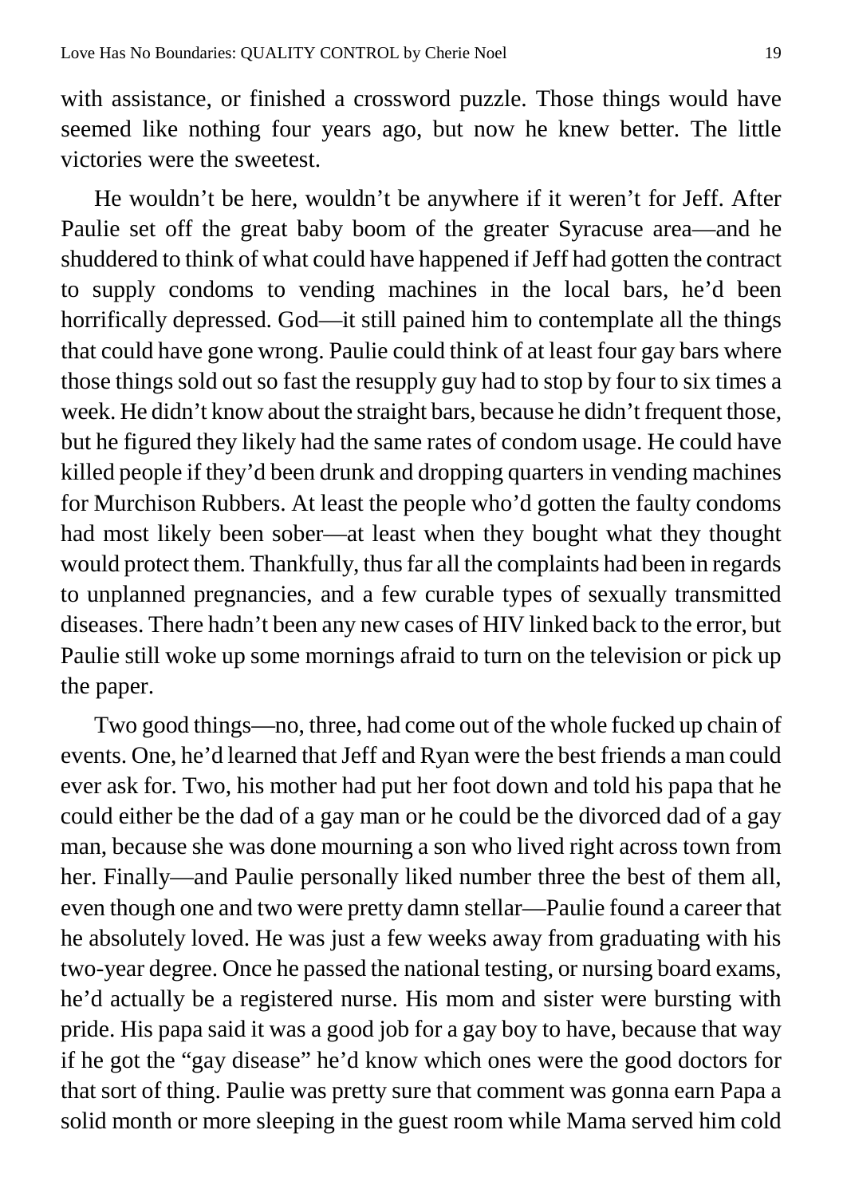with assistance, or finished a crossword puzzle. Those things would have seemed like nothing four years ago, but now he knew better. The little victories were the sweetest.

He wouldn't be here, wouldn't be anywhere if it weren't for Jeff. After Paulie set off the great baby boom of the greater Syracuse area—and he shuddered to think of what could have happened if Jeff had gotten the contract to supply condoms to vending machines in the local bars, he'd been horrifically depressed. God—it still pained him to contemplate all the things that could have gone wrong. Paulie could think of at least four gay bars where those things sold out so fast the resupply guy had to stop by four to six times a week. He didn't know about the straight bars, because he didn't frequent those, but he figured they likely had the same rates of condom usage. He could have killed people if they'd been drunk and dropping quarters in vending machines for Murchison Rubbers. At least the people who'd gotten the faulty condoms had most likely been sober—at least when they bought what they thought would protect them. Thankfully, thus far all the complaints had been in regards to unplanned pregnancies, and a few curable types of sexually transmitted diseases. There hadn't been any new cases of HIV linked back to the error, but Paulie still woke up some mornings afraid to turn on the television or pick up the paper.

Two good things—no, three, had come out of the whole fucked up chain of events. One, he'd learned that Jeff and Ryan were the best friends a man could ever ask for. Two, his mother had put her foot down and told his papa that he could either be the dad of a gay man or he could be the divorced dad of a gay man, because she was done mourning a son who lived right across town from her. Finally—and Paulie personally liked number three the best of them all, even though one and two were pretty damn stellar—Paulie found a career that he absolutely loved. He was just a few weeks away from graduating with his two-year degree. Once he passed the national testing, or nursing board exams, he'd actually be a registered nurse. His mom and sister were bursting with pride. His papa said it was a good job for a gay boy to have, because that way if he got the "gay disease" he'd know which ones were the good doctors for that sort of thing. Paulie was pretty sure that comment was gonna earn Papa a solid month or more sleeping in the guest room while Mama served him cold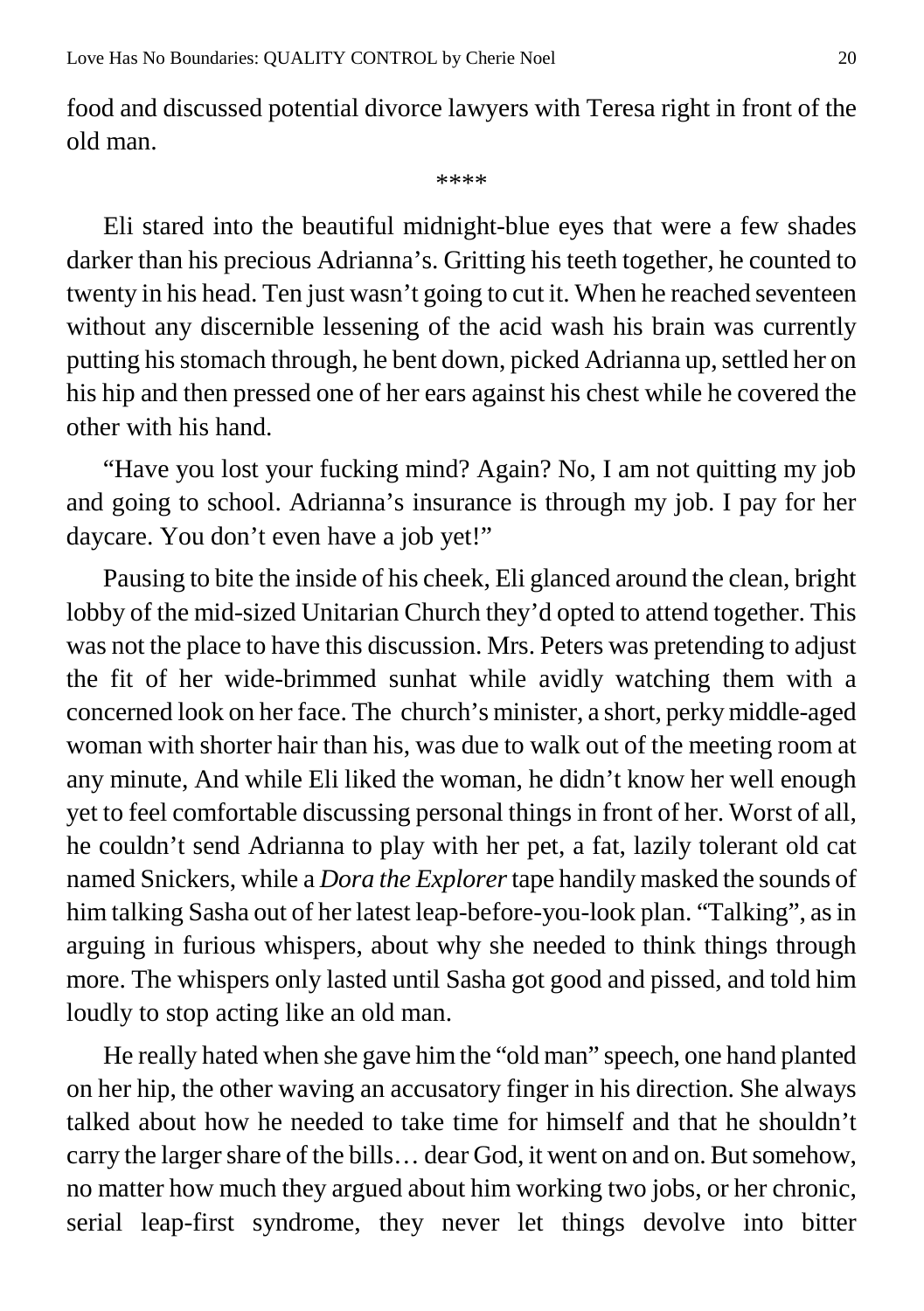food and discussed potential divorce lawyers with Teresa right in front of the old man.

\*\*\*\*

Eli stared into the beautiful midnight-blue eyes that were a few shades darker than his precious Adrianna's. Gritting his teeth together, he counted to twenty in his head. Ten just wasn't going to cut it. When he reached seventeen without any discernible lessening of the acid wash his brain was currently putting his stomach through, he bent down, picked Adrianna up, settled her on his hip and then pressed one of her ears against his chest while he covered the other with his hand.

"Have you lost your fucking mind? Again? No, I am not quitting my job and going to school. Adrianna's insurance is through my job. I pay for her daycare. You don't even have a job yet!"

Pausing to bite the inside of his cheek, Eli glanced around the clean, bright lobby of the mid-sized Unitarian Church they'd opted to attend together. This was not the place to have this discussion. Mrs. Peters was pretending to adjust the fit of her wide-brimmed sunhat while avidly watching them with a concerned look on her face. The church's minister, a short, perky middle-aged woman with shorter hair than his, was due to walk out of the meeting room at any minute, And while Eli liked the woman, he didn't know her well enough yet to feel comfortable discussing personal things in front of her. Worst of all, he couldn't send Adrianna to play with her pet, a fat, lazily tolerant old cat named Snickers, while a *Dora the Explorer* tape handily masked the sounds of him talking Sasha out of her latest leap-before-you-look plan. "Talking", as in arguing in furious whispers, about why she needed to think things through more. The whispers only lasted until Sasha got good and pissed, and told him loudly to stop acting like an old man.

He really hated when she gave him the "old man" speech, one hand planted on her hip, the other waving an accusatory finger in his direction. She always talked about how he needed to take time for himself and that he shouldn't carry the larger share of the bills… dear God, it went on and on. But somehow, no matter how much they argued about him working two jobs, or her chronic, serial leap-first syndrome, they never let things devolve into bitter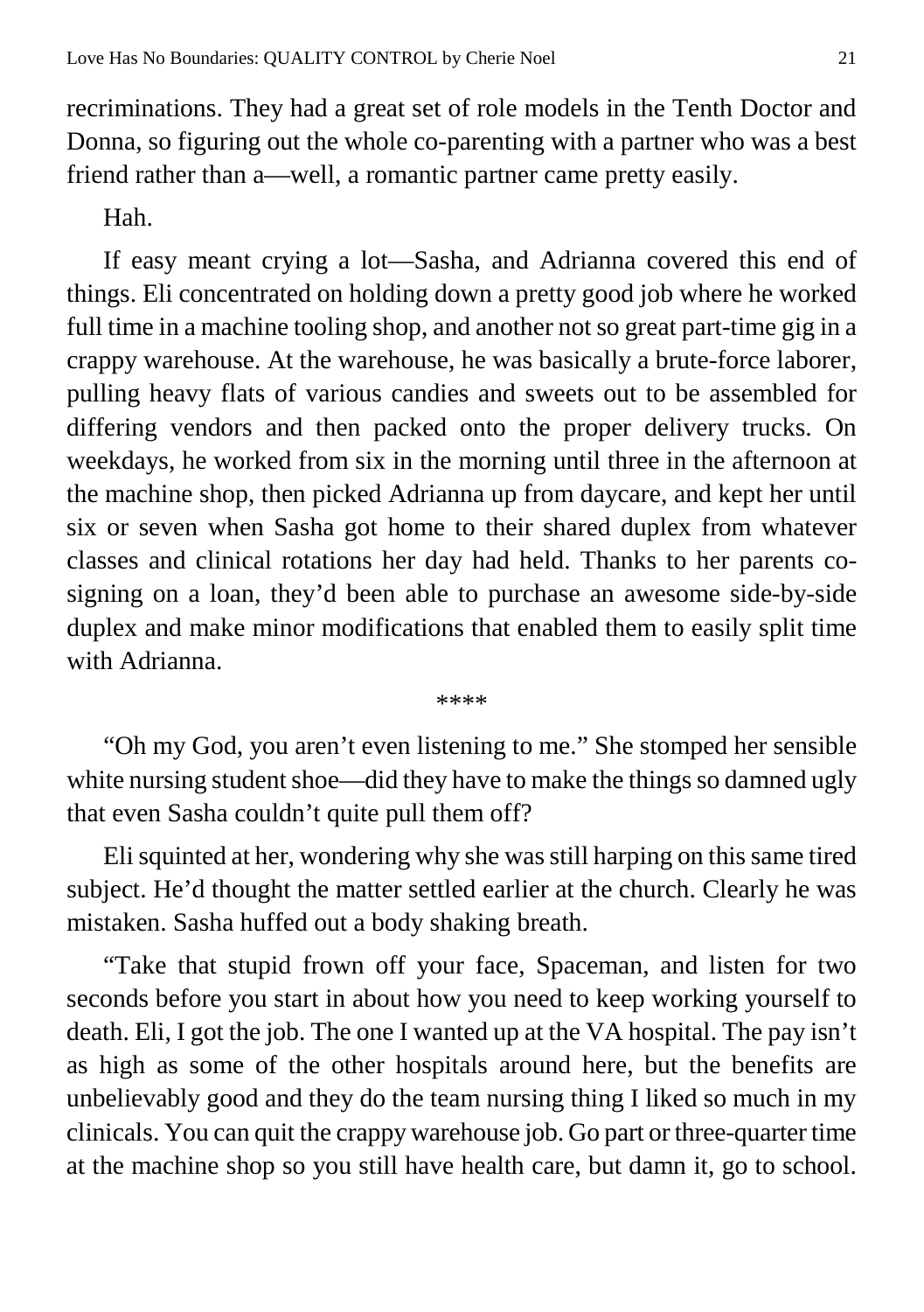recriminations. They had a great set of role models in the Tenth Doctor and Donna, so figuring out the whole co-parenting with a partner who was a best friend rather than a—well, a romantic partner came pretty easily.

Hah.

If easy meant crying a lot—Sasha, and Adrianna covered this end of things. Eli concentrated on holding down a pretty good job where he worked full time in a machine tooling shop, and another not so great part-time gig in a crappy warehouse. At the warehouse, he was basically a brute-force laborer, pulling heavy flats of various candies and sweets out to be assembled for differing vendors and then packed onto the proper delivery trucks. On weekdays, he worked from six in the morning until three in the afternoon at the machine shop, then picked Adrianna up from daycare, and kept her until six or seven when Sasha got home to their shared duplex from whatever classes and clinical rotations her day had held. Thanks to her parents co-signing on a loan, they'd been able to purchase an awesome side-by-side duplex and make minor modifications that enabled them to easily split time with Adrianna.

\*\*\*\*

"Oh my God, you aren't even listening to me." She stomped her sensible white nursing student shoe—did they have to make the things so damned ugly that even Sasha couldn't quite pull them off?

Eli squinted at her, wondering why she was still harping on this same tired subject. He'd thought the matter settled earlier at the church. Clearly he was mistaken. Sasha huffed out a body shaking breath.

"Take that stupid frown off your face, Spaceman, and listen for two seconds before you start in about how you need to keep working yourself to death. Eli, I got the job. The one I wanted up at the VA hospital. The pay isn't as high as some of the other hospitals around here, but the benefits are unbelievably good and they do the team nursing thing I liked so much in my clinicals. You can quit the crappy warehouse job. Go part or three-quarter time at the machine shop so you still have health care, but damn it, go to school.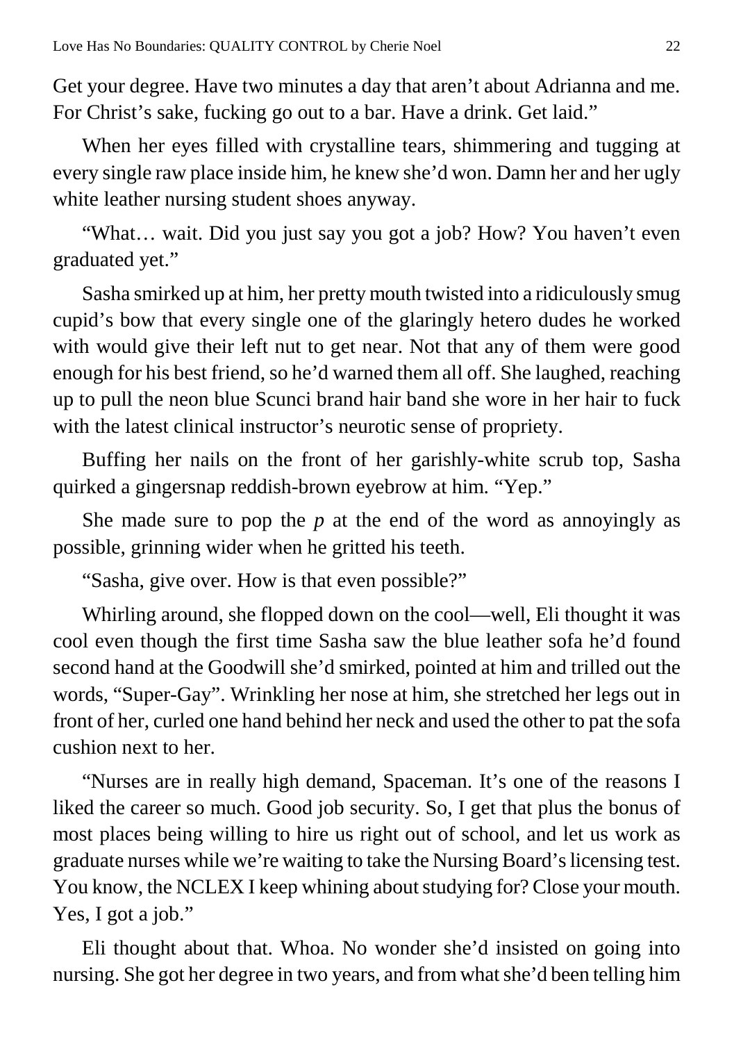Get your degree. Have two minutes a day that aren't about Adrianna and me. For Christ's sake, fucking go out to a bar. Have a drink. Get laid."

When her eyes filled with crystalline tears, shimmering and tugging at every single raw place inside him, he knew she'd won. Damn her and her ugly white leather nursing student shoes anyway.

"What… wait. Did you just say you got a job? How? You haven't even graduated yet."

Sasha smirked up at him, her pretty mouth twisted into a ridiculously smug cupid's bow that every single one of the glaringly hetero dudes he worked with would give their left nut to get near. Not that any of them were good enough for his best friend, so he'd warned them all off. She laughed, reaching up to pull the neon blue Scunci brand hair band she wore in her hair to fuck with the latest clinical instructor's neurotic sense of propriety.

Buffing her nails on the front of her garishly-white scrub top, Sasha quirked a gingersnap reddish-brown eyebrow at him. "Yep."

She made sure to pop the *p* at the end of the word as annoyingly as possible, grinning wider when he gritted his teeth.

"Sasha, give over. How is that even possible?"

Whirling around, she flopped down on the cool—well, Eli thought it was cool even though the first time Sasha saw the blue leather sofa he'd found second hand at the Goodwill she'd smirked, pointed at him and trilled out the words, "Super-Gay". Wrinkling her nose at him, she stretched her legs out in front of her, curled one hand behind her neck and used the other to pat the sofa cushion next to her.

"Nurses are in really high demand, Spaceman. It's one of the reasons I liked the career so much. Good job security. So, I get that plus the bonus of most places being willing to hire us right out of school, and let us work as graduate nurses while we're waiting to take the Nursing Board's licensing test. You know, the NCLEX I keep whining about studying for? Close your mouth. Yes, I got a job."

Eli thought about that. Whoa. No wonder she'd insisted on going into nursing. She got her degree in two years, and from what she'd been telling him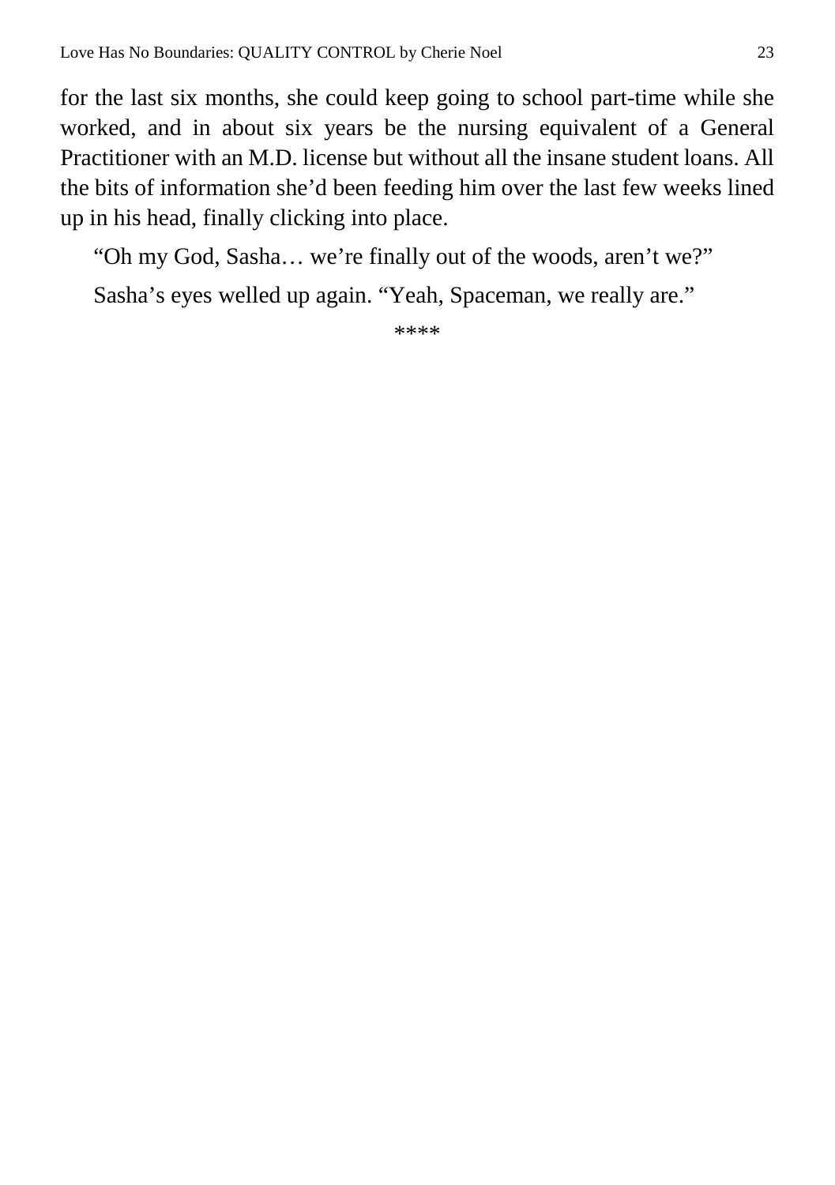for the last six months, she could keep going to school part-time while she worked, and in about six years be the nursing equivalent of a General Practitioner with an M.D. license but without all the insane student loans. All the bits of information she'd been feeding him over the last few weeks lined up in his head, finally clicking into place.

"Oh my God, Sasha… we're finally out of the woods, aren't we?"

Sasha's eyes welled up again. "Yeah, Spaceman, we really are."

****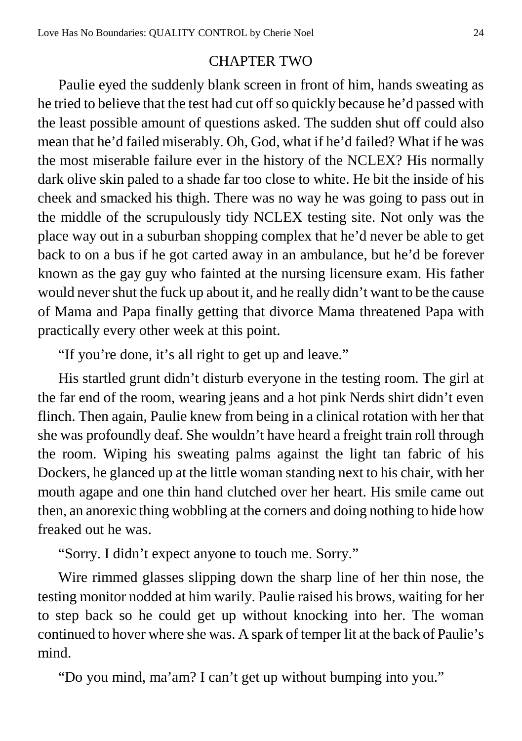## CHAPTER TWO

Paulie eyed the suddenly blank screen in front of him, hands sweating as he tried to believe that the test had cut off so quickly because he'd passed with the least possible amount of questions asked. The sudden shut off could also mean that he'd failed miserably. Oh, God, what if he'd failed? What if he was the most miserable failure ever in the history of the NCLEX? His normally dark olive skin paled to a shade far too close to white. He bit the inside of his cheek and smacked his thigh. There was no way he was going to pass out in the middle of the scrupulously tidy NCLEX testing site. Not only was the place way out in a suburban shopping complex that he'd never be able to get back to on a bus if he got carted away in an ambulance, but he'd be forever known as the gay guy who fainted at the nursing licensure exam. His father would never shut the fuck up about it, and he really didn't want to be the cause of Mama and Papa finally getting that divorce Mama threatened Papa with practically every other week at this point.

"If you're done, it's all right to get up and leave."

His startled grunt didn't disturb everyone in the testing room. The girl at the far end of the room, wearing jeans and a hot pink Nerds shirt didn't even flinch. Then again, Paulie knew from being in a clinical rotation with her that she was profoundly deaf. She wouldn't have heard a freight train roll through the room. Wiping his sweating palms against the light tan fabric of his Dockers, he glanced up at the little woman standing next to his chair, with her mouth agape and one thin hand clutched over her heart. His smile came out then, an anorexic thing wobbling at the corners and doing nothing to hide how freaked out he was.

"Sorry. I didn't expect anyone to touch me. Sorry."

Wire rimmed glasses slipping down the sharp line of her thin nose, the testing monitor nodded at him warily. Paulie raised his brows, waiting for her to step back so he could get up without knocking into her. The woman continued to hover where she was. A spark of temper lit at the back of Paulie's mind.

"Do you mind, ma'am? I can't get up without bumping into you."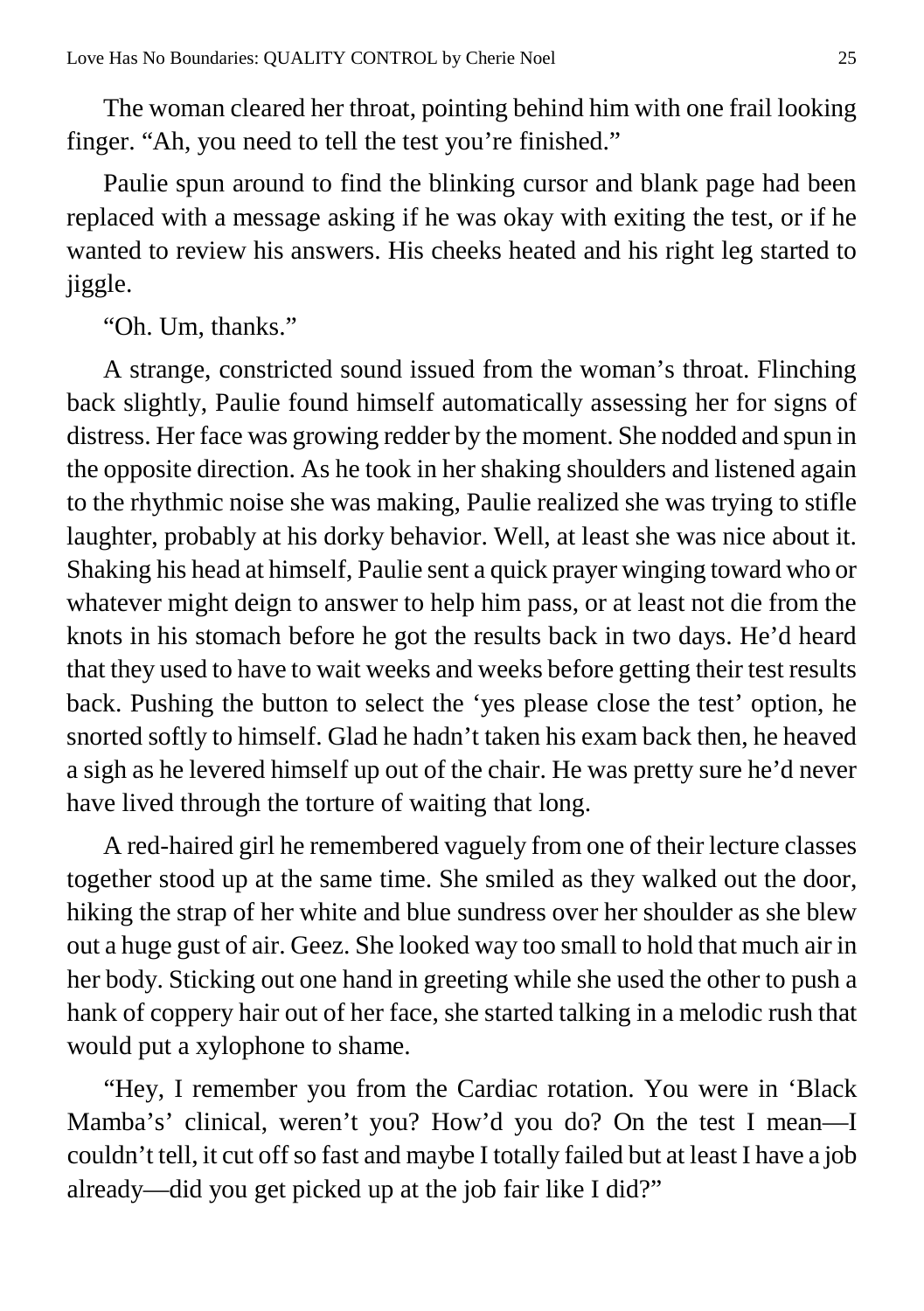The woman cleared her throat, pointing behind him with one frail looking finger. "Ah, you need to tell the test you're finished."

Paulie spun around to find the blinking cursor and blank page had been replaced with a message asking if he was okay with exiting the test, or if he wanted to review his answers. His cheeks heated and his right leg started to jiggle.

"Oh. Um, thanks."

A strange, constricted sound issued from the woman's throat. Flinching back slightly, Paulie found himself automatically assessing her for signs of distress. Her face was growing redder by the moment. She nodded and spun in the opposite direction. As he took in her shaking shoulders and listened again to the rhythmic noise she was making, Paulie realized she was trying to stifle laughter, probably at his dorky behavior. Well, at least she was nice about it. Shaking his head at himself, Paulie sent a quick prayer winging toward who or whatever might deign to answer to help him pass, or at least not die from the knots in his stomach before he got the results back in two days. He'd heard that they used to have to wait weeks and weeks before getting their test results back. Pushing the button to select the 'yes please close the test' option, he snorted softly to himself. Glad he hadn't taken his exam back then, he heaved a sigh as he levered himself up out of the chair. He was pretty sure he'd never have lived through the torture of waiting that long.

A red-haired girl he remembered vaguely from one of their lecture classes together stood up at the same time. She smiled as they walked out the door, hiking the strap of her white and blue sundress over her shoulder as she blew out a huge gust of air. Geez. She looked way too small to hold that much air in her body. Sticking out one hand in greeting while she used the other to push a hank of coppery hair out of her face, she started talking in a melodic rush that would put a xylophone to shame.

"Hey, I remember you from the Cardiac rotation. You were in 'Black Mamba's' clinical, weren't you? How'd you do? On the test I mean—I couldn't tell, it cut off so fast and maybe I totally failed but at least I have a job already—did you get picked up at the job fair like I did?"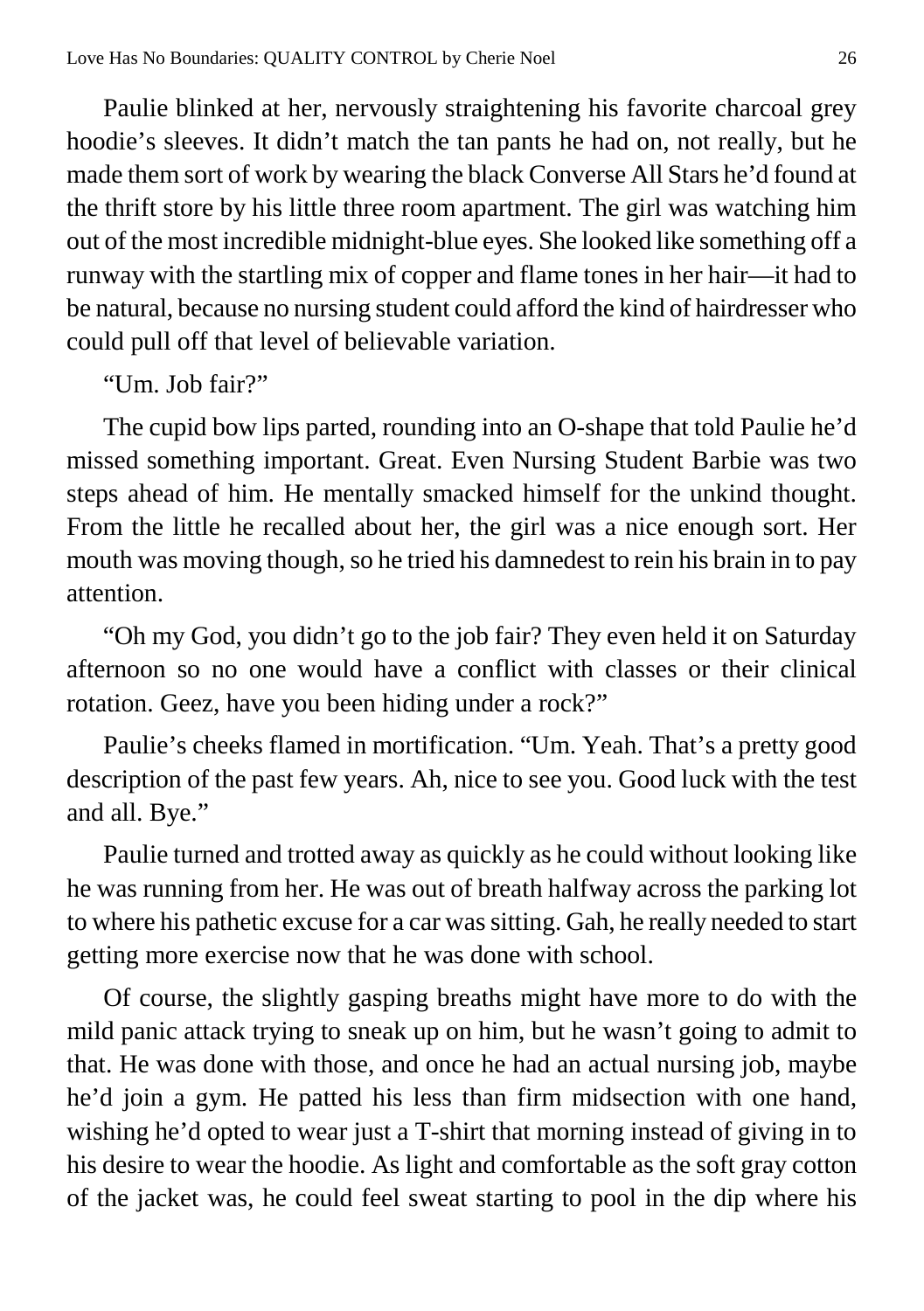Paulie blinked at her, nervously straightening his favorite charcoal grey hoodie's sleeves. It didn't match the tan pants he had on, not really, but he made them sort of work by wearing the black Converse All Stars he'd found at the thrift store by his little three room apartment. The girl was watching him out of the most incredible midnight-blue eyes. She looked like something off a runway with the startling mix of copper and flame tones in her hair—it had to be natural, because no nursing student could afford the kind of hairdresser who could pull off that level of believable variation.

"Um. Job fair?"

The cupid bow lips parted, rounding into an O-shape that told Paulie he'd missed something important. Great. Even Nursing Student Barbie was two steps ahead of him. He mentally smacked himself for the unkind thought. From the little he recalled about her, the girl was a nice enough sort. Her mouth was moving though, so he tried his damnedest to rein his brain in to pay attention.

"Oh my God, you didn't go to the job fair? They even held it on Saturday afternoon so no one would have a conflict with classes or their clinical rotation. Geez, have you been hiding under a rock?"

Paulie's cheeks flamed in mortification. "Um. Yeah. That's a pretty good description of the past few years. Ah, nice to see you. Good luck with the test and all. Bye."

Paulie turned and trotted away as quickly as he could without looking like he was running from her. He was out of breath halfway across the parking lot to where his pathetic excuse for a car was sitting. Gah, he really needed to start getting more exercise now that he was done with school.

Of course, the slightly gasping breaths might have more to do with the mild panic attack trying to sneak up on him, but he wasn't going to admit to that. He was done with those, and once he had an actual nursing job, maybe he'd join a gym. He patted his less than firm midsection with one hand, wishing he'd opted to wear just a T-shirt that morning instead of giving in to his desire to wear the hoodie. As light and comfortable as the soft gray cotton of the jacket was, he could feel sweat starting to pool in the dip where his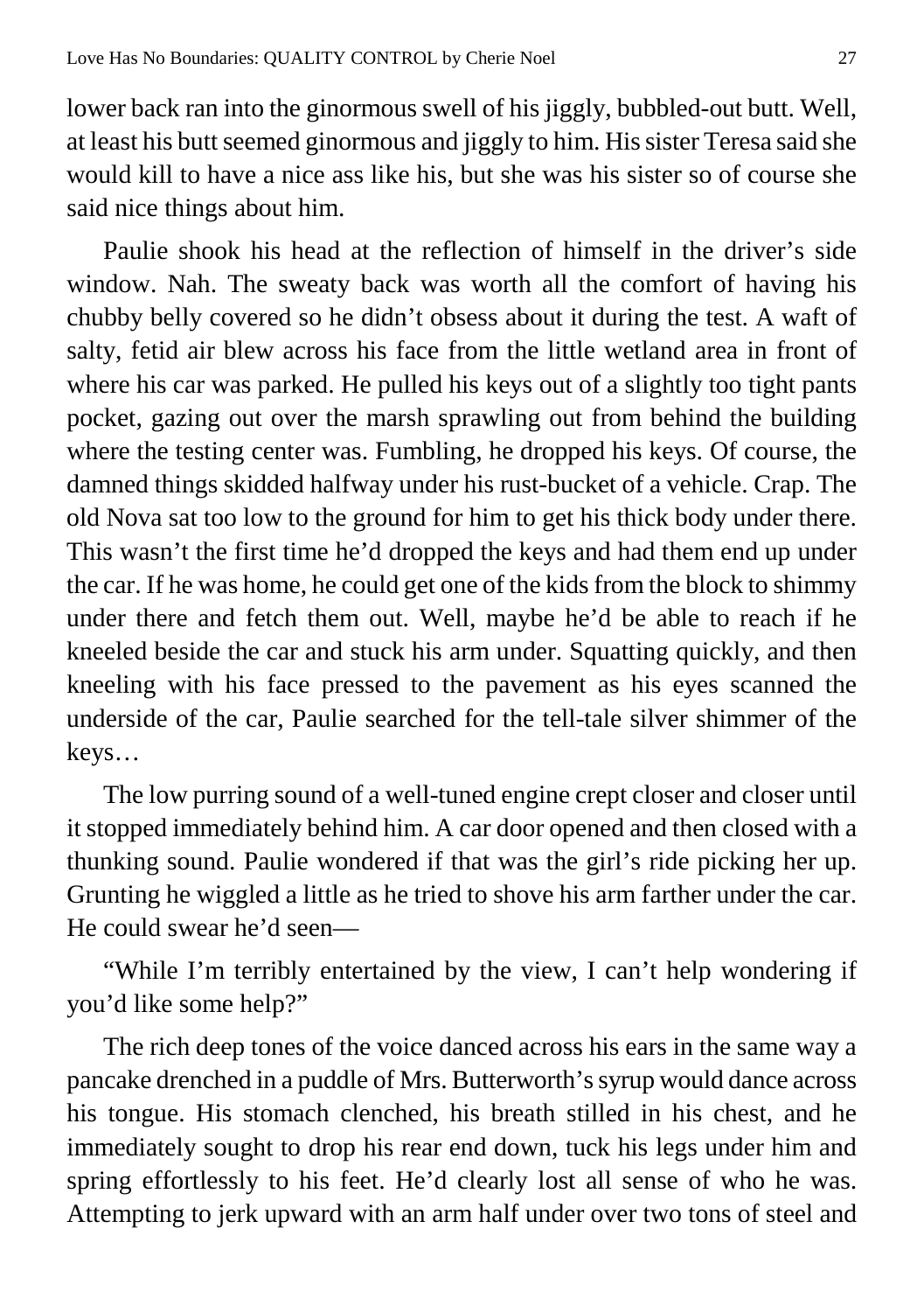lower back ran into the ginormous swell of his jiggly, bubbled-out butt. Well, at least his butt seemed ginormous and jiggly to him. His sister Teresa said she would kill to have a nice ass like his, but she was his sister so of course she said nice things about him.

Paulie shook his head at the reflection of himself in the driver's side window. Nah. The sweaty back was worth all the comfort of having his chubby belly covered so he didn't obsess about it during the test. A waft of salty, fetid air blew across his face from the little wetland area in front of where his car was parked. He pulled his keys out of a slightly too tight pants pocket, gazing out over the marsh sprawling out from behind the building where the testing center was. Fumbling, he dropped his keys. Of course, the damned things skidded halfway under his rust-bucket of a vehicle. Crap. The old Nova sat too low to the ground for him to get his thick body under there. This wasn't the first time he'd dropped the keys and had them end up under the car. If he was home, he could get one of the kids from the block to shimmy under there and fetch them out. Well, maybe he'd be able to reach if he kneeled beside the car and stuck his arm under. Squatting quickly, and then kneeling with his face pressed to the pavement as his eyes scanned the underside of the car, Paulie searched for the tell-tale silver shimmer of the keys…

The low purring sound of a well-tuned engine crept closer and closer until it stopped immediately behind him. A car door opened and then closed with a thunking sound. Paulie wondered if that was the girl's ride picking her up. Grunting he wiggled a little as he tried to shove his arm farther under the car. He could swear he'd seen—

"While I'm terribly entertained by the view, I can't help wondering if you'd like some help?"

The rich deep tones of the voice danced across his ears in the same way a pancake drenched in a puddle of Mrs. Butterworth's syrup would dance across his tongue. His stomach clenched, his breath stilled in his chest, and he immediately sought to drop his rear end down, tuck his legs under him and spring effortlessly to his feet. He'd clearly lost all sense of who he was. Attempting to jerk upward with an arm half under over two tons of steel and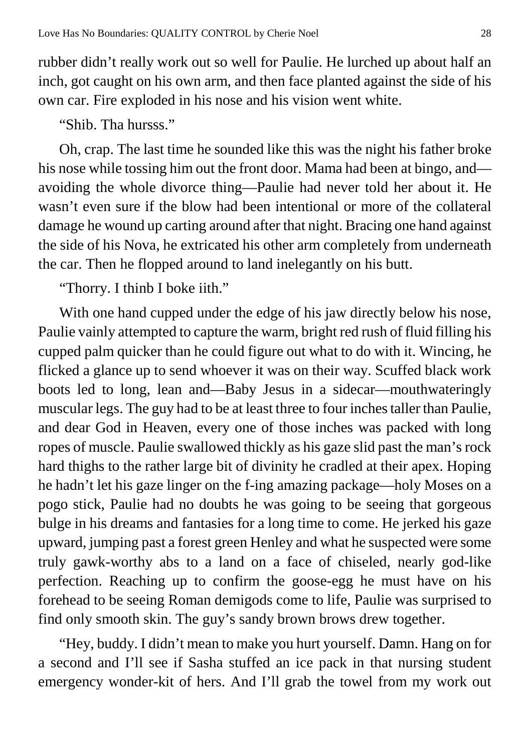rubber didn't really work out so well for Paulie. He lurched up about half an inch, got caught on his own arm, and then face planted against the side of his own car. Fire exploded in his nose and his vision went white.

"Shib. Tha hursss."

Oh, crap. The last time he sounded like this was the night his father broke his nose while tossing him out the front door. Mama had been at bingo, and—avoiding the whole divorce thing—Paulie had never told her about it. He wasn't even sure if the blow had been intentional or more of the collateral damage he wound up carting around after that night. Bracing one hand against the side of his Nova, he extricated his other arm completely from underneath the car. Then he flopped around to land inelegantly on his butt.

"Thorry. I thinb I boke iith."

With one hand cupped under the edge of his jaw directly below his nose, Paulie vainly attempted to capture the warm, bright red rush of fluid filling his cupped palm quicker than he could figure out what to do with it. Wincing, he flicked a glance up to send whoever it was on their way. Scuffed black work boots led to long, lean and—Baby Jesus in a sidecar—mouthwateringly muscular legs. The guy had to be at least three to four inches taller than Paulie, and dear God in Heaven, every one of those inches was packed with long ropes of muscle. Paulie swallowed thickly as his gaze slid past the man's rock hard thighs to the rather large bit of divinity he cradled at their apex. Hoping he hadn't let his gaze linger on the f-ing amazing package—holy Moses on a pogo stick, Paulie had no doubts he was going to be seeing that gorgeous bulge in his dreams and fantasies for a long time to come. He jerked his gaze upward, jumping past a forest green Henley and what he suspected were some truly gawk-worthy abs to a land on a face of chiseled, nearly god-like perfection. Reaching up to confirm the goose-egg he must have on his forehead to be seeing Roman demigods come to life, Paulie was surprised to find only smooth skin. The guy's sandy brown brows drew together.

"Hey, buddy. I didn't mean to make you hurt yourself. Damn. Hang on for a second and I'll see if Sasha stuffed an ice pack in that nursing student emergency wonder-kit of hers. And I'll grab the towel from my work out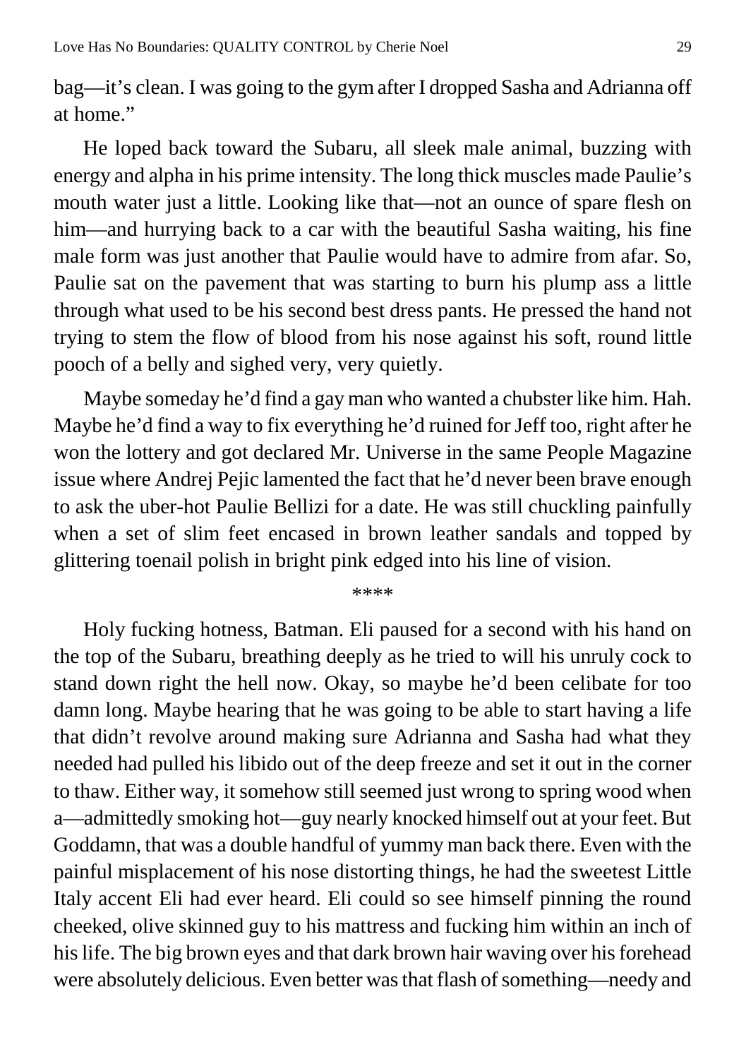bag—it's clean. I was going to the gym after I dropped Sasha and Adrianna off at home."

He loped back toward the Subaru, all sleek male animal, buzzing with energy and alpha in his prime intensity. The long thick muscles made Paulie's mouth water just a little. Looking like that—not an ounce of spare flesh on him—and hurrying back to a car with the beautiful Sasha waiting, his fine male form was just another that Paulie would have to admire from afar. So, Paulie sat on the pavement that was starting to burn his plump ass a little through what used to be his second best dress pants. He pressed the hand not trying to stem the flow of blood from his nose against his soft, round little pooch of a belly and sighed very, very quietly.

Maybe someday he'd find a gay man who wanted a chubster like him. Hah. Maybe he'd find a way to fix everything he'd ruined for Jeff too, right after he won the lottery and got declared Mr. Universe in the same People Magazine issue where Andrej Pejic lamented the fact that he'd never been brave enough to ask the uber-hot Paulie Bellizi for a date. He was still chuckling painfully when a set of slim feet encased in brown leather sandals and topped by glittering toenail polish in bright pink edged into his line of vision.

\*\*\*\*

Holy fucking hotness, Batman. Eli paused for a second with his hand on the top of the Subaru, breathing deeply as he tried to will his unruly cock to stand down right the hell now. Okay, so maybe he'd been celibate for too damn long. Maybe hearing that he was going to be able to start having a life that didn't revolve around making sure Adrianna and Sasha had what they needed had pulled his libido out of the deep freeze and set it out in the corner to thaw. Either way, it somehow still seemed just wrong to spring wood when a—admittedly smoking hot—guy nearly knocked himself out at your feet. But Goddamn, that was a double handful of yummy man back there. Even with the painful misplacement of his nose distorting things, he had the sweetest Little Italy accent Eli had ever heard. Eli could so see himself pinning the round cheeked, olive skinned guy to his mattress and fucking him within an inch of his life. The big brown eyes and that dark brown hair waving over his forehead were absolutely delicious. Even better was that flash of something—needy and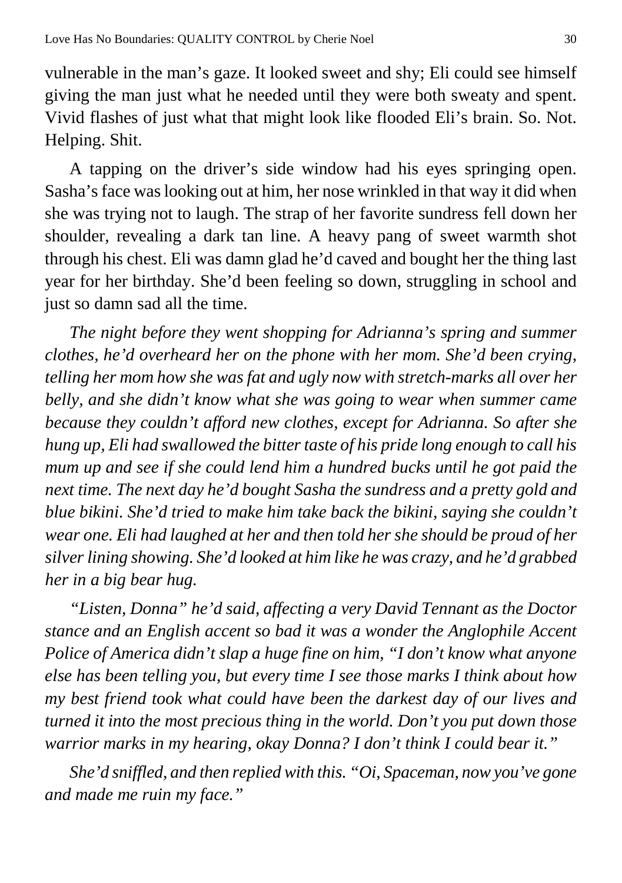vulnerable in the man's gaze. It looked sweet and shy; Eli could see himself giving the man just what he needed until they were both sweaty and spent. Vivid flashes of just what that might look like flooded Eli's brain. So. Not. Helping. Shit.

A tapping on the driver's side window had his eyes springing open. Sasha's face was looking out at him, her nose wrinkled in that way it did when she was trying not to laugh. The strap of her favorite sundress fell down her shoulder, revealing a dark tan line. A heavy pang of sweet warmth shot through his chest. Eli was damn glad he'd caved and bought her the thing last year for her birthday. She'd been feeling so down, struggling in school and just so damn sad all the time.

*The night before they went shopping for Adrianna's spring and summer clothes, he'd overheard her on the phone with her mom. She'd been crying, telling her mom how she was fat and ugly now with stretch-marks all over her belly, and she didn't know what she was going to wear when summer came because they couldn't afford new clothes, except for Adrianna. So after she hung up, Eli had swallowed the bitter taste of his pride long enough to call his mum up and see if she could lend him a hundred bucks until he got paid the next time. The next day he'd bought Sasha the sundress and a pretty gold and blue bikini. She'd tried to make him take back the bikini, saying she couldn't wear one. Eli had laughed at her and then told her she should be proud of her silver lining showing. She'd looked at him like he was crazy, and he'd grabbed her in a big bear hug.*

*"Listen, Donna" he'd said, affecting a very David Tennant as the Doctor stance and an English accent so bad it was a wonder the Anglophile Accent Police of America didn't slap a huge fine on him, "I don't know what anyone else has been telling you, but every time I see those marks I think about how my best friend took what could have been the darkest day of our lives and turned it into the most precious thing in the world. Don't you put down those warrior marks in my hearing, okay Donna? I don't think I could bear it."*

*She'd sniffled, and then replied with this. "Oi, Spaceman, now you've gone and made me ruin my face."*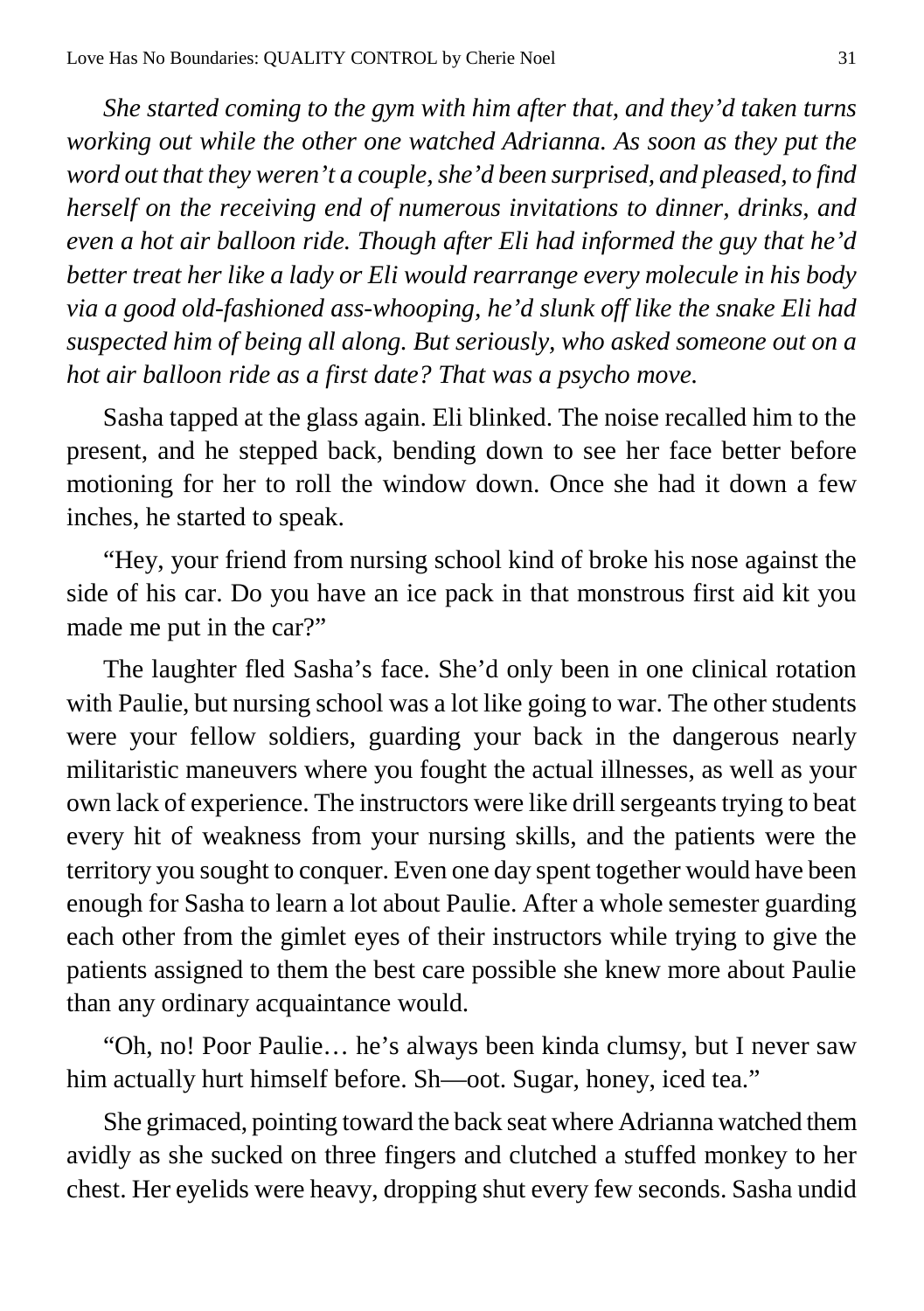*She started coming to the gym with him after that, and they'd taken turns working out while the other one watched Adrianna. As soon as they put the word out that they weren't a couple, she'd been surprised, and pleased, to find herself on the receiving end of numerous invitations to dinner, drinks, and even a hot air balloon ride. Though after Eli had informed the guy that he'd better treat her like a lady or Eli would rearrange every molecule in his body via a good old-fashioned ass-whooping, he'd slunk off like the snake Eli had suspected him of being all along. But seriously, who asked someone out on a hot air balloon ride as a first date? That was a psycho move.*

Sasha tapped at the glass again. Eli blinked. The noise recalled him to the present, and he stepped back, bending down to see her face better before motioning for her to roll the window down. Once she had it down a few inches, he started to speak.

"Hey, your friend from nursing school kind of broke his nose against the side of his car. Do you have an ice pack in that monstrous first aid kit you made me put in the car?"

The laughter fled Sasha's face. She'd only been in one clinical rotation with Paulie, but nursing school was a lot like going to war. The other students were your fellow soldiers, guarding your back in the dangerous nearly militaristic maneuvers where you fought the actual illnesses, as well as your own lack of experience. The instructors were like drill sergeants trying to beat every hit of weakness from your nursing skills, and the patients were the territory you sought to conquer. Even one day spent together would have been enough for Sasha to learn a lot about Paulie. After a whole semester guarding each other from the gimlet eyes of their instructors while trying to give the patients assigned to them the best care possible she knew more about Paulie than any ordinary acquaintance would.

"Oh, no! Poor Paulie… he's always been kinda clumsy, but I never saw him actually hurt himself before. Sh—oot. Sugar, honey, iced tea."

She grimaced, pointing toward the back seat where Adrianna watched them avidly as she sucked on three fingers and clutched a stuffed monkey to her chest. Her eyelids were heavy, dropping shut every few seconds. Sasha undid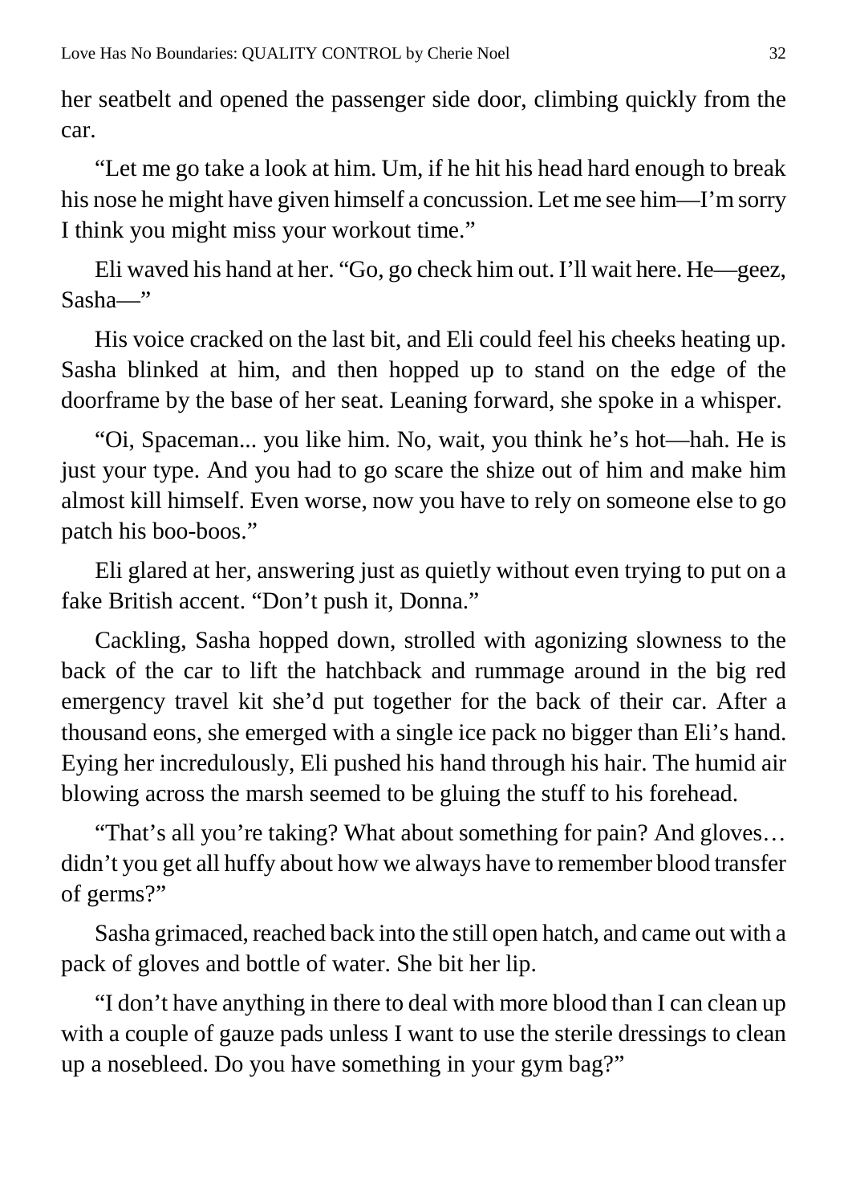her seatbelt and opened the passenger side door, climbing quickly from the car.

"Let me go take a look at him. Um, if he hit his head hard enough to break his nose he might have given himself a concussion. Let me see him—I'm sorry I think you might miss your workout time."

Eli waved his hand at her. "Go, go check him out. I'll wait here. He—geez, Sasha—"

His voice cracked on the last bit, and Eli could feel his cheeks heating up. Sasha blinked at him, and then hopped up to stand on the edge of the doorframe by the base of her seat. Leaning forward, she spoke in a whisper.

"Oi, Spaceman... you like him. No, wait, you think he's hot—hah. He is just your type. And you had to go scare the shize out of him and make him almost kill himself. Even worse, now you have to rely on someone else to go patch his boo-boos."

Eli glared at her, answering just as quietly without even trying to put on a fake British accent. "Don't push it, Donna."

Cackling, Sasha hopped down, strolled with agonizing slowness to the back of the car to lift the hatchback and rummage around in the big red emergency travel kit she'd put together for the back of their car. After a thousand eons, she emerged with a single ice pack no bigger than Eli's hand. Eying her incredulously, Eli pushed his hand through his hair. The humid air blowing across the marsh seemed to be gluing the stuff to his forehead.

"That's all you're taking? What about something for pain? And gloves… didn't you get all huffy about how we always have to remember blood transfer of germs?"

Sasha grimaced, reached back into the still open hatch, and came out with a pack of gloves and bottle of water. She bit her lip.

"I don't have anything in there to deal with more blood than I can clean up with a couple of gauze pads unless I want to use the sterile dressings to clean up a nosebleed. Do you have something in your gym bag?"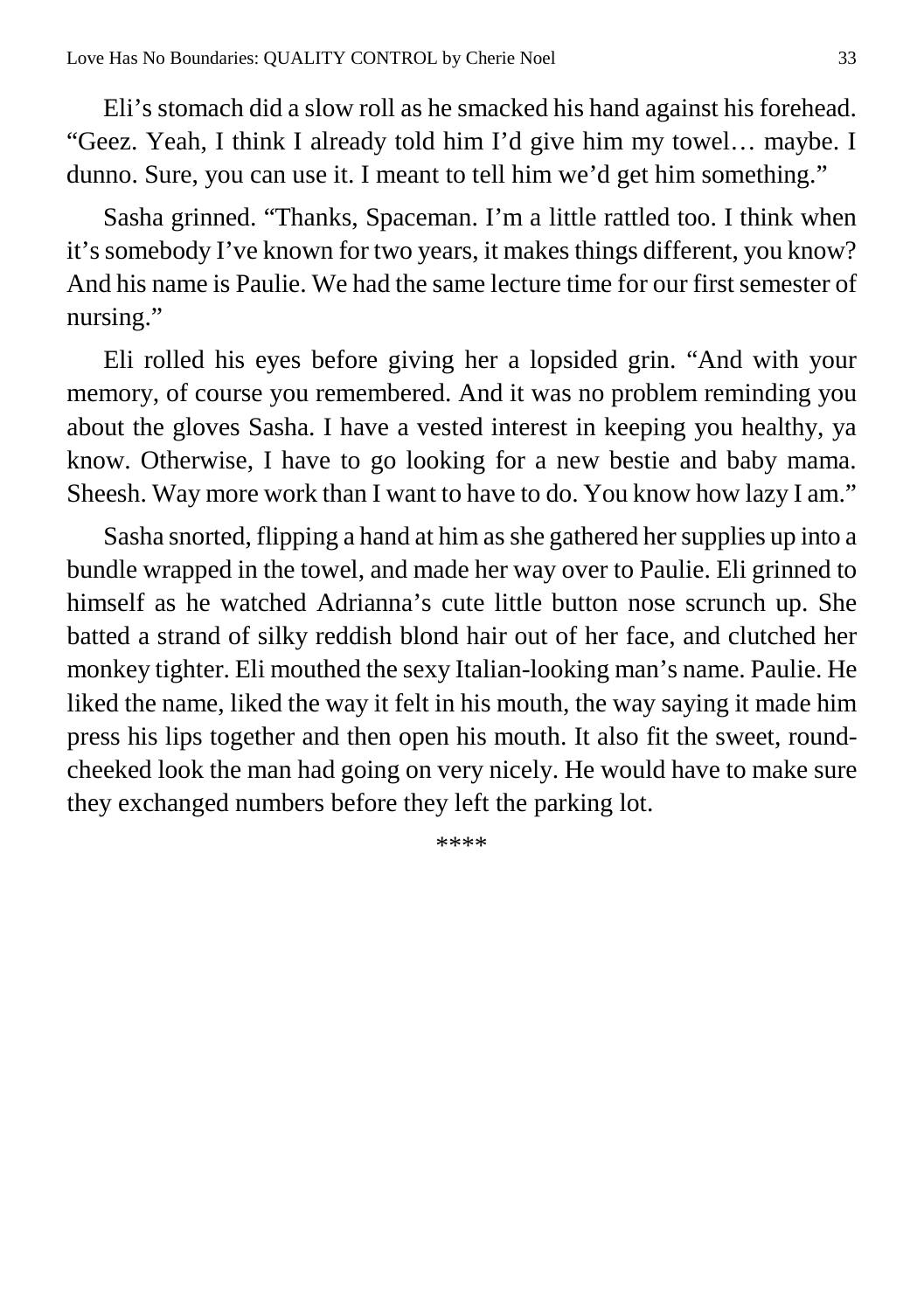Eli's stomach did a slow roll as he smacked his hand against his forehead. "Geez. Yeah, I think I already told him I'd give him my towel… maybe. I dunno. Sure, you can use it. I meant to tell him we'd get him something."

Sasha grinned. "Thanks, Spaceman. I'm a little rattled too. I think when it's somebody I've known for two years, it makes things different, you know? And his name is Paulie. We had the same lecture time for our first semester of nursing."

Eli rolled his eyes before giving her a lopsided grin. "And with your memory, of course you remembered. And it was no problem reminding you about the gloves Sasha. I have a vested interest in keeping you healthy, ya know. Otherwise, I have to go looking for a new bestie and baby mama. Sheesh. Way more work than I want to have to do. You know how lazy I am."

Sasha snorted, flipping a hand at him as she gathered her supplies up into a bundle wrapped in the towel, and made her way over to Paulie. Eli grinned to himself as he watched Adrianna's cute little button nose scrunch up. She batted a strand of silky reddish blond hair out of her face, and clutched her monkey tighter. Eli mouthed the sexy Italian-looking man's name. Paulie. He liked the name, liked the way it felt in his mouth, the way saying it made him press his lips together and then open his mouth. It also fit the sweet, round-cheeked look the man had going on very nicely. He would have to make sure they exchanged numbers before they left the parking lot.

\*\*\*\*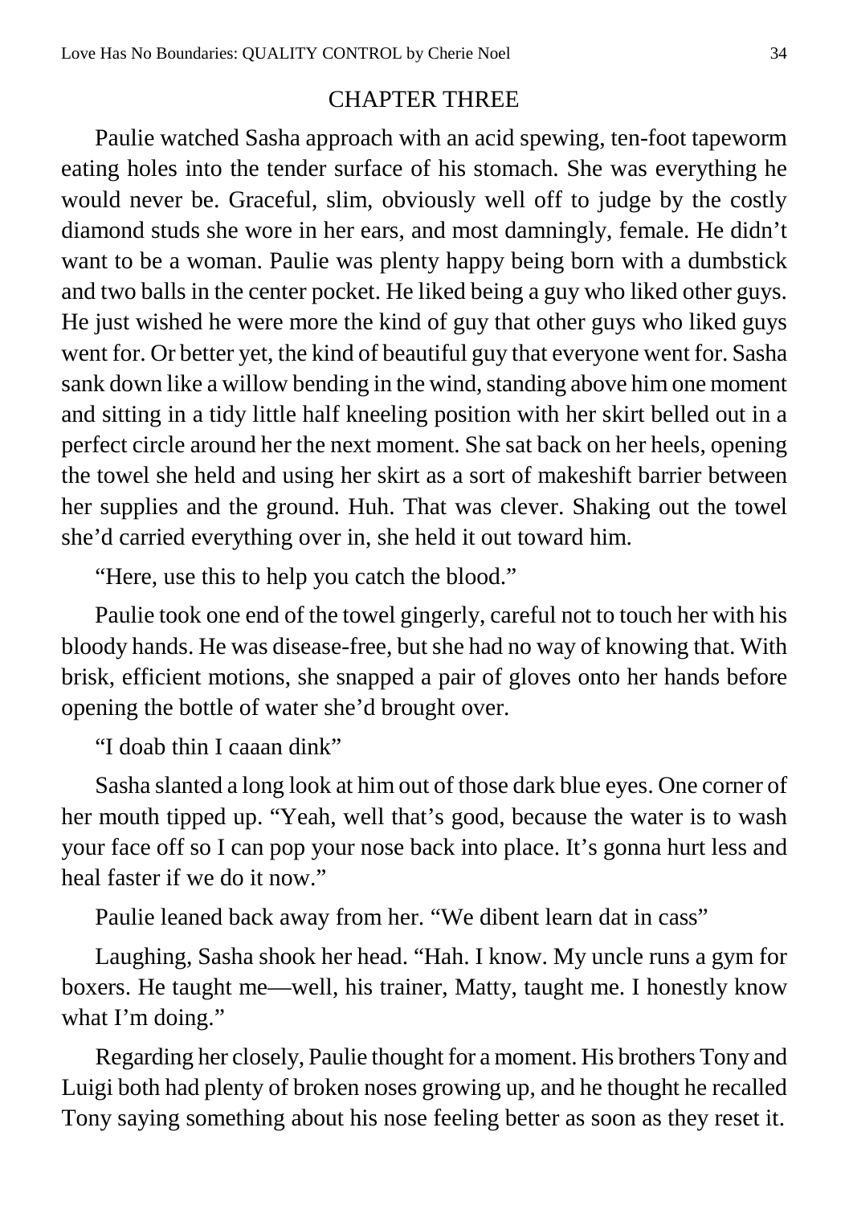## CHAPTER THREE

Paulie watched Sasha approach with an acid spewing, ten-foot tapeworm eating holes into the tender surface of his stomach. She was everything he would never be. Graceful, slim, obviously well off to judge by the costly diamond studs she wore in her ears, and most damningly, female. He didn't want to be a woman. Paulie was plenty happy being born with a dumbstick and two balls in the center pocket. He liked being a guy who liked other guys. He just wished he were more the kind of guy that other guys who liked guys went for. Or better yet, the kind of beautiful guy that everyone went for. Sasha sank down like a willow bending in the wind, standing above him one moment and sitting in a tidy little half kneeling position with her skirt belled out in a perfect circle around her the next moment. She sat back on her heels, opening the towel she held and using her skirt as a sort of makeshift barrier between her supplies and the ground. Huh. That was clever. Shaking out the towel she'd carried everything over in, she held it out toward him.

"Here, use this to help you catch the blood."

Paulie took one end of the towel gingerly, careful not to touch her with his bloody hands. He was disease-free, but she had no way of knowing that. With brisk, efficient motions, she snapped a pair of gloves onto her hands before opening the bottle of water she'd brought over.

"I doab thin I caaan dink"

Sasha slanted a long look at him out of those dark blue eyes. One corner of her mouth tipped up. "Yeah, well that's good, because the water is to wash your face off so I can pop your nose back into place. It's gonna hurt less and heal faster if we do it now."

Paulie leaned back away from her. "We dibent learn dat in cass"

Laughing, Sasha shook her head. "Hah. I know. My uncle runs a gym for boxers. He taught me—well, his trainer, Matty, taught me. I honestly know what I'm doing."

Regarding her closely, Paulie thought for a moment. His brothers Tony and Luigi both had plenty of broken noses growing up, and he thought he recalled Tony saying something about his nose feeling better as soon as they reset it.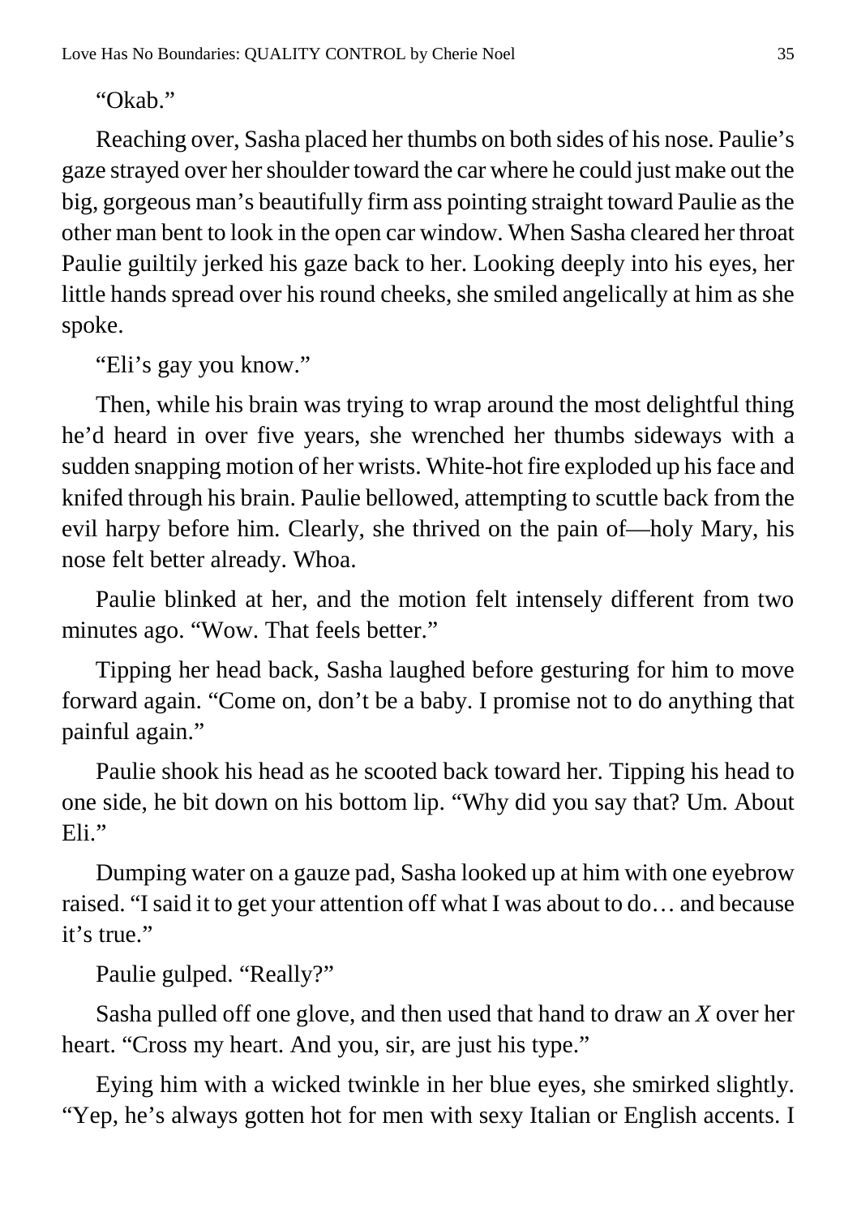"Okab."

Reaching over, Sasha placed her thumbs on both sides of his nose. Paulie's gaze strayed over her shoulder toward the car where he could just make out the big, gorgeous man's beautifully firm ass pointing straight toward Paulie as the other man bent to look in the open car window. When Sasha cleared her throat Paulie guiltily jerked his gaze back to her. Looking deeply into his eyes, her little hands spread over his round cheeks, she smiled angelically at him as she spoke.

"Eli's gay you know."

Then, while his brain was trying to wrap around the most delightful thing he'd heard in over five years, she wrenched her thumbs sideways with a sudden snapping motion of her wrists. White-hot fire exploded up his face and knifed through his brain. Paulie bellowed, attempting to scuttle back from the evil harpy before him. Clearly, she thrived on the pain of—holy Mary, his nose felt better already. Whoa.

Paulie blinked at her, and the motion felt intensely different from two minutes ago. "Wow. That feels better."

Tipping her head back, Sasha laughed before gesturing for him to move forward again. "Come on, don't be a baby. I promise not to do anything that painful again."

Paulie shook his head as he scooted back toward her. Tipping his head to one side, he bit down on his bottom lip. "Why did you say that? Um. About Eli."

Dumping water on a gauze pad, Sasha looked up at him with one eyebrow raised. "I said it to get your attention off what I was about to do… and because it's true."

Paulie gulped. "Really?"

Sasha pulled off one glove, and then used that hand to draw an *X* over her heart. "Cross my heart. And you, sir, are just his type."

Eying him with a wicked twinkle in her blue eyes, she smirked slightly. "Yep, he's always gotten hot for men with sexy Italian or English accents. I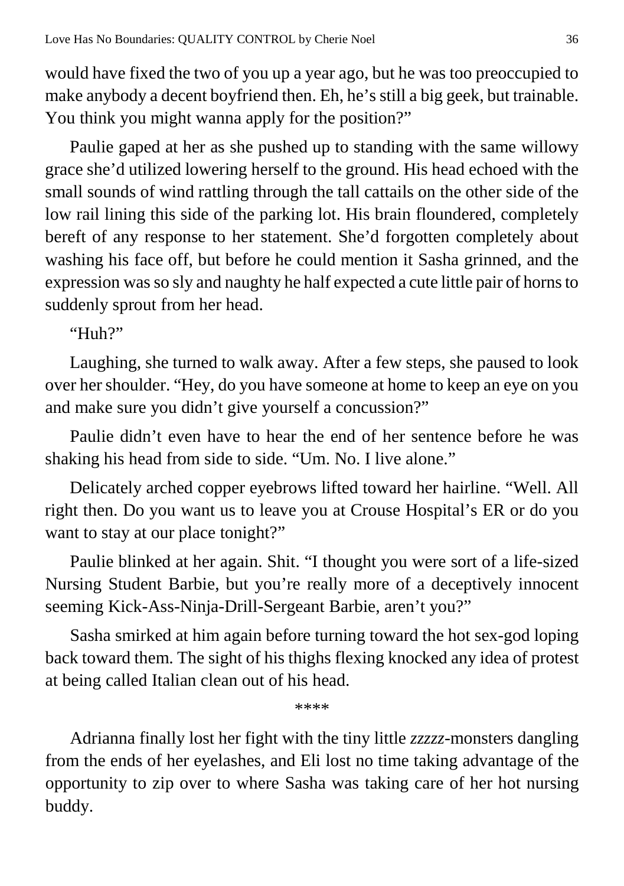would have fixed the two of you up a year ago, but he was too preoccupied to make anybody a decent boyfriend then. Eh, he's still a big geek, but trainable. You think you might wanna apply for the position?"

Paulie gaped at her as she pushed up to standing with the same willowy grace she'd utilized lowering herself to the ground. His head echoed with the small sounds of wind rattling through the tall cattails on the other side of the low rail lining this side of the parking lot. His brain floundered, completely bereft of any response to her statement. She'd forgotten completely about washing his face off, but before he could mention it Sasha grinned, and the expression was so sly and naughty he half expected a cute little pair of horns to suddenly sprout from her head.

"Huh?"

Laughing, she turned to walk away. After a few steps, she paused to look over her shoulder. "Hey, do you have someone at home to keep an eye on you and make sure you didn't give yourself a concussion?"

Paulie didn't even have to hear the end of her sentence before he was shaking his head from side to side. "Um. No. I live alone."

Delicately arched copper eyebrows lifted toward her hairline. "Well. All right then. Do you want us to leave you at Crouse Hospital's ER or do you want to stay at our place tonight?"

Paulie blinked at her again. Shit. "I thought you were sort of a life-sized Nursing Student Barbie, but you're really more of a deceptively innocent seeming Kick-Ass-Ninja-Drill-Sergeant Barbie, aren't you?"

Sasha smirked at him again before turning toward the hot sex-god loping back toward them. The sight of his thighs flexing knocked any idea of protest at being called Italian clean out of his head.

\*\*\*\*

Adrianna finally lost her fight with the tiny little *zzzzz*-monsters dangling from the ends of her eyelashes, and Eli lost no time taking advantage of the opportunity to zip over to where Sasha was taking care of her hot nursing buddy.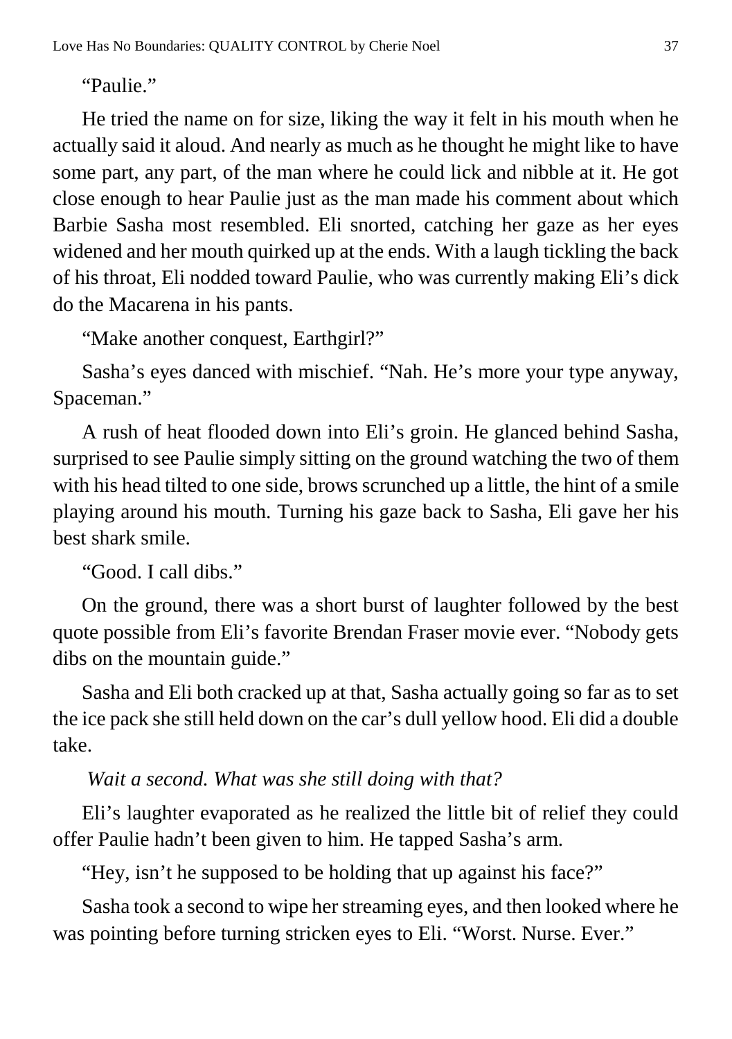"Paulie."

He tried the name on for size, liking the way it felt in his mouth when he actually said it aloud. And nearly as much as he thought he might like to have some part, any part, of the man where he could lick and nibble at it. He got close enough to hear Paulie just as the man made his comment about which Barbie Sasha most resembled. Eli snorted, catching her gaze as her eyes widened and her mouth quirked up at the ends. With a laugh tickling the back of his throat, Eli nodded toward Paulie, who was currently making Eli's dick do the Macarena in his pants.

"Make another conquest, Earthgirl?"

Sasha's eyes danced with mischief. "Nah. He's more your type anyway, Spaceman."

A rush of heat flooded down into Eli's groin. He glanced behind Sasha, surprised to see Paulie simply sitting on the ground watching the two of them with his head tilted to one side, brows scrunched up a little, the hint of a smile playing around his mouth. Turning his gaze back to Sasha, Eli gave her his best shark smile.

"Good. I call dibs."

On the ground, there was a short burst of laughter followed by the best quote possible from Eli's favorite Brendan Fraser movie ever. "Nobody gets dibs on the mountain guide."

Sasha and Eli both cracked up at that, Sasha actually going so far as to set the ice pack she still held down on the car's dull yellow hood. Eli did a double take.

*Wait a second. What was she still doing with that?*

Eli's laughter evaporated as he realized the little bit of relief they could offer Paulie hadn't been given to him. He tapped Sasha's arm.

"Hey, isn't he supposed to be holding that up against his face?"

Sasha took a second to wipe her streaming eyes, and then looked where he was pointing before turning stricken eyes to Eli. "Worst. Nurse. Ever."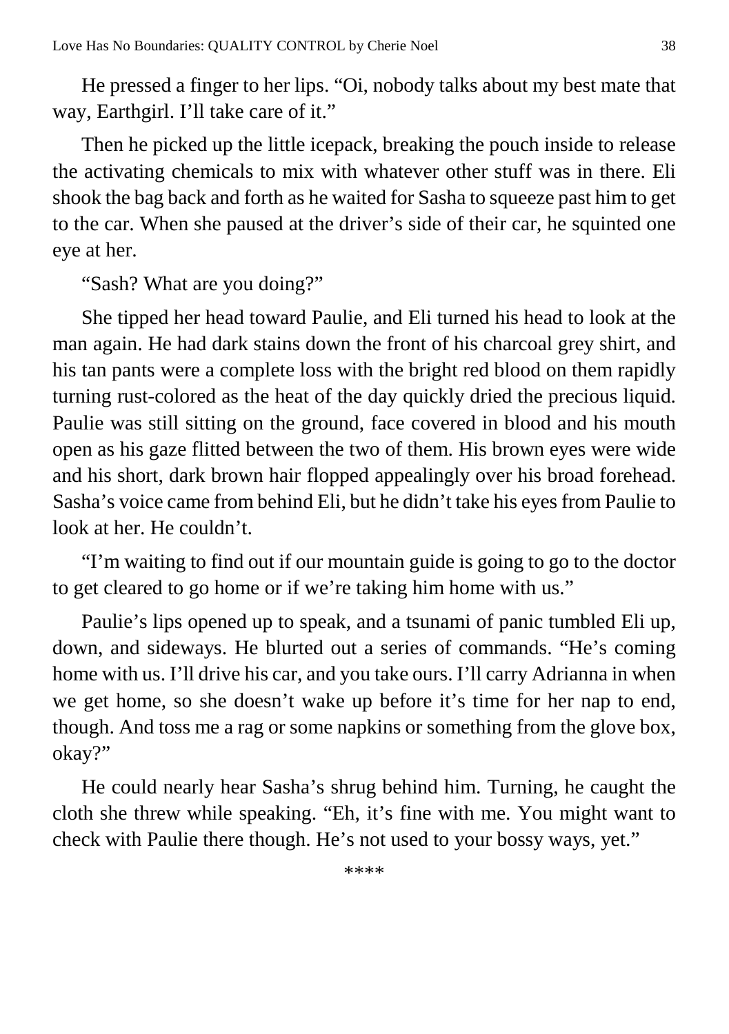He pressed a finger to her lips. “Oi, nobody talks about my best mate that way, Earthgirl. I’ll take care of it.”

Then he picked up the little icepack, breaking the pouch inside to release the activating chemicals to mix with whatever other stuff was in there. Eli shook the bag back and forth as he waited for Sasha to squeeze past him to get to the car. When she paused at the driver’s side of their car, he squinted one eye at her.

“Sash? What are you doing?”

She tipped her head toward Paulie, and Eli turned his head to look at the man again. He had dark stains down the front of his charcoal grey shirt, and his tan pants were a complete loss with the bright red blood on them rapidly turning rust-colored as the heat of the day quickly dried the precious liquid. Paulie was still sitting on the ground, face covered in blood and his mouth open as his gaze flitted between the two of them. His brown eyes were wide and his short, dark brown hair flopped appealingly over his broad forehead. Sasha’s voice came from behind Eli, but he didn’t take his eyes from Paulie to look at her. He couldn’t.

“I’m waiting to find out if our mountain guide is going to go to the doctor to get cleared to go home or if we’re taking him home with us.”

Paulie’s lips opened up to speak, and a tsunami of panic tumbled Eli up, down, and sideways. He blurted out a series of commands. “He’s coming home with us. I’ll drive his car, and you take ours. I’ll carry Adrianna in when we get home, so she doesn’t wake up before it’s time for her nap to end, though. And toss me a rag or some napkins or something from the glove box, okay?”

He could nearly hear Sasha’s shrug behind him. Turning, he caught the cloth she threw while speaking. “Eh, it’s fine with me. You might want to check with Paulie there though. He’s not used to your bossy ways, yet.”

****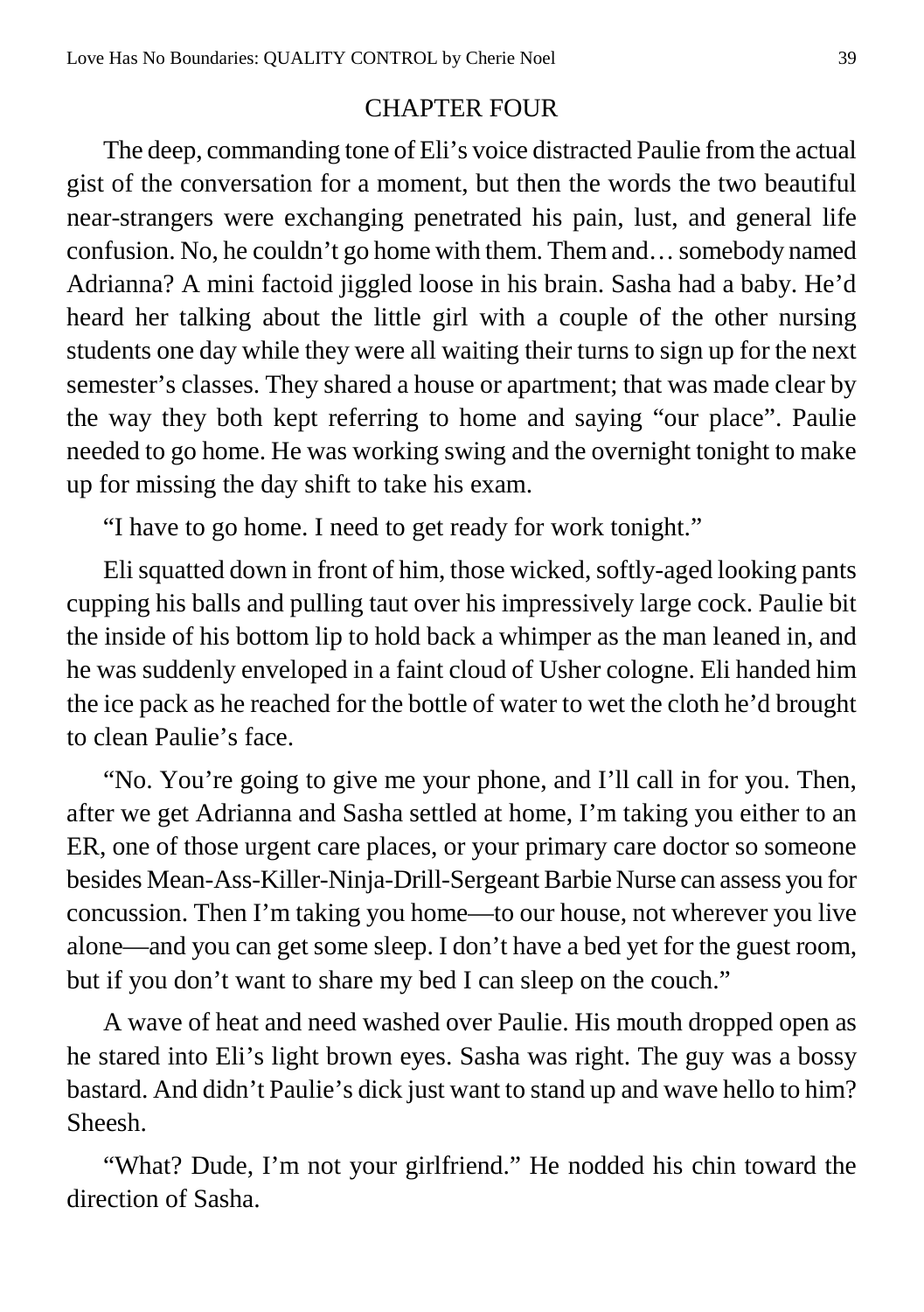## CHAPTER FOUR

The deep, commanding tone of Eli's voice distracted Paulie from the actual gist of the conversation for a moment, but then the words the two beautiful near-strangers were exchanging penetrated his pain, lust, and general life confusion. No, he couldn't go home with them. Them and… somebody named Adrianna? A mini factoid jiggled loose in his brain. Sasha had a baby. He'd heard her talking about the little girl with a couple of the other nursing students one day while they were all waiting their turns to sign up for the next semester's classes. They shared a house or apartment; that was made clear by the way they both kept referring to home and saying "our place". Paulie needed to go home. He was working swing and the overnight tonight to make up for missing the day shift to take his exam.

"I have to go home. I need to get ready for work tonight."

Eli squatted down in front of him, those wicked, softly-aged looking pants cupping his balls and pulling taut over his impressively large cock. Paulie bit the inside of his bottom lip to hold back a whimper as the man leaned in, and he was suddenly enveloped in a faint cloud of Usher cologne. Eli handed him the ice pack as he reached for the bottle of water to wet the cloth he'd brought to clean Paulie's face.

"No. You're going to give me your phone, and I'll call in for you. Then, after we get Adrianna and Sasha settled at home, I'm taking you either to an ER, one of those urgent care places, or your primary care doctor so someone besides Mean-Ass-Killer-Ninja-Drill-Sergeant Barbie Nurse can assess you for concussion. Then I'm taking you home—to our house, not wherever you live alone—and you can get some sleep. I don't have a bed yet for the guest room, but if you don't want to share my bed I can sleep on the couch."

A wave of heat and need washed over Paulie. His mouth dropped open as he stared into Eli's light brown eyes. Sasha was right. The guy was a bossy bastard. And didn't Paulie's dick just want to stand up and wave hello to him? Sheesh.

"What? Dude, I'm not your girlfriend." He nodded his chin toward the direction of Sasha.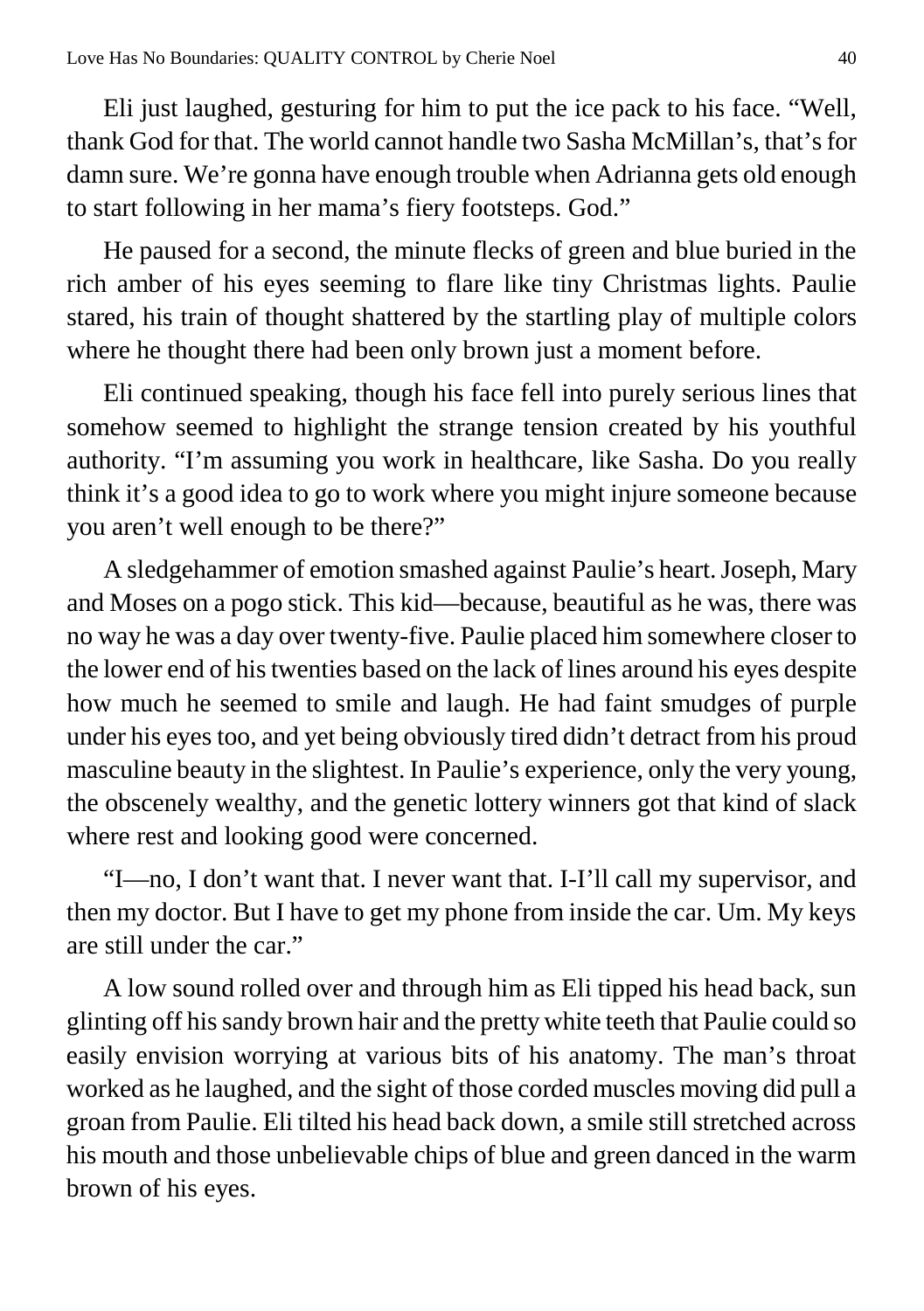Eli just laughed, gesturing for him to put the ice pack to his face. "Well, thank God for that. The world cannot handle two Sasha McMillan's, that's for damn sure. We're gonna have enough trouble when Adrianna gets old enough to start following in her mama's fiery footsteps. God."

He paused for a second, the minute flecks of green and blue buried in the rich amber of his eyes seeming to flare like tiny Christmas lights. Paulie stared, his train of thought shattered by the startling play of multiple colors where he thought there had been only brown just a moment before.

Eli continued speaking, though his face fell into purely serious lines that somehow seemed to highlight the strange tension created by his youthful authority. "I'm assuming you work in healthcare, like Sasha. Do you really think it's a good idea to go to work where you might injure someone because you aren't well enough to be there?"

A sledgehammer of emotion smashed against Paulie's heart. Joseph, Mary and Moses on a pogo stick. This kid—because, beautiful as he was, there was no way he was a day over twenty-five. Paulie placed him somewhere closer to the lower end of his twenties based on the lack of lines around his eyes despite how much he seemed to smile and laugh. He had faint smudges of purple under his eyes too, and yet being obviously tired didn't detract from his proud masculine beauty in the slightest. In Paulie's experience, only the very young, the obscenely wealthy, and the genetic lottery winners got that kind of slack where rest and looking good were concerned.

"I—no, I don't want that. I never want that. I-I'll call my supervisor, and then my doctor. But I have to get my phone from inside the car. Um. My keys are still under the car."

A low sound rolled over and through him as Eli tipped his head back, sun glinting off his sandy brown hair and the pretty white teeth that Paulie could so easily envision worrying at various bits of his anatomy. The man's throat worked as he laughed, and the sight of those corded muscles moving did pull a groan from Paulie. Eli tilted his head back down, a smile still stretched across his mouth and those unbelievable chips of blue and green danced in the warm brown of his eyes.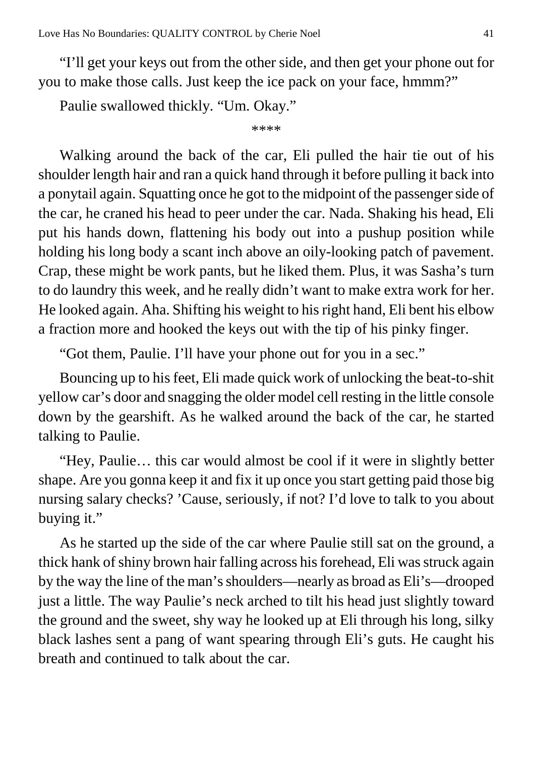"I'll get your keys out from the other side, and then get your phone out for you to make those calls. Just keep the ice pack on your face, hmmm?"

Paulie swallowed thickly. "Um. Okay."

****

Walking around the back of the car, Eli pulled the hair tie out of his shoulder length hair and ran a quick hand through it before pulling it back into a ponytail again. Squatting once he got to the midpoint of the passenger side of the car, he craned his head to peer under the car. Nada. Shaking his head, Eli put his hands down, flattening his body out into a pushup position while holding his long body a scant inch above an oily-looking patch of pavement. Crap, these might be work pants, but he liked them. Plus, it was Sasha's turn to do laundry this week, and he really didn't want to make extra work for her. He looked again. Aha. Shifting his weight to his right hand, Eli bent his elbow a fraction more and hooked the keys out with the tip of his pinky finger.

"Got them, Paulie. I'll have your phone out for you in a sec."

Bouncing up to his feet, Eli made quick work of unlocking the beat-to-shit yellow car's door and snagging the older model cell resting in the little console down by the gearshift. As he walked around the back of the car, he started talking to Paulie.

"Hey, Paulie… this car would almost be cool if it were in slightly better shape. Are you gonna keep it and fix it up once you start getting paid those big nursing salary checks? 'Cause, seriously, if not? I'd love to talk to you about buying it."

As he started up the side of the car where Paulie still sat on the ground, a thick hank of shiny brown hair falling across his forehead, Eli was struck again by the way the line of the man's shoulders—nearly as broad as Eli's—drooped just a little. The way Paulie's neck arched to tilt his head just slightly toward the ground and the sweet, shy way he looked up at Eli through his long, silky black lashes sent a pang of want spearing through Eli's guts. He caught his breath and continued to talk about the car.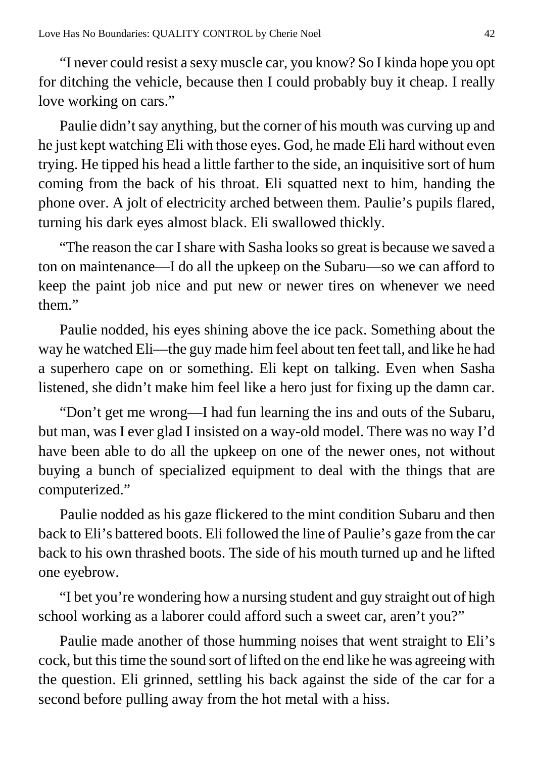"I never could resist a sexy muscle car, you know? So I kinda hope you opt for ditching the vehicle, because then I could probably buy it cheap. I really love working on cars."

Paulie didn't say anything, but the corner of his mouth was curving up and he just kept watching Eli with those eyes. God, he made Eli hard without even trying. He tipped his head a little farther to the side, an inquisitive sort of hum coming from the back of his throat. Eli squatted next to him, handing the phone over. A jolt of electricity arched between them. Paulie's pupils flared, turning his dark eyes almost black. Eli swallowed thickly.

"The reason the car I share with Sasha looks so great is because we saved a ton on maintenance—I do all the upkeep on the Subaru—so we can afford to keep the paint job nice and put new or newer tires on whenever we need them."

Paulie nodded, his eyes shining above the ice pack. Something about the way he watched Eli—the guy made him feel about ten feet tall, and like he had a superhero cape on or something. Eli kept on talking. Even when Sasha listened, she didn't make him feel like a hero just for fixing up the damn car.

"Don't get me wrong—I had fun learning the ins and outs of the Subaru, but man, was I ever glad I insisted on a way-old model. There was no way I'd have been able to do all the upkeep on one of the newer ones, not without buying a bunch of specialized equipment to deal with the things that are computerized."

Paulie nodded as his gaze flickered to the mint condition Subaru and then back to Eli's battered boots. Eli followed the line of Paulie's gaze from the car back to his own thrashed boots. The side of his mouth turned up and he lifted one eyebrow.

"I bet you're wondering how a nursing student and guy straight out of high school working as a laborer could afford such a sweet car, aren't you?"

Paulie made another of those humming noises that went straight to Eli's cock, but this time the sound sort of lifted on the end like he was agreeing with the question. Eli grinned, settling his back against the side of the car for a second before pulling away from the hot metal with a hiss.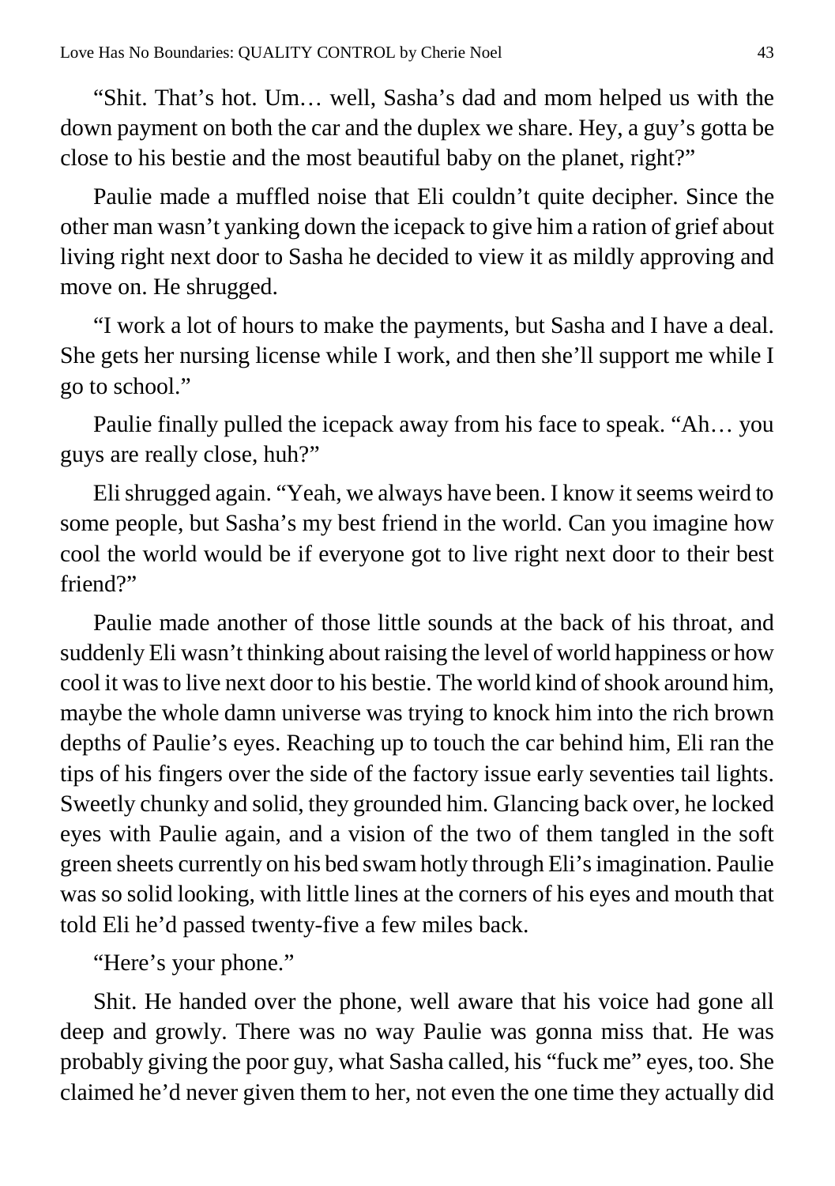"Shit. That's hot. Um… well, Sasha's dad and mom helped us with the down payment on both the car and the duplex we share. Hey, a guy's gotta be close to his bestie and the most beautiful baby on the planet, right?"

Paulie made a muffled noise that Eli couldn't quite decipher. Since the other man wasn't yanking down the icepack to give him a ration of grief about living right next door to Sasha he decided to view it as mildly approving and move on. He shrugged.

"I work a lot of hours to make the payments, but Sasha and I have a deal. She gets her nursing license while I work, and then she'll support me while I go to school."

Paulie finally pulled the icepack away from his face to speak. "Ah… you guys are really close, huh?"

Eli shrugged again. "Yeah, we always have been. I know it seems weird to some people, but Sasha's my best friend in the world. Can you imagine how cool the world would be if everyone got to live right next door to their best friend?"

Paulie made another of those little sounds at the back of his throat, and suddenly Eli wasn't thinking about raising the level of world happiness or how cool it was to live next door to his bestie. The world kind of shook around him, maybe the whole damn universe was trying to knock him into the rich brown depths of Paulie's eyes. Reaching up to touch the car behind him, Eli ran the tips of his fingers over the side of the factory issue early seventies tail lights. Sweetly chunky and solid, they grounded him. Glancing back over, he locked eyes with Paulie again, and a vision of the two of them tangled in the soft green sheets currently on his bed swam hotly through Eli's imagination. Paulie was so solid looking, with little lines at the corners of his eyes and mouth that told Eli he'd passed twenty-five a few miles back.

"Here's your phone."

Shit. He handed over the phone, well aware that his voice had gone all deep and growly. There was no way Paulie was gonna miss that. He was probably giving the poor guy, what Sasha called, his "fuck me" eyes, too. She claimed he'd never given them to her, not even the one time they actually did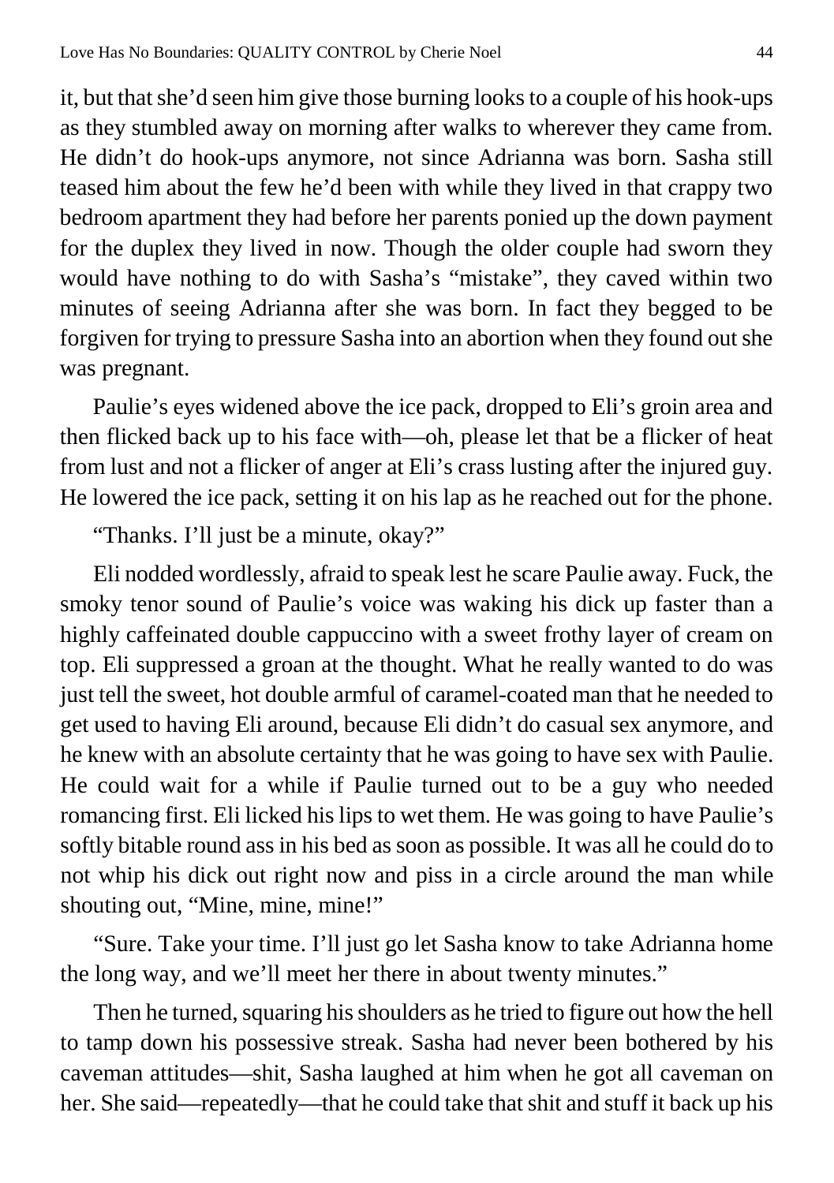it, but that she'd seen him give those burning looks to a couple of his hook-ups as they stumbled away on morning after walks to wherever they came from. He didn't do hook-ups anymore, not since Adrianna was born. Sasha still teased him about the few he'd been with while they lived in that crappy two bedroom apartment they had before her parents ponied up the down payment for the duplex they lived in now. Though the older couple had sworn they would have nothing to do with Sasha's "mistake", they caved within two minutes of seeing Adrianna after she was born. In fact they begged to be forgiven for trying to pressure Sasha into an abortion when they found out she was pregnant.

Paulie's eyes widened above the ice pack, dropped to Eli's groin area and then flicked back up to his face with—oh, please let that be a flicker of heat from lust and not a flicker of anger at Eli's crass lusting after the injured guy. He lowered the ice pack, setting it on his lap as he reached out for the phone.

"Thanks. I'll just be a minute, okay?"

Eli nodded wordlessly, afraid to speak lest he scare Paulie away. Fuck, the smoky tenor sound of Paulie's voice was waking his dick up faster than a highly caffeinated double cappuccino with a sweet frothy layer of cream on top. Eli suppressed a groan at the thought. What he really wanted to do was just tell the sweet, hot double armful of caramel-coated man that he needed to get used to having Eli around, because Eli didn't do casual sex anymore, and he knew with an absolute certainty that he was going to have sex with Paulie. He could wait for a while if Paulie turned out to be a guy who needed romancing first. Eli licked his lips to wet them. He was going to have Paulie's softly bitable round ass in his bed as soon as possible. It was all he could do to not whip his dick out right now and piss in a circle around the man while shouting out, "Mine, mine, mine!"

"Sure. Take your time. I'll just go let Sasha know to take Adrianna home the long way, and we'll meet her there in about twenty minutes."

Then he turned, squaring his shoulders as he tried to figure out how the hell to tamp down his possessive streak. Sasha had never been bothered by his caveman attitudes—shit, Sasha laughed at him when he got all caveman on her. She said—repeatedly—that he could take that shit and stuff it back up his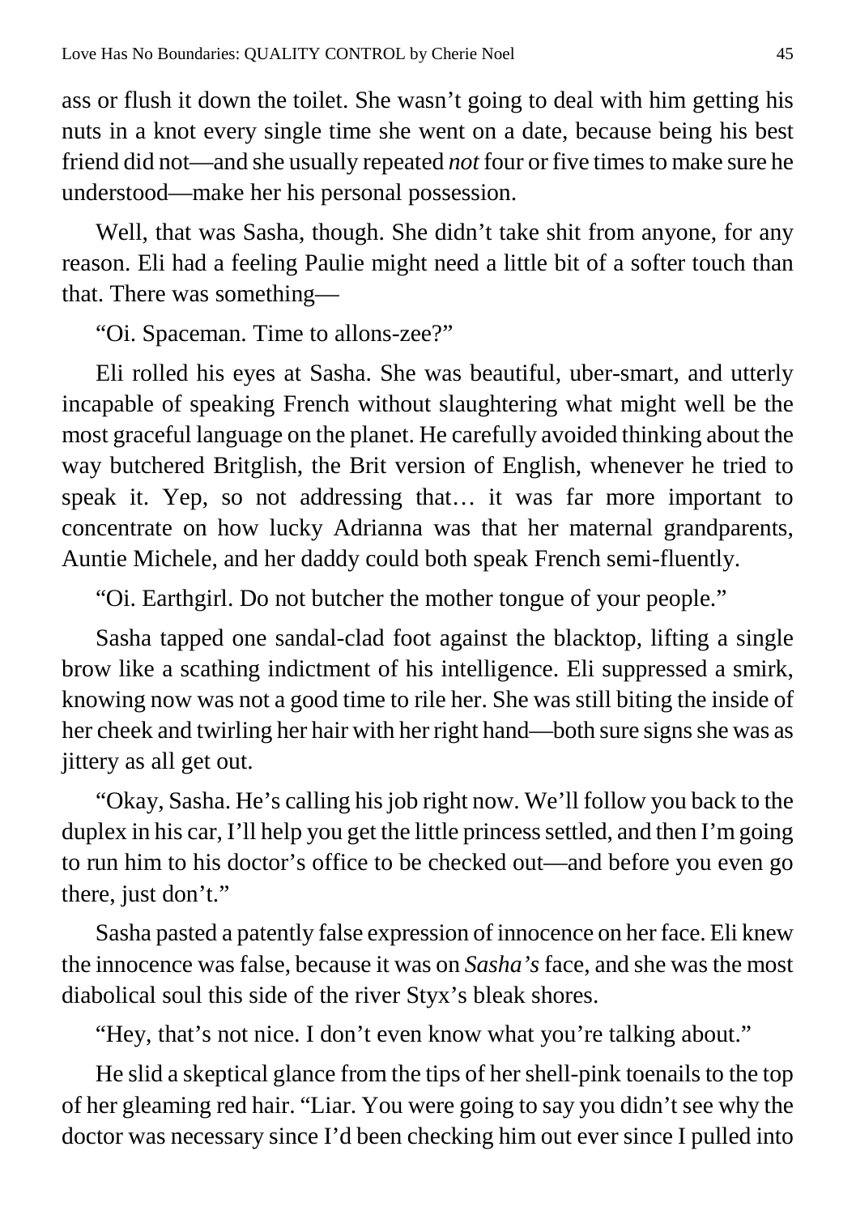ass or flush it down the toilet. She wasn't going to deal with him getting his nuts in a knot every single time she went on a date, because being his best friend did not—and she usually repeated *not* four or five times to make sure he understood—make her his personal possession.

Well, that was Sasha, though. She didn't take shit from anyone, for any reason. Eli had a feeling Paulie might need a little bit of a softer touch than that. There was something—

"Oi. Spaceman. Time to allons-zee?"

Eli rolled his eyes at Sasha. She was beautiful, uber-smart, and utterly incapable of speaking French without slaughtering what might well be the most graceful language on the planet. He carefully avoided thinking about the way butchered Britglish, the Brit version of English, whenever he tried to speak it. Yep, so not addressing that… it was far more important to concentrate on how lucky Adrianna was that her maternal grandparents, Auntie Michele, and her daddy could both speak French semi-fluently.

"Oi. Earthgirl. Do not butcher the mother tongue of your people."

Sasha tapped one sandal-clad foot against the blacktop, lifting a single brow like a scathing indictment of his intelligence. Eli suppressed a smirk, knowing now was not a good time to rile her. She was still biting the inside of her cheek and twirling her hair with her right hand—both sure signs she was as jittery as all get out.

"Okay, Sasha. He's calling his job right now. We'll follow you back to the duplex in his car, I'll help you get the little princess settled, and then I'm going to run him to his doctor's office to be checked out—and before you even go there, just don't."

Sasha pasted a patently false expression of innocence on her face. Eli knew the innocence was false, because it was on *Sasha's* face, and she was the most diabolical soul this side of the river Styx's bleak shores.

"Hey, that's not nice. I don't even know what you're talking about."

He slid a skeptical glance from the tips of her shell-pink toenails to the top of her gleaming red hair. "Liar. You were going to say you didn't see why the doctor was necessary since I'd been checking him out ever since I pulled into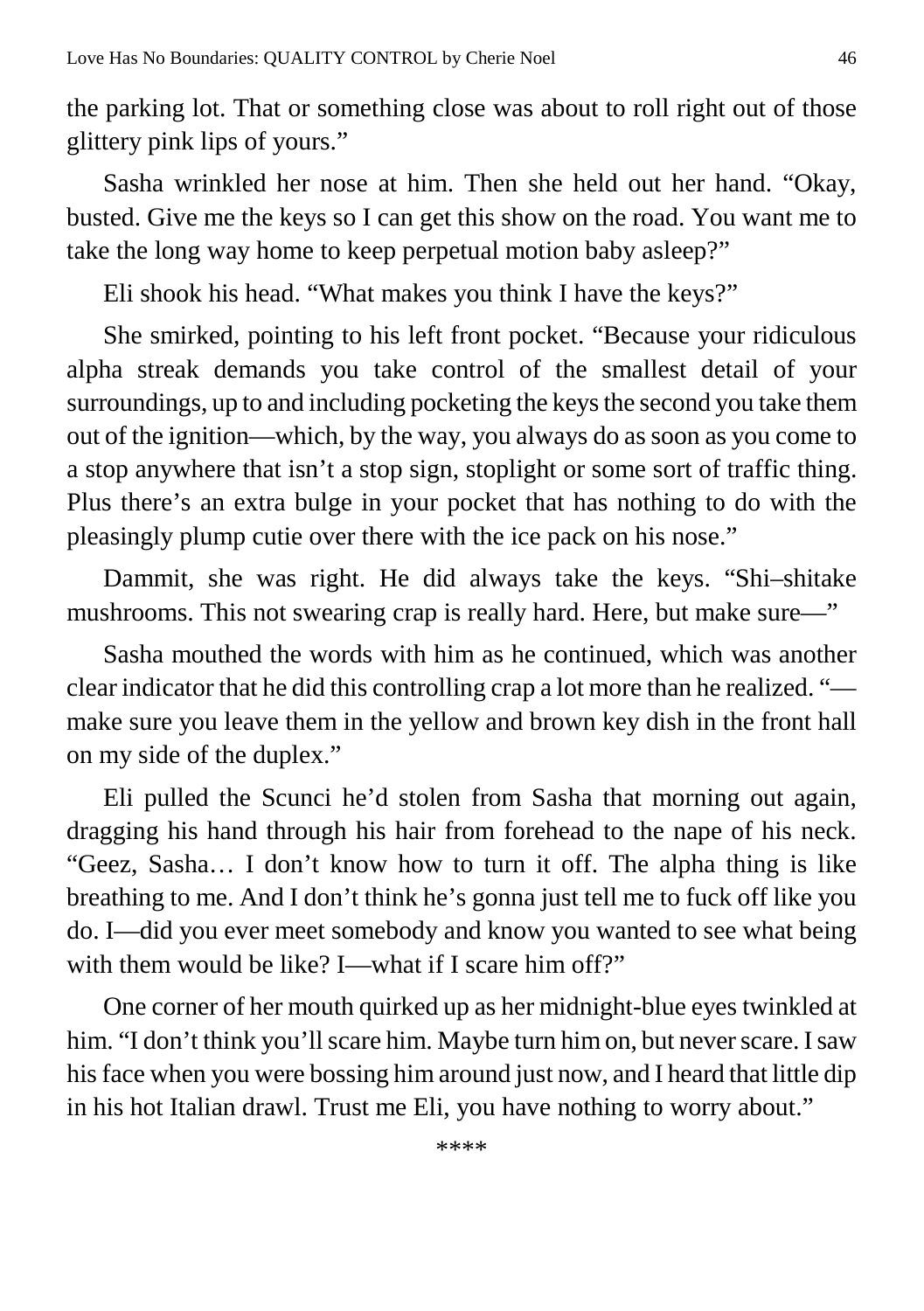the parking lot. That or something close was about to roll right out of those glittery pink lips of yours."

Sasha wrinkled her nose at him. Then she held out her hand. "Okay, busted. Give me the keys so I can get this show on the road. You want me to take the long way home to keep perpetual motion baby asleep?"

Eli shook his head. "What makes you think I have the keys?"

She smirked, pointing to his left front pocket. "Because your ridiculous alpha streak demands you take control of the smallest detail of your surroundings, up to and including pocketing the keys the second you take them out of the ignition—which, by the way, you always do as soon as you come to a stop anywhere that isn't a stop sign, stoplight or some sort of traffic thing. Plus there's an extra bulge in your pocket that has nothing to do with the pleasingly plump cutie over there with the ice pack on his nose."

Dammit, she was right. He did always take the keys. "Shi–shitake mushrooms. This not swearing crap is really hard. Here, but make sure—"

Sasha mouthed the words with him as he continued, which was another clear indicator that he did this controlling crap a lot more than he realized. "—make sure you leave them in the yellow and brown key dish in the front hall on my side of the duplex."

Eli pulled the Scunci he'd stolen from Sasha that morning out again, dragging his hand through his hair from forehead to the nape of his neck. "Geez, Sasha… I don't know how to turn it off. The alpha thing is like breathing to me. And I don't think he's gonna just tell me to fuck off like you do. I—did you ever meet somebody and know you wanted to see what being with them would be like? I—what if I scare him off?"

One corner of her mouth quirked up as her midnight-blue eyes twinkled at him. "I don't think you'll scare him. Maybe turn him on, but never scare. I saw his face when you were bossing him around just now, and I heard that little dip in his hot Italian drawl. Trust me Eli, you have nothing to worry about."

****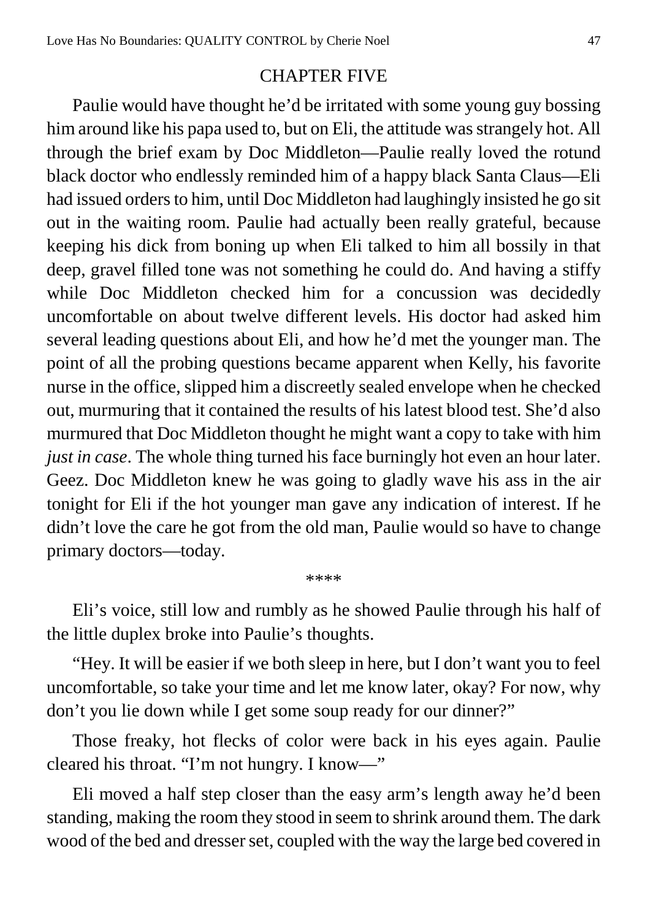## CHAPTER FIVE

Paulie would have thought he'd be irritated with some young guy bossing him around like his papa used to, but on Eli, the attitude was strangely hot. All through the brief exam by Doc Middleton—Paulie really loved the rotund black doctor who endlessly reminded him of a happy black Santa Claus—Eli had issued orders to him, until Doc Middleton had laughingly insisted he go sit out in the waiting room. Paulie had actually been really grateful, because keeping his dick from boning up when Eli talked to him all bossily in that deep, gravel filled tone was not something he could do. And having a stiffy while Doc Middleton checked him for a concussion was decidedly uncomfortable on about twelve different levels. His doctor had asked him several leading questions about Eli, and how he'd met the younger man. The point of all the probing questions became apparent when Kelly, his favorite nurse in the office, slipped him a discreetly sealed envelope when he checked out, murmuring that it contained the results of his latest blood test. She'd also murmured that Doc Middleton thought he might want a copy to take with him *just in case*. The whole thing turned his face burningly hot even an hour later. Geez. Doc Middleton knew he was going to gladly wave his ass in the air tonight for Eli if the hot younger man gave any indication of interest. If he didn't love the care he got from the old man, Paulie would so have to change primary doctors—today.

****

Eli's voice, still low and rumbly as he showed Paulie through his half of the little duplex broke into Paulie's thoughts.

"Hey. It will be easier if we both sleep in here, but I don't want you to feel uncomfortable, so take your time and let me know later, okay? For now, why don't you lie down while I get some soup ready for our dinner?"

Those freaky, hot flecks of color were back in his eyes again. Paulie cleared his throat. "I'm not hungry. I know—"

Eli moved a half step closer than the easy arm's length away he'd been standing, making the room they stood in seem to shrink around them. The dark wood of the bed and dresser set, coupled with the way the large bed covered in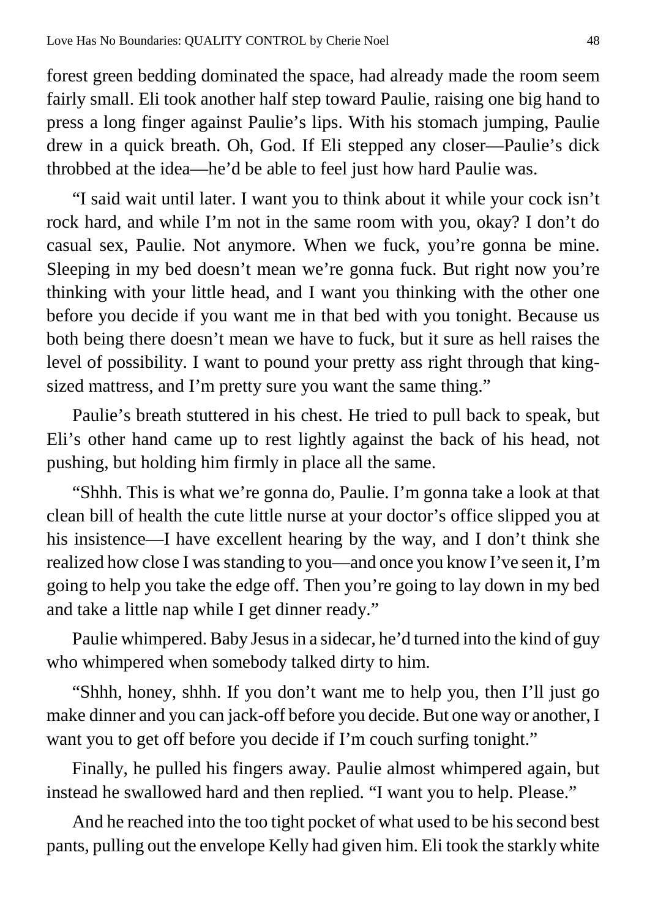forest green bedding dominated the space, had already made the room seem fairly small. Eli took another half step toward Paulie, raising one big hand to press a long finger against Paulie's lips. With his stomach jumping, Paulie drew in a quick breath. Oh, God. If Eli stepped any closer—Paulie's dick throbbed at the idea—he'd be able to feel just how hard Paulie was.

"I said wait until later. I want you to think about it while your cock isn't rock hard, and while I'm not in the same room with you, okay? I don't do casual sex, Paulie. Not anymore. When we fuck, you're gonna be mine. Sleeping in my bed doesn't mean we're gonna fuck. But right now you're thinking with your little head, and I want you thinking with the other one before you decide if you want me in that bed with you tonight. Because us both being there doesn't mean we have to fuck, but it sure as hell raises the level of possibility. I want to pound your pretty ass right through that king-sized mattress, and I'm pretty sure you want the same thing."

Paulie's breath stuttered in his chest. He tried to pull back to speak, but Eli's other hand came up to rest lightly against the back of his head, not pushing, but holding him firmly in place all the same.

"Shhh. This is what we're gonna do, Paulie. I'm gonna take a look at that clean bill of health the cute little nurse at your doctor's office slipped you at his insistence—I have excellent hearing by the way, and I don't think she realized how close I was standing to you—and once you know I've seen it, I'm going to help you take the edge off. Then you're going to lay down in my bed and take a little nap while I get dinner ready."

Paulie whimpered. Baby Jesus in a sidecar, he'd turned into the kind of guy who whimpered when somebody talked dirty to him.

"Shhh, honey, shhh. If you don't want me to help you, then I'll just go make dinner and you can jack-off before you decide. But one way or another, I want you to get off before you decide if I'm couch surfing tonight."

Finally, he pulled his fingers away. Paulie almost whimpered again, but instead he swallowed hard and then replied. "I want you to help. Please."

And he reached into the too tight pocket of what used to be his second best pants, pulling out the envelope Kelly had given him. Eli took the starkly white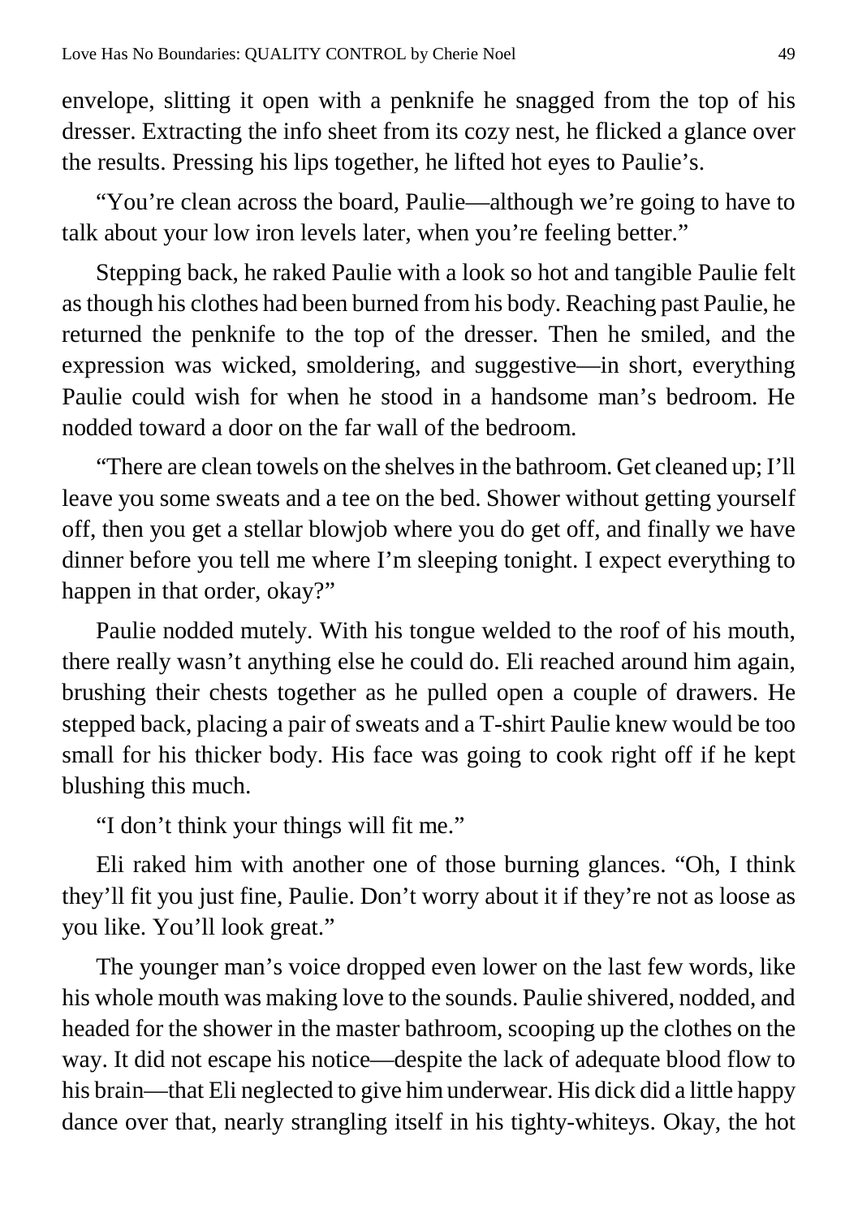envelope, slitting it open with a penknife he snagged from the top of his dresser. Extracting the info sheet from its cozy nest, he flicked a glance over the results. Pressing his lips together, he lifted hot eyes to Paulie's.

"You're clean across the board, Paulie—although we're going to have to talk about your low iron levels later, when you're feeling better."

Stepping back, he raked Paulie with a look so hot and tangible Paulie felt as though his clothes had been burned from his body. Reaching past Paulie, he returned the penknife to the top of the dresser. Then he smiled, and the expression was wicked, smoldering, and suggestive—in short, everything Paulie could wish for when he stood in a handsome man's bedroom. He nodded toward a door on the far wall of the bedroom.

"There are clean towels on the shelves in the bathroom. Get cleaned up; I'll leave you some sweats and a tee on the bed. Shower without getting yourself off, then you get a stellar blowjob where you do get off, and finally we have dinner before you tell me where I'm sleeping tonight. I expect everything to happen in that order, okay?"

Paulie nodded mutely. With his tongue welded to the roof of his mouth, there really wasn't anything else he could do. Eli reached around him again, brushing their chests together as he pulled open a couple of drawers. He stepped back, placing a pair of sweats and a T-shirt Paulie knew would be too small for his thicker body. His face was going to cook right off if he kept blushing this much.

"I don't think your things will fit me."

Eli raked him with another one of those burning glances. "Oh, I think they'll fit you just fine, Paulie. Don't worry about it if they're not as loose as you like. You'll look great."

The younger man's voice dropped even lower on the last few words, like his whole mouth was making love to the sounds. Paulie shivered, nodded, and headed for the shower in the master bathroom, scooping up the clothes on the way. It did not escape his notice—despite the lack of adequate blood flow to his brain—that Eli neglected to give him underwear. His dick did a little happy dance over that, nearly strangling itself in his tighty-whiteys. Okay, the hot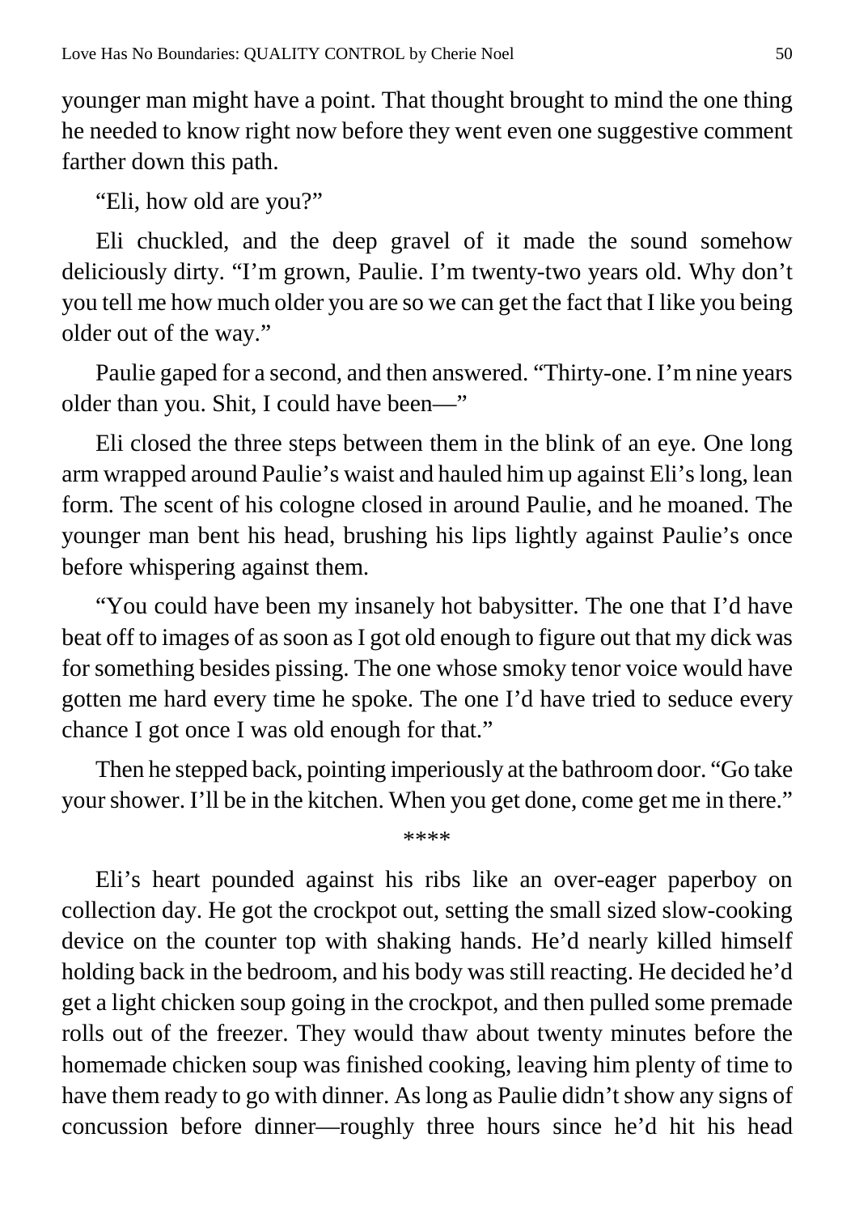younger man might have a point. That thought brought to mind the one thing he needed to know right now before they went even one suggestive comment farther down this path.

"Eli, how old are you?"

Eli chuckled, and the deep gravel of it made the sound somehow deliciously dirty. "I'm grown, Paulie. I'm twenty-two years old. Why don't you tell me how much older you are so we can get the fact that I like you being older out of the way."

Paulie gaped for a second, and then answered. "Thirty-one. I'm nine years older than you. Shit, I could have been—"

Eli closed the three steps between them in the blink of an eye. One long arm wrapped around Paulie's waist and hauled him up against Eli's long, lean form. The scent of his cologne closed in around Paulie, and he moaned. The younger man bent his head, brushing his lips lightly against Paulie's once before whispering against them.

"You could have been my insanely hot babysitter. The one that I'd have beat off to images of as soon as I got old enough to figure out that my dick was for something besides pissing. The one whose smoky tenor voice would have gotten me hard every time he spoke. The one I'd have tried to seduce every chance I got once I was old enough for that."

Then he stepped back, pointing imperiously at the bathroom door. "Go take your shower. I'll be in the kitchen. When you get done, come get me in there."

****

Eli's heart pounded against his ribs like an over-eager paperboy on collection day. He got the crockpot out, setting the small sized slow-cooking device on the counter top with shaking hands. He'd nearly killed himself holding back in the bedroom, and his body was still reacting. He decided he'd get a light chicken soup going in the crockpot, and then pulled some premade rolls out of the freezer. They would thaw about twenty minutes before the homemade chicken soup was finished cooking, leaving him plenty of time to have them ready to go with dinner. As long as Paulie didn't show any signs of concussion before dinner—roughly three hours since he'd hit his head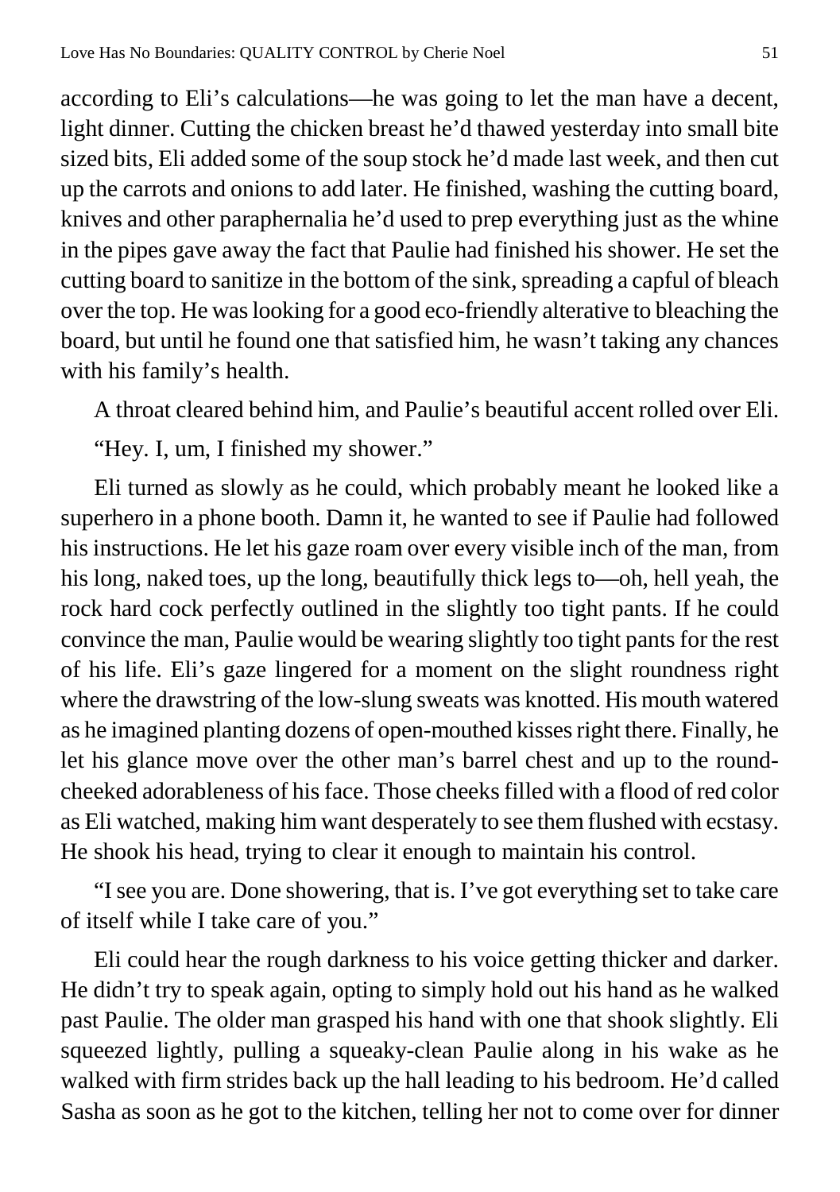according to Eli's calculations—he was going to let the man have a decent, light dinner. Cutting the chicken breast he'd thawed yesterday into small bite sized bits, Eli added some of the soup stock he'd made last week, and then cut up the carrots and onions to add later. He finished, washing the cutting board, knives and other paraphernalia he'd used to prep everything just as the whine in the pipes gave away the fact that Paulie had finished his shower. He set the cutting board to sanitize in the bottom of the sink, spreading a capful of bleach over the top. He was looking for a good eco-friendly alterative to bleaching the board, but until he found one that satisfied him, he wasn't taking any chances with his family's health.

A throat cleared behind him, and Paulie's beautiful accent rolled over Eli.

"Hey. I, um, I finished my shower."

Eli turned as slowly as he could, which probably meant he looked like a superhero in a phone booth. Damn it, he wanted to see if Paulie had followed his instructions. He let his gaze roam over every visible inch of the man, from his long, naked toes, up the long, beautifully thick legs to—oh, hell yeah, the rock hard cock perfectly outlined in the slightly too tight pants. If he could convince the man, Paulie would be wearing slightly too tight pants for the rest of his life. Eli's gaze lingered for a moment on the slight roundness right where the drawstring of the low-slung sweats was knotted. His mouth watered as he imagined planting dozens of open-mouthed kisses right there. Finally, he let his glance move over the other man's barrel chest and up to the round-cheeked adorableness of his face. Those cheeks filled with a flood of red color as Eli watched, making him want desperately to see them flushed with ecstasy. He shook his head, trying to clear it enough to maintain his control.

"I see you are. Done showering, that is. I've got everything set to take care of itself while I take care of you."

Eli could hear the rough darkness to his voice getting thicker and darker. He didn't try to speak again, opting to simply hold out his hand as he walked past Paulie. The older man grasped his hand with one that shook slightly. Eli squeezed lightly, pulling a squeaky-clean Paulie along in his wake as he walked with firm strides back up the hall leading to his bedroom. He'd called Sasha as soon as he got to the kitchen, telling her not to come over for dinner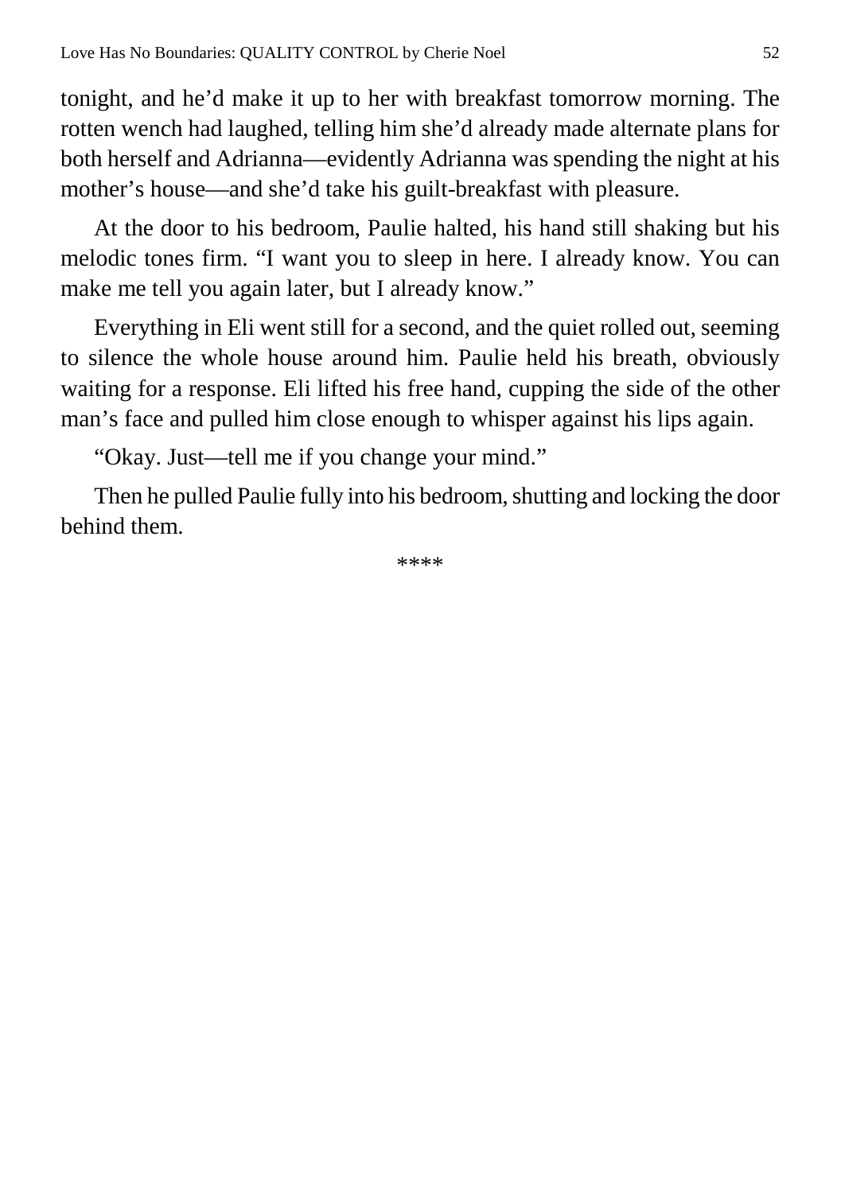tonight, and he'd make it up to her with breakfast tomorrow morning. The rotten wench had laughed, telling him she'd already made alternate plans for both herself and Adrianna—evidently Adrianna was spending the night at his mother's house—and she'd take his guilt-breakfast with pleasure.

At the door to his bedroom, Paulie halted, his hand still shaking but his melodic tones firm. "I want you to sleep in here. I already know. You can make me tell you again later, but I already know."

Everything in Eli went still for a second, and the quiet rolled out, seeming to silence the whole house around him. Paulie held his breath, obviously waiting for a response. Eli lifted his free hand, cupping the side of the other man's face and pulled him close enough to whisper against his lips again.

"Okay. Just—tell me if you change your mind."

Then he pulled Paulie fully into his bedroom, shutting and locking the door behind them.

****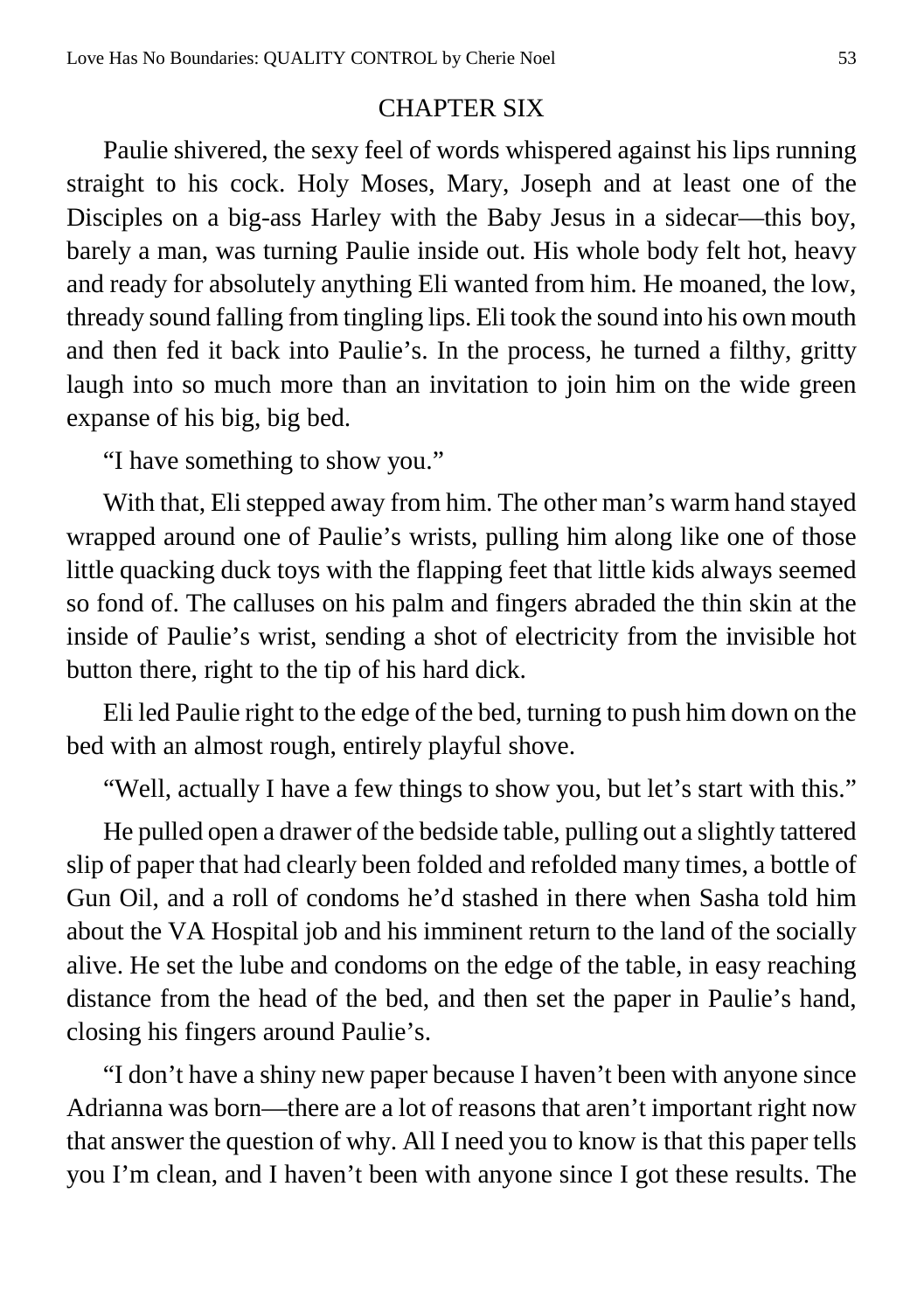## CHAPTER SIX

Paulie shivered, the sexy feel of words whispered against his lips running straight to his cock. Holy Moses, Mary, Joseph and at least one of the Disciples on a big-ass Harley with the Baby Jesus in a sidecar—this boy, barely a man, was turning Paulie inside out. His whole body felt hot, heavy and ready for absolutely anything Eli wanted from him. He moaned, the low, thready sound falling from tingling lips. Eli took the sound into his own mouth and then fed it back into Paulie's. In the process, he turned a filthy, gritty laugh into so much more than an invitation to join him on the wide green expanse of his big, big bed.

"I have something to show you."

With that, Eli stepped away from him. The other man's warm hand stayed wrapped around one of Paulie's wrists, pulling him along like one of those little quacking duck toys with the flapping feet that little kids always seemed so fond of. The calluses on his palm and fingers abraded the thin skin at the inside of Paulie's wrist, sending a shot of electricity from the invisible hot button there, right to the tip of his hard dick.

Eli led Paulie right to the edge of the bed, turning to push him down on the bed with an almost rough, entirely playful shove.

"Well, actually I have a few things to show you, but let's start with this."

He pulled open a drawer of the bedside table, pulling out a slightly tattered slip of paper that had clearly been folded and refolded many times, a bottle of Gun Oil, and a roll of condoms he'd stashed in there when Sasha told him about the VA Hospital job and his imminent return to the land of the socially alive. He set the lube and condoms on the edge of the table, in easy reaching distance from the head of the bed, and then set the paper in Paulie's hand, closing his fingers around Paulie's.

"I don't have a shiny new paper because I haven't been with anyone since Adrianna was born—there are a lot of reasons that aren't important right now that answer the question of why. All I need you to know is that this paper tells you I'm clean, and I haven't been with anyone since I got these results. The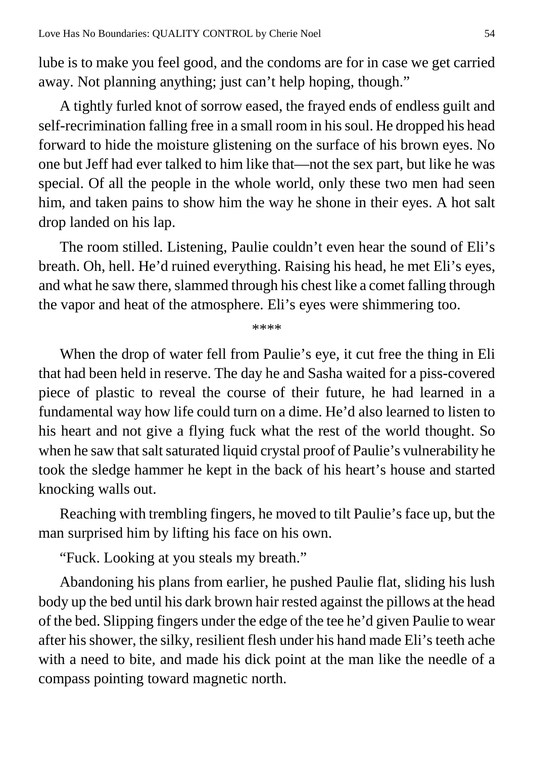lube is to make you feel good, and the condoms are for in case we get carried away. Not planning anything; just can't help hoping, though."

A tightly furled knot of sorrow eased, the frayed ends of endless guilt and self-recrimination falling free in a small room in his soul. He dropped his head forward to hide the moisture glistening on the surface of his brown eyes. No one but Jeff had ever talked to him like that—not the sex part, but like he was special. Of all the people in the whole world, only these two men had seen him, and taken pains to show him the way he shone in their eyes. A hot salt drop landed on his lap.

The room stilled. Listening, Paulie couldn't even hear the sound of Eli's breath. Oh, hell. He'd ruined everything. Raising his head, he met Eli's eyes, and what he saw there, slammed through his chest like a comet falling through the vapor and heat of the atmosphere. Eli's eyes were shimmering too.

****

When the drop of water fell from Paulie's eye, it cut free the thing in Eli that had been held in reserve. The day he and Sasha waited for a piss-covered piece of plastic to reveal the course of their future, he had learned in a fundamental way how life could turn on a dime. He'd also learned to listen to his heart and not give a flying fuck what the rest of the world thought. So when he saw that salt saturated liquid crystal proof of Paulie's vulnerability he took the sledge hammer he kept in the back of his heart's house and started knocking walls out.

Reaching with trembling fingers, he moved to tilt Paulie's face up, but the man surprised him by lifting his face on his own.

"Fuck. Looking at you steals my breath."

Abandoning his plans from earlier, he pushed Paulie flat, sliding his lush body up the bed until his dark brown hair rested against the pillows at the head of the bed. Slipping fingers under the edge of the tee he'd given Paulie to wear after his shower, the silky, resilient flesh under his hand made Eli's teeth ache with a need to bite, and made his dick point at the man like the needle of a compass pointing toward magnetic north.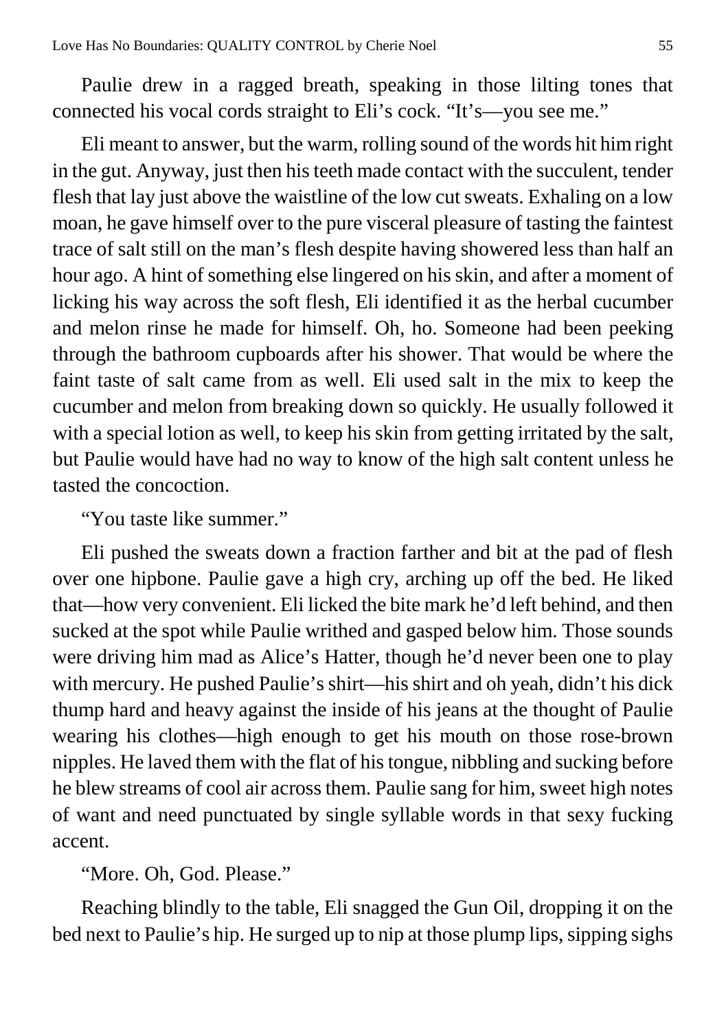Paulie drew in a ragged breath, speaking in those lilting tones that connected his vocal cords straight to Eli's cock. "It's—you see me."

Eli meant to answer, but the warm, rolling sound of the words hit him right in the gut. Anyway, just then his teeth made contact with the succulent, tender flesh that lay just above the waistline of the low cut sweats. Exhaling on a low moan, he gave himself over to the pure visceral pleasure of tasting the faintest trace of salt still on the man's flesh despite having showered less than half an hour ago. A hint of something else lingered on his skin, and after a moment of licking his way across the soft flesh, Eli identified it as the herbal cucumber and melon rinse he made for himself. Oh, ho. Someone had been peeking through the bathroom cupboards after his shower. That would be where the faint taste of salt came from as well. Eli used salt in the mix to keep the cucumber and melon from breaking down so quickly. He usually followed it with a special lotion as well, to keep his skin from getting irritated by the salt, but Paulie would have had no way to know of the high salt content unless he tasted the concoction.

"You taste like summer."

Eli pushed the sweats down a fraction farther and bit at the pad of flesh over one hipbone. Paulie gave a high cry, arching up off the bed. He liked that—how very convenient. Eli licked the bite mark he'd left behind, and then sucked at the spot while Paulie writhed and gasped below him. Those sounds were driving him mad as Alice's Hatter, though he'd never been one to play with mercury. He pushed Paulie's shirt—his shirt and oh yeah, didn't his dick thump hard and heavy against the inside of his jeans at the thought of Paulie wearing his clothes—high enough to get his mouth on those rose-brown nipples. He laved them with the flat of his tongue, nibbling and sucking before he blew streams of cool air across them. Paulie sang for him, sweet high notes of want and need punctuated by single syllable words in that sexy fucking accent.

"More. Oh, God. Please."

Reaching blindly to the table, Eli snagged the Gun Oil, dropping it on the bed next to Paulie's hip. He surged up to nip at those plump lips, sipping sighs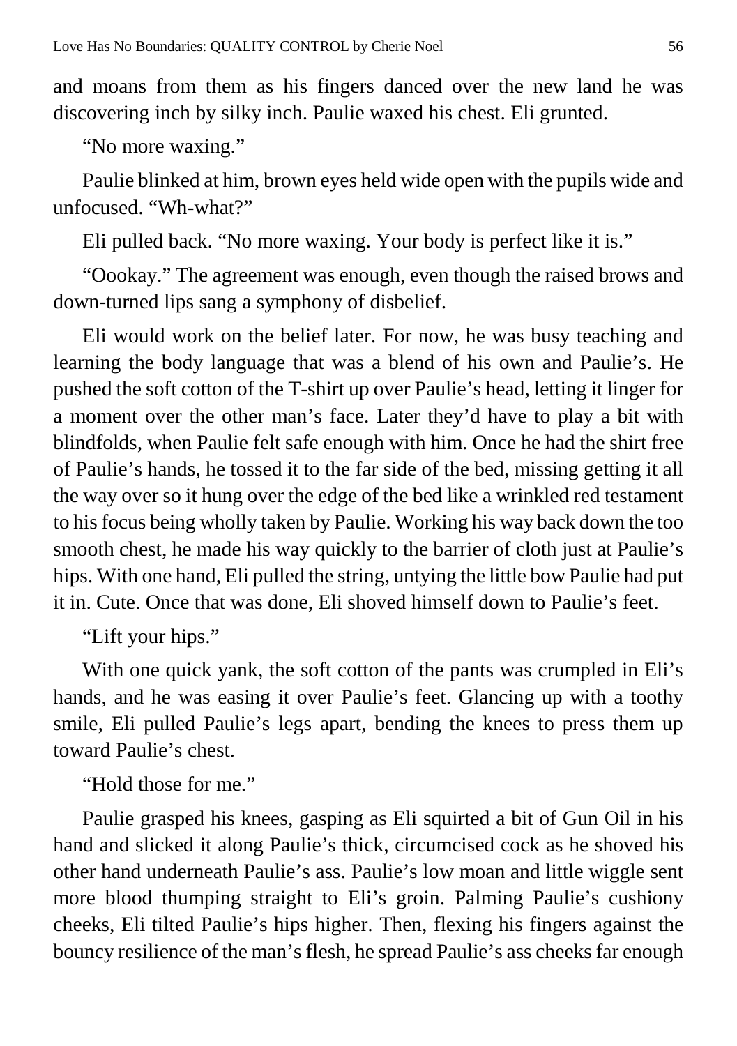and moans from them as his fingers danced over the new land he was discovering inch by silky inch. Paulie waxed his chest. Eli grunted.

"No more waxing."

Paulie blinked at him, brown eyes held wide open with the pupils wide and unfocused. "Wh-what?"

Eli pulled back. "No more waxing. Your body is perfect like it is."

"Oookay." The agreement was enough, even though the raised brows and down-turned lips sang a symphony of disbelief.

Eli would work on the belief later. For now, he was busy teaching and learning the body language that was a blend of his own and Paulie's. He pushed the soft cotton of the T-shirt up over Paulie's head, letting it linger for a moment over the other man's face. Later they'd have to play a bit with blindfolds, when Paulie felt safe enough with him. Once he had the shirt free of Paulie's hands, he tossed it to the far side of the bed, missing getting it all the way over so it hung over the edge of the bed like a wrinkled red testament to his focus being wholly taken by Paulie. Working his way back down the too smooth chest, he made his way quickly to the barrier of cloth just at Paulie's hips. With one hand, Eli pulled the string, untying the little bow Paulie had put it in. Cute. Once that was done, Eli shoved himself down to Paulie's feet.

"Lift your hips."

With one quick yank, the soft cotton of the pants was crumpled in Eli's hands, and he was easing it over Paulie's feet. Glancing up with a toothy smile, Eli pulled Paulie's legs apart, bending the knees to press them up toward Paulie's chest.

"Hold those for me."

Paulie grasped his knees, gasping as Eli squirted a bit of Gun Oil in his hand and slicked it along Paulie's thick, circumcised cock as he shoved his other hand underneath Paulie's ass. Paulie's low moan and little wiggle sent more blood thumping straight to Eli's groin. Palming Paulie's cushiony cheeks, Eli tilted Paulie's hips higher. Then, flexing his fingers against the bouncy resilience of the man's flesh, he spread Paulie's ass cheeks far enough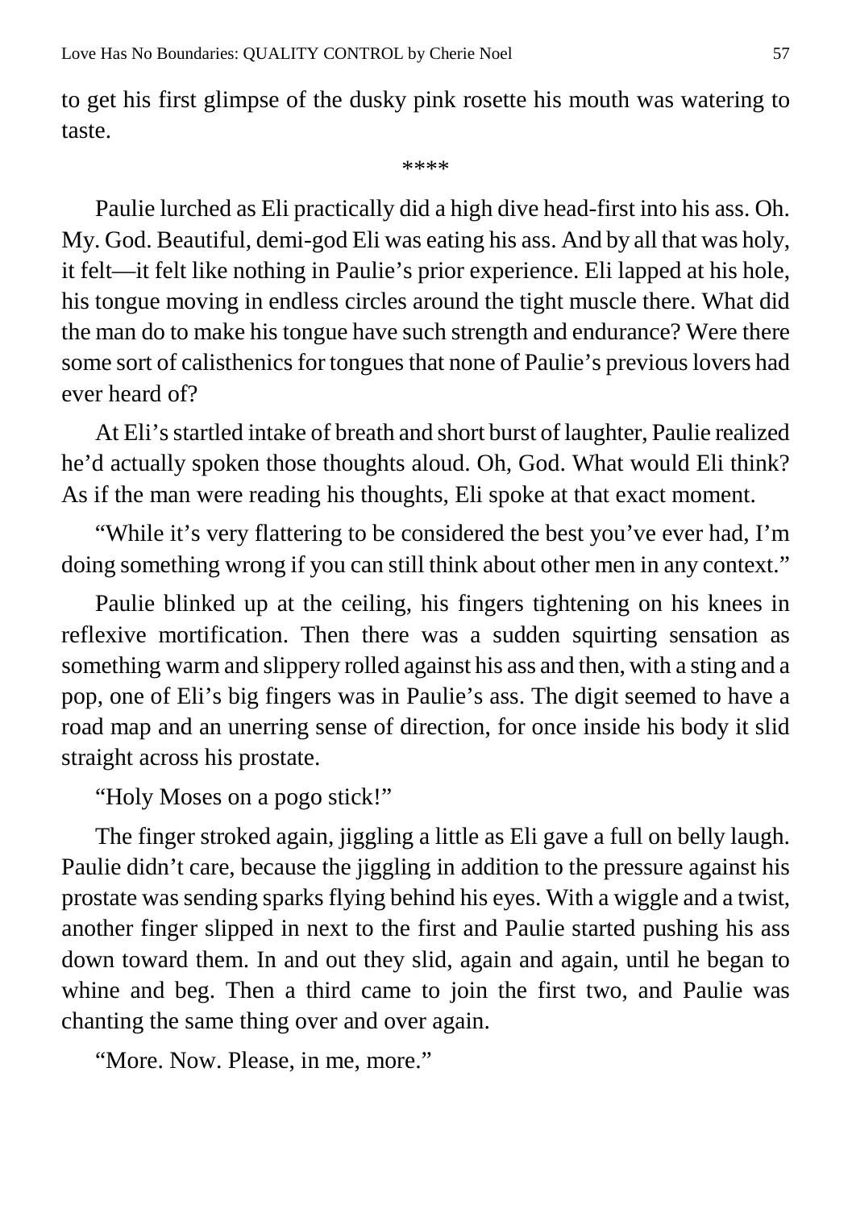to get his first glimpse of the dusky pink rosette his mouth was watering to taste.

****

Paulie lurched as Eli practically did a high dive head-first into his ass. Oh. My. God. Beautiful, demi-god Eli was eating his ass. And by all that was holy, it felt—it felt like nothing in Paulie's prior experience. Eli lapped at his hole, his tongue moving in endless circles around the tight muscle there. What did the man do to make his tongue have such strength and endurance? Were there some sort of calisthenics for tongues that none of Paulie's previous lovers had ever heard of?

At Eli's startled intake of breath and short burst of laughter, Paulie realized he'd actually spoken those thoughts aloud. Oh, God. What would Eli think? As if the man were reading his thoughts, Eli spoke at that exact moment.

"While it's very flattering to be considered the best you've ever had, I'm doing something wrong if you can still think about other men in any context."

Paulie blinked up at the ceiling, his fingers tightening on his knees in reflexive mortification. Then there was a sudden squirting sensation as something warm and slippery rolled against his ass and then, with a sting and a pop, one of Eli's big fingers was in Paulie's ass. The digit seemed to have a road map and an unerring sense of direction, for once inside his body it slid straight across his prostate.

"Holy Moses on a pogo stick!"

The finger stroked again, jiggling a little as Eli gave a full on belly laugh. Paulie didn't care, because the jiggling in addition to the pressure against his prostate was sending sparks flying behind his eyes. With a wiggle and a twist, another finger slipped in next to the first and Paulie started pushing his ass down toward them. In and out they slid, again and again, until he began to whine and beg. Then a third came to join the first two, and Paulie was chanting the same thing over and over again.

"More. Now. Please, in me, more."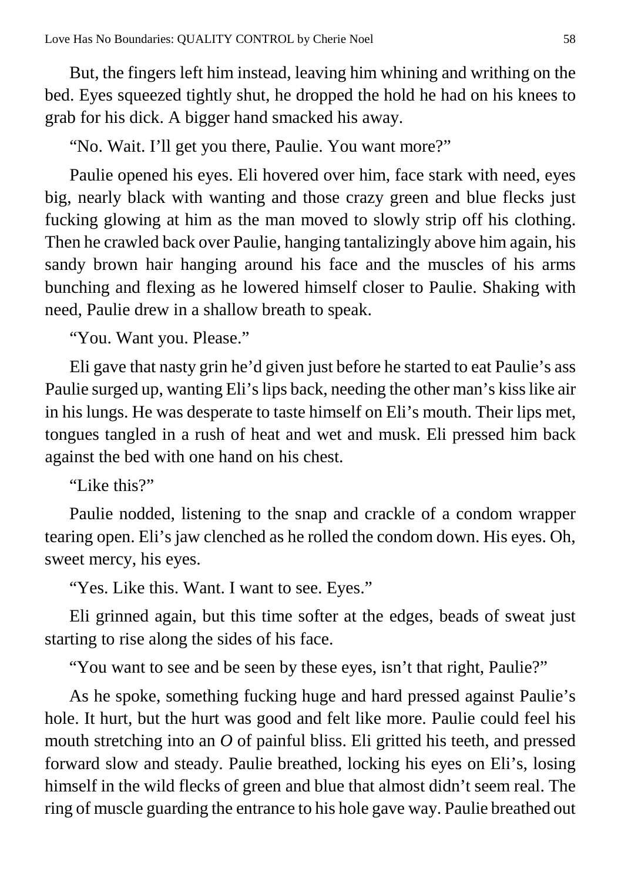But, the fingers left him instead, leaving him whining and writhing on the bed. Eyes squeezed tightly shut, he dropped the hold he had on his knees to grab for his dick. A bigger hand smacked his away.

"No. Wait. I'll get you there, Paulie. You want more?"

Paulie opened his eyes. Eli hovered over him, face stark with need, eyes big, nearly black with wanting and those crazy green and blue flecks just fucking glowing at him as the man moved to slowly strip off his clothing. Then he crawled back over Paulie, hanging tantalizingly above him again, his sandy brown hair hanging around his face and the muscles of his arms bunching and flexing as he lowered himself closer to Paulie. Shaking with need, Paulie drew in a shallow breath to speak.

"You. Want you. Please."

Eli gave that nasty grin he'd given just before he started to eat Paulie's ass Paulie surged up, wanting Eli's lips back, needing the other man's kiss like air in his lungs. He was desperate to taste himself on Eli's mouth. Their lips met, tongues tangled in a rush of heat and wet and musk. Eli pressed him back against the bed with one hand on his chest.

"Like this?"

Paulie nodded, listening to the snap and crackle of a condom wrapper tearing open. Eli's jaw clenched as he rolled the condom down. His eyes. Oh, sweet mercy, his eyes.

"Yes. Like this. Want. I want to see. Eyes."

Eli grinned again, but this time softer at the edges, beads of sweat just starting to rise along the sides of his face.

"You want to see and be seen by these eyes, isn't that right, Paulie?"

As he spoke, something fucking huge and hard pressed against Paulie's hole. It hurt, but the hurt was good and felt like more. Paulie could feel his mouth stretching into an *O* of painful bliss. Eli gritted his teeth, and pressed forward slow and steady. Paulie breathed, locking his eyes on Eli's, losing himself in the wild flecks of green and blue that almost didn't seem real. The ring of muscle guarding the entrance to his hole gave way. Paulie breathed out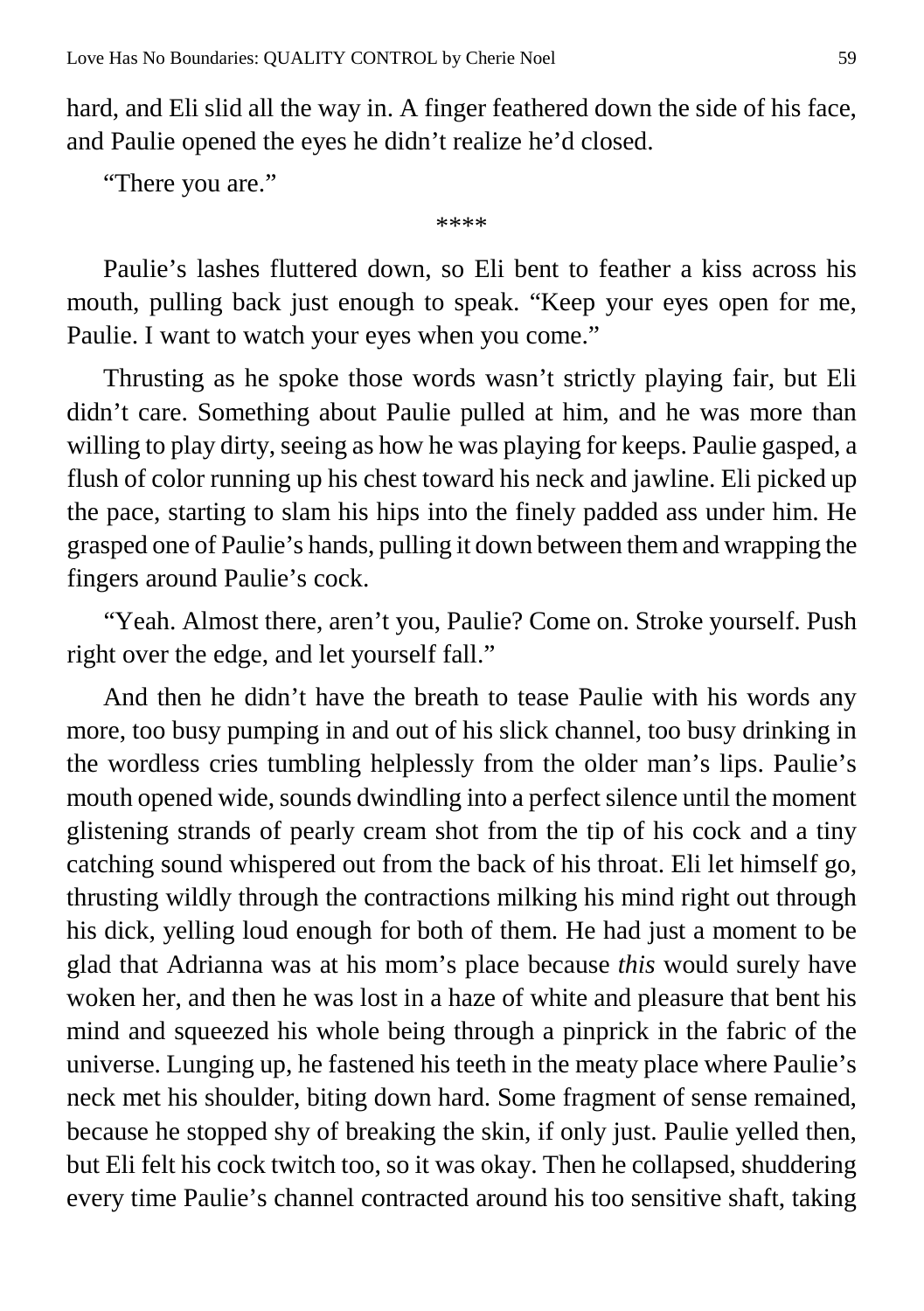hard, and Eli slid all the way in. A finger feathered down the side of his face, and Paulie opened the eyes he didn't realize he'd closed.

"There you are."

\*\*\*\*

Paulie's lashes fluttered down, so Eli bent to feather a kiss across his mouth, pulling back just enough to speak. "Keep your eyes open for me, Paulie. I want to watch your eyes when you come."

Thrusting as he spoke those words wasn't strictly playing fair, but Eli didn't care. Something about Paulie pulled at him, and he was more than willing to play dirty, seeing as how he was playing for keeps. Paulie gasped, a flush of color running up his chest toward his neck and jawline. Eli picked up the pace, starting to slam his hips into the finely padded ass under him. He grasped one of Paulie's hands, pulling it down between them and wrapping the fingers around Paulie's cock.

"Yeah. Almost there, aren't you, Paulie? Come on. Stroke yourself. Push right over the edge, and let yourself fall."

And then he didn't have the breath to tease Paulie with his words any more, too busy pumping in and out of his slick channel, too busy drinking in the wordless cries tumbling helplessly from the older man's lips. Paulie's mouth opened wide, sounds dwindling into a perfect silence until the moment glistening strands of pearly cream shot from the tip of his cock and a tiny catching sound whispered out from the back of his throat. Eli let himself go, thrusting wildly through the contractions milking his mind right out through his dick, yelling loud enough for both of them. He had just a moment to be glad that Adrianna was at his mom's place because *this* would surely have woken her, and then he was lost in a haze of white and pleasure that bent his mind and squeezed his whole being through a pinprick in the fabric of the universe. Lunging up, he fastened his teeth in the meaty place where Paulie's neck met his shoulder, biting down hard. Some fragment of sense remained, because he stopped shy of breaking the skin, if only just. Paulie yelled then, but Eli felt his cock twitch too, so it was okay. Then he collapsed, shuddering every time Paulie's channel contracted around his too sensitive shaft, taking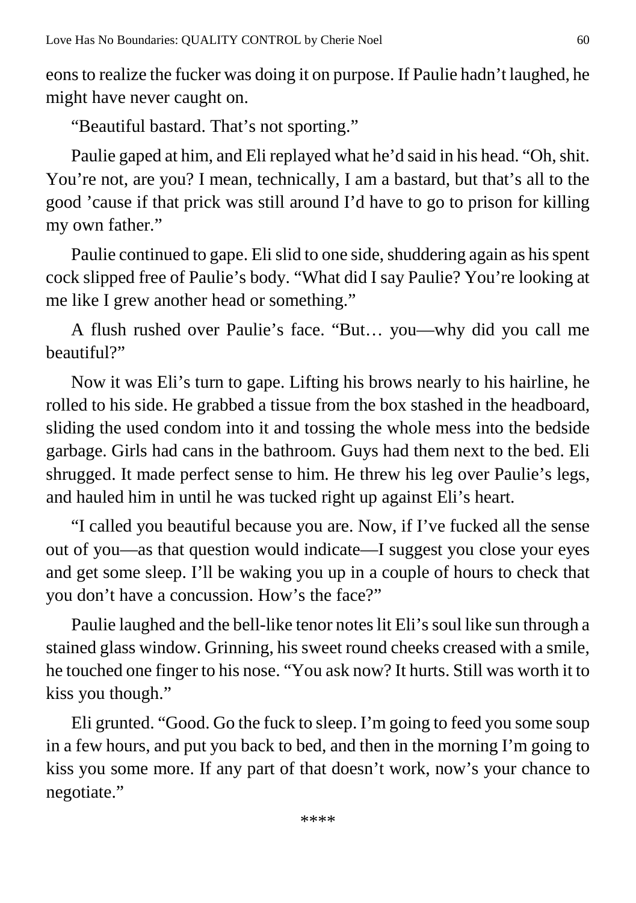eons to realize the fucker was doing it on purpose. If Paulie hadn't laughed, he might have never caught on.

"Beautiful bastard. That's not sporting."

Paulie gaped at him, and Eli replayed what he'd said in his head. "Oh, shit. You're not, are you? I mean, technically, I am a bastard, but that's all to the good 'cause if that prick was still around I'd have to go to prison for killing my own father."

Paulie continued to gape. Eli slid to one side, shuddering again as his spent cock slipped free of Paulie's body. "What did I say Paulie? You're looking at me like I grew another head or something."

A flush rushed over Paulie's face. "But… you—why did you call me beautiful?"

Now it was Eli's turn to gape. Lifting his brows nearly to his hairline, he rolled to his side. He grabbed a tissue from the box stashed in the headboard, sliding the used condom into it and tossing the whole mess into the bedside garbage. Girls had cans in the bathroom. Guys had them next to the bed. Eli shrugged. It made perfect sense to him. He threw his leg over Paulie's legs, and hauled him in until he was tucked right up against Eli's heart.

"I called you beautiful because you are. Now, if I've fucked all the sense out of you—as that question would indicate—I suggest you close your eyes and get some sleep. I'll be waking you up in a couple of hours to check that you don't have a concussion. How's the face?"

Paulie laughed and the bell-like tenor notes lit Eli's soul like sun through a stained glass window. Grinning, his sweet round cheeks creased with a smile, he touched one finger to his nose. "You ask now? It hurts. Still was worth it to kiss you though."

Eli grunted. "Good. Go the fuck to sleep. I'm going to feed you some soup in a few hours, and put you back to bed, and then in the morning I'm going to kiss you some more. If any part of that doesn't work, now's your chance to negotiate."

\*\*\*\*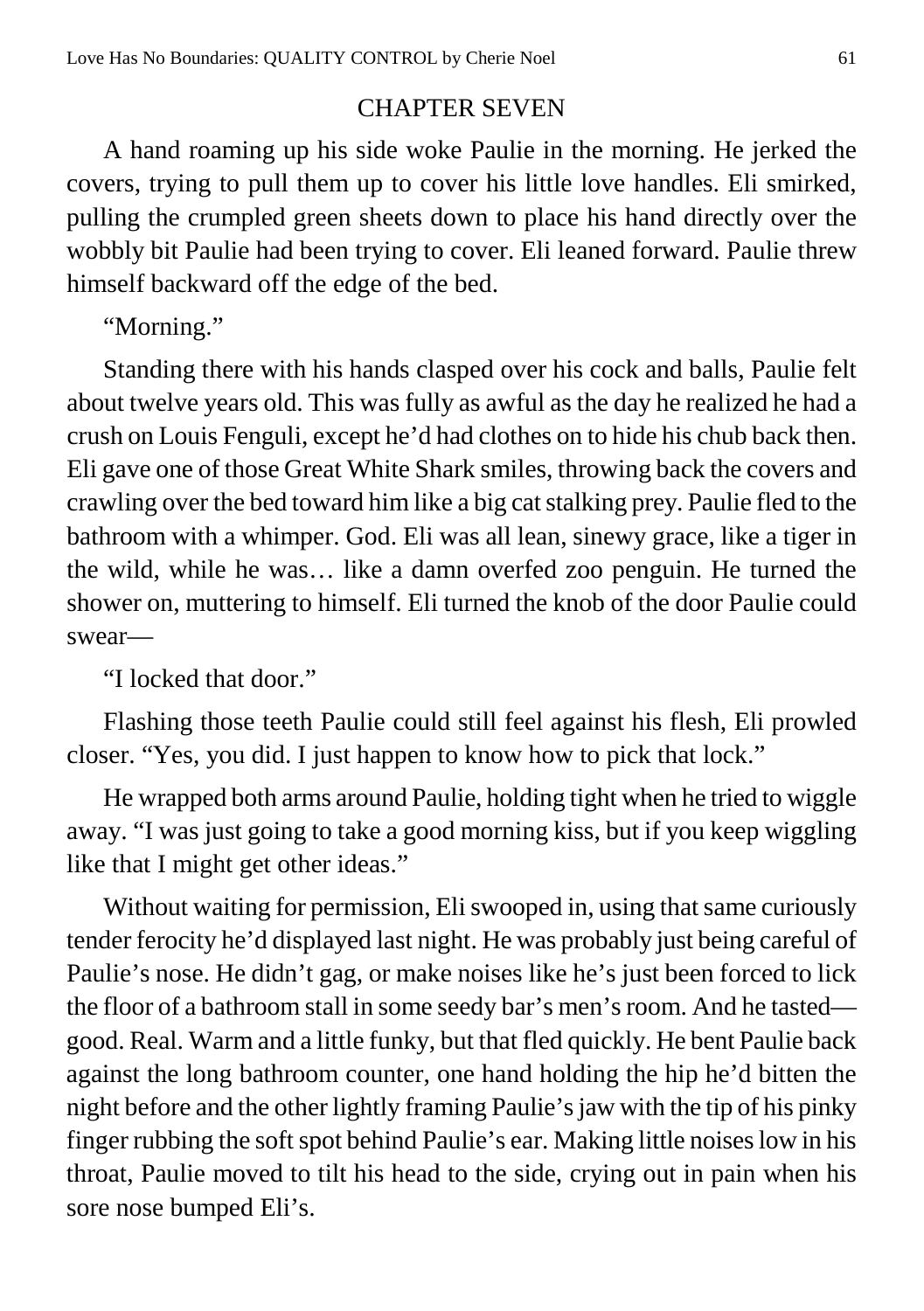## CHAPTER SEVEN

A hand roaming up his side woke Paulie in the morning. He jerked the covers, trying to pull them up to cover his little love handles. Eli smirked, pulling the crumpled green sheets down to place his hand directly over the wobbly bit Paulie had been trying to cover. Eli leaned forward. Paulie threw himself backward off the edge of the bed.

"Morning."

Standing there with his hands clasped over his cock and balls, Paulie felt about twelve years old. This was fully as awful as the day he realized he had a crush on Louis Fenguli, except he'd had clothes on to hide his chub back then. Eli gave one of those Great White Shark smiles, throwing back the covers and crawling over the bed toward him like a big cat stalking prey. Paulie fled to the bathroom with a whimper. God. Eli was all lean, sinewy grace, like a tiger in the wild, while he was… like a damn overfed zoo penguin. He turned the shower on, muttering to himself. Eli turned the knob of the door Paulie could swear—

"I locked that door."

Flashing those teeth Paulie could still feel against his flesh, Eli prowled closer. "Yes, you did. I just happen to know how to pick that lock."

He wrapped both arms around Paulie, holding tight when he tried to wiggle away. "I was just going to take a good morning kiss, but if you keep wiggling like that I might get other ideas."

Without waiting for permission, Eli swooped in, using that same curiously tender ferocity he'd displayed last night. He was probably just being careful of Paulie's nose. He didn't gag, or make noises like he's just been forced to lick the floor of a bathroom stall in some seedy bar's men's room. And he tasted—good. Real. Warm and a little funky, but that fled quickly. He bent Paulie back against the long bathroom counter, one hand holding the hip he'd bitten the night before and the other lightly framing Paulie's jaw with the tip of his pinky finger rubbing the soft spot behind Paulie's ear. Making little noises low in his throat, Paulie moved to tilt his head to the side, crying out in pain when his sore nose bumped Eli's.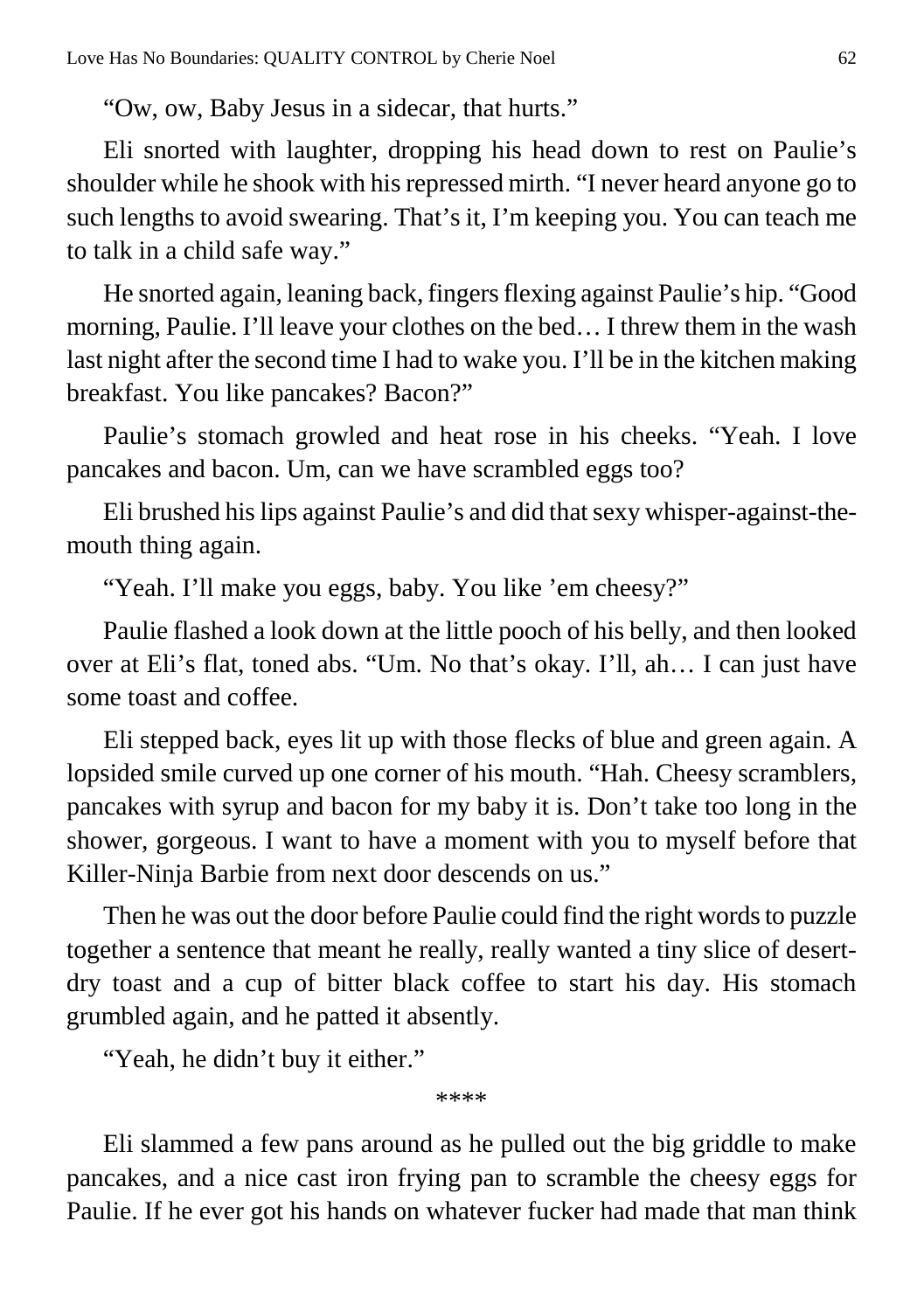"Ow, ow, Baby Jesus in a sidecar, that hurts."

Eli snorted with laughter, dropping his head down to rest on Paulie's shoulder while he shook with his repressed mirth. "I never heard anyone go to such lengths to avoid swearing. That's it, I'm keeping you. You can teach me to talk in a child safe way."

He snorted again, leaning back, fingers flexing against Paulie's hip. "Good morning, Paulie. I'll leave your clothes on the bed… I threw them in the wash last night after the second time I had to wake you. I'll be in the kitchen making breakfast. You like pancakes? Bacon?"

Paulie's stomach growled and heat rose in his cheeks. "Yeah. I love pancakes and bacon. Um, can we have scrambled eggs too?

Eli brushed his lips against Paulie's and did that sexy whisper-against-the-mouth thing again.

"Yeah. I'll make you eggs, baby. You like 'em cheesy?"

Paulie flashed a look down at the little pooch of his belly, and then looked over at Eli's flat, toned abs. "Um. No that's okay. I'll, ah… I can just have some toast and coffee.

Eli stepped back, eyes lit up with those flecks of blue and green again. A lopsided smile curved up one corner of his mouth. "Hah. Cheesy scramblers, pancakes with syrup and bacon for my baby it is. Don't take too long in the shower, gorgeous. I want to have a moment with you to myself before that Killer-Ninja Barbie from next door descends on us."

Then he was out the door before Paulie could find the right words to puzzle together a sentence that meant he really, really wanted a tiny slice of desert-dry toast and a cup of bitter black coffee to start his day. His stomach grumbled again, and he patted it absently.

"Yeah, he didn't buy it either."

****

Eli slammed a few pans around as he pulled out the big griddle to make pancakes, and a nice cast iron frying pan to scramble the cheesy eggs for Paulie. If he ever got his hands on whatever fucker had made that man think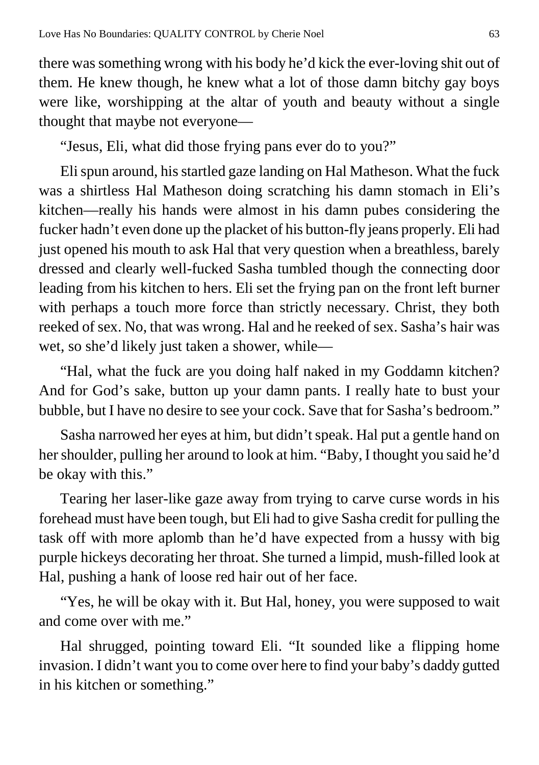there was something wrong with his body he'd kick the ever-loving shit out of them. He knew though, he knew what a lot of those damn bitchy gay boys were like, worshipping at the altar of youth and beauty without a single thought that maybe not everyone—

"Jesus, Eli, what did those frying pans ever do to you?"

Eli spun around, his startled gaze landing on Hal Matheson. What the fuck was a shirtless Hal Matheson doing scratching his damn stomach in Eli's kitchen—really his hands were almost in his damn pubes considering the fucker hadn't even done up the placket of his button-fly jeans properly. Eli had just opened his mouth to ask Hal that very question when a breathless, barely dressed and clearly well-fucked Sasha tumbled though the connecting door leading from his kitchen to hers. Eli set the frying pan on the front left burner with perhaps a touch more force than strictly necessary. Christ, they both reeked of sex. No, that was wrong. Hal and he reeked of sex. Sasha's hair was wet, so she'd likely just taken a shower, while—

"Hal, what the fuck are you doing half naked in my Goddamn kitchen? And for God's sake, button up your damn pants. I really hate to bust your bubble, but I have no desire to see your cock. Save that for Sasha's bedroom."

Sasha narrowed her eyes at him, but didn't speak. Hal put a gentle hand on her shoulder, pulling her around to look at him. "Baby, I thought you said he'd be okay with this."

Tearing her laser-like gaze away from trying to carve curse words in his forehead must have been tough, but Eli had to give Sasha credit for pulling the task off with more aplomb than he'd have expected from a hussy with big purple hickeys decorating her throat. She turned a limpid, mush-filled look at Hal, pushing a hank of loose red hair out of her face.

"Yes, he will be okay with it. But Hal, honey, you were supposed to wait and come over with me."

Hal shrugged, pointing toward Eli. "It sounded like a flipping home invasion. I didn't want you to come over here to find your baby's daddy gutted in his kitchen or something."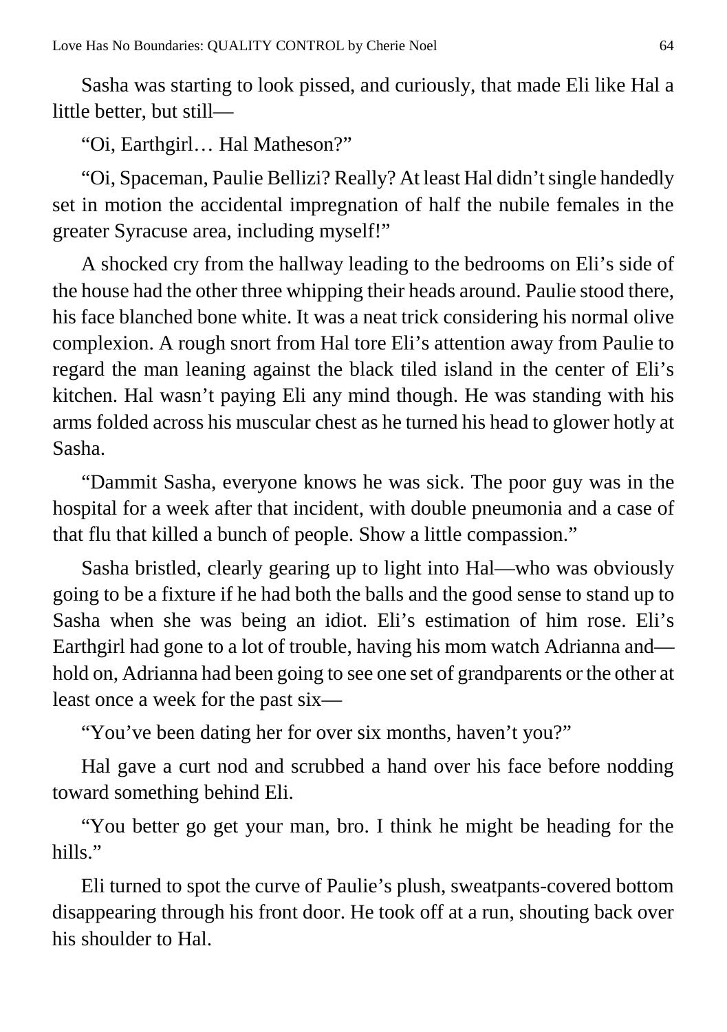Sasha was starting to look pissed, and curiously, that made Eli like Hal a little better, but still—

"Oi, Earthgirl… Hal Matheson?"

"Oi, Spaceman, Paulie Bellizi? Really? At least Hal didn't single handedly set in motion the accidental impregnation of half the nubile females in the greater Syracuse area, including myself!"

A shocked cry from the hallway leading to the bedrooms on Eli's side of the house had the other three whipping their heads around. Paulie stood there, his face blanched bone white. It was a neat trick considering his normal olive complexion. A rough snort from Hal tore Eli's attention away from Paulie to regard the man leaning against the black tiled island in the center of Eli's kitchen. Hal wasn't paying Eli any mind though. He was standing with his arms folded across his muscular chest as he turned his head to glower hotly at Sasha.

"Dammit Sasha, everyone knows he was sick. The poor guy was in the hospital for a week after that incident, with double pneumonia and a case of that flu that killed a bunch of people. Show a little compassion."

Sasha bristled, clearly gearing up to light into Hal—who was obviously going to be a fixture if he had both the balls and the good sense to stand up to Sasha when she was being an idiot. Eli's estimation of him rose. Eli's Earthgirl had gone to a lot of trouble, having his mom watch Adrianna and—hold on, Adrianna had been going to see one set of grandparents or the other at least once a week for the past six—

"You've been dating her for over six months, haven't you?"

Hal gave a curt nod and scrubbed a hand over his face before nodding toward something behind Eli.

"You better go get your man, bro. I think he might be heading for the hills."

Eli turned to spot the curve of Paulie's plush, sweatpants-covered bottom disappearing through his front door. He took off at a run, shouting back over his shoulder to Hal.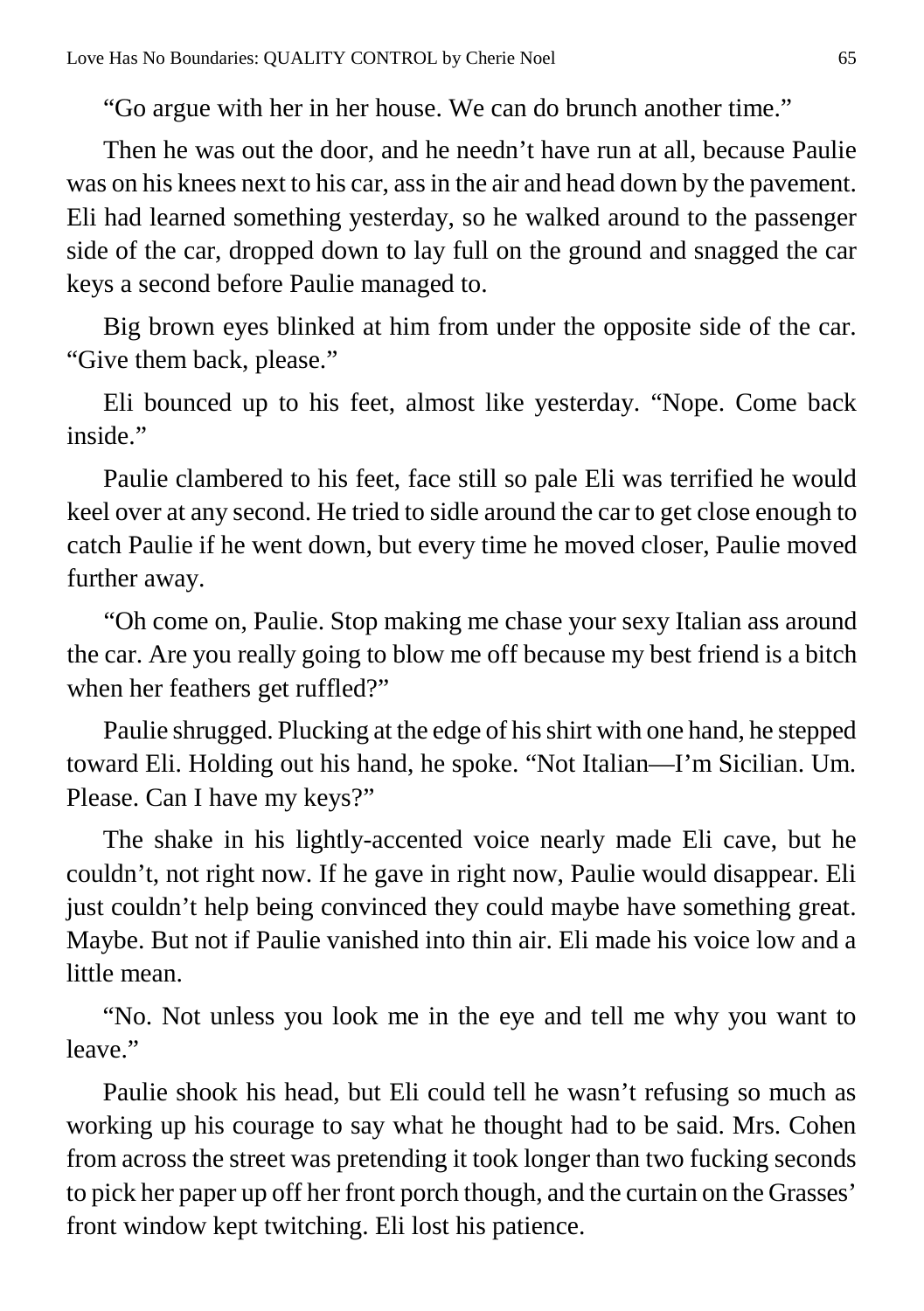"Go argue with her in her house. We can do brunch another time."

Then he was out the door, and he needn't have run at all, because Paulie was on his knees next to his car, ass in the air and head down by the pavement. Eli had learned something yesterday, so he walked around to the passenger side of the car, dropped down to lay full on the ground and snagged the car keys a second before Paulie managed to.

Big brown eyes blinked at him from under the opposite side of the car. "Give them back, please."

Eli bounced up to his feet, almost like yesterday. "Nope. Come back inside."

Paulie clambered to his feet, face still so pale Eli was terrified he would keel over at any second. He tried to sidle around the car to get close enough to catch Paulie if he went down, but every time he moved closer, Paulie moved further away.

"Oh come on, Paulie. Stop making me chase your sexy Italian ass around the car. Are you really going to blow me off because my best friend is a bitch when her feathers get ruffled?"

Paulie shrugged. Plucking at the edge of his shirt with one hand, he stepped toward Eli. Holding out his hand, he spoke. "Not Italian—I'm Sicilian. Um. Please. Can I have my keys?"

The shake in his lightly-accented voice nearly made Eli cave, but he couldn't, not right now. If he gave in right now, Paulie would disappear. Eli just couldn't help being convinced they could maybe have something great. Maybe. But not if Paulie vanished into thin air. Eli made his voice low and a little mean.

"No. Not unless you look me in the eye and tell me why you want to leave."

Paulie shook his head, but Eli could tell he wasn't refusing so much as working up his courage to say what he thought had to be said. Mrs. Cohen from across the street was pretending it took longer than two fucking seconds to pick her paper up off her front porch though, and the curtain on the Grasses' front window kept twitching. Eli lost his patience.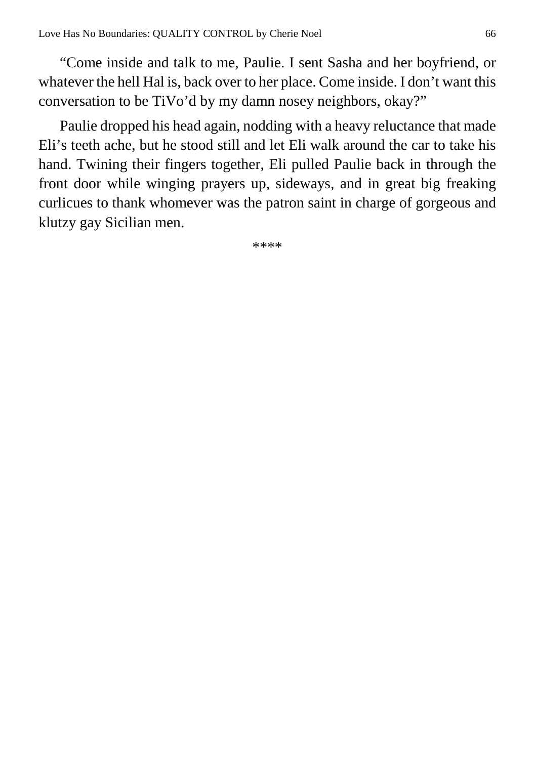"Come inside and talk to me, Paulie. I sent Sasha and her boyfriend, or whatever the hell Hal is, back over to her place. Come inside. I don't want this conversation to be TiVo'd by my damn nosey neighbors, okay?"

Paulie dropped his head again, nodding with a heavy reluctance that made Eli's teeth ache, but he stood still and let Eli walk around the car to take his hand. Twining their fingers together, Eli pulled Paulie back in through the front door while winging prayers up, sideways, and in great big freaking curlicues to thank whomever was the patron saint in charge of gorgeous and klutzy gay Sicilian men.

****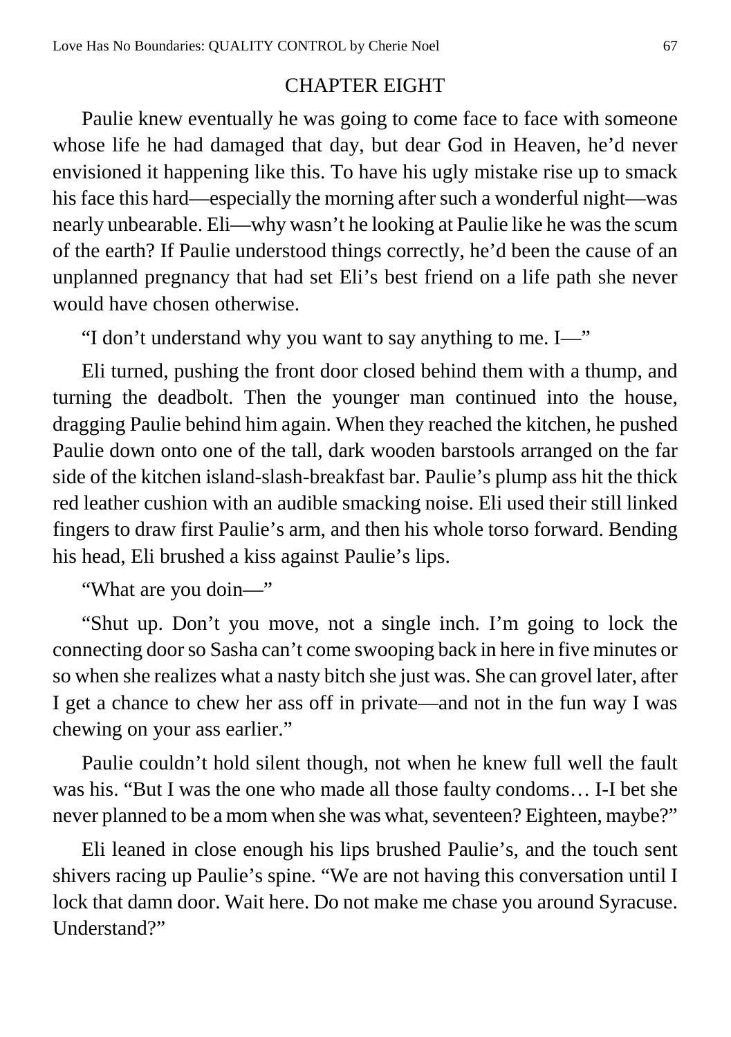## CHAPTER EIGHT

Paulie knew eventually he was going to come face to face with someone whose life he had damaged that day, but dear God in Heaven, he'd never envisioned it happening like this. To have his ugly mistake rise up to smack his face this hard—especially the morning after such a wonderful night—was nearly unbearable. Eli—why wasn't he looking at Paulie like he was the scum of the earth? If Paulie understood things correctly, he'd been the cause of an unplanned pregnancy that had set Eli's best friend on a life path she never would have chosen otherwise.

"I don't understand why you want to say anything to me. I—"

Eli turned, pushing the front door closed behind them with a thump, and turning the deadbolt. Then the younger man continued into the house, dragging Paulie behind him again. When they reached the kitchen, he pushed Paulie down onto one of the tall, dark wooden barstools arranged on the far side of the kitchen island-slash-breakfast bar. Paulie's plump ass hit the thick red leather cushion with an audible smacking noise. Eli used their still linked fingers to draw first Paulie's arm, and then his whole torso forward. Bending his head, Eli brushed a kiss against Paulie's lips.

"What are you doin—"

"Shut up. Don't you move, not a single inch. I'm going to lock the connecting door so Sasha can't come swooping back in here in five minutes or so when she realizes what a nasty bitch she just was. She can grovel later, after I get a chance to chew her ass off in private—and not in the fun way I was chewing on your ass earlier."

Paulie couldn't hold silent though, not when he knew full well the fault was his. "But I was the one who made all those faulty condoms… I-I bet she never planned to be a mom when she was what, seventeen? Eighteen, maybe?"

Eli leaned in close enough his lips brushed Paulie's, and the touch sent shivers racing up Paulie's spine. "We are not having this conversation until I lock that damn door. Wait here. Do not make me chase you around Syracuse. Understand?"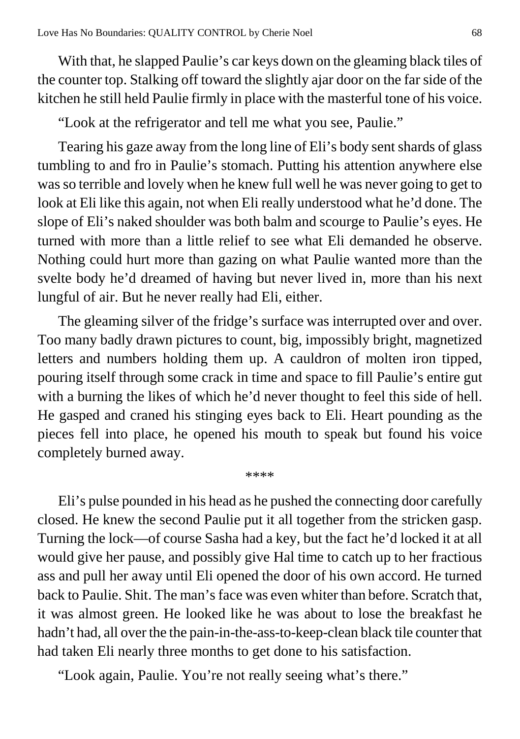With that, he slapped Paulie's car keys down on the gleaming black tiles of the counter top. Stalking off toward the slightly ajar door on the far side of the kitchen he still held Paulie firmly in place with the masterful tone of his voice.

"Look at the refrigerator and tell me what you see, Paulie."

Tearing his gaze away from the long line of Eli's body sent shards of glass tumbling to and fro in Paulie's stomach. Putting his attention anywhere else was so terrible and lovely when he knew full well he was never going to get to look at Eli like this again, not when Eli really understood what he'd done. The slope of Eli's naked shoulder was both balm and scourge to Paulie's eyes. He turned with more than a little relief to see what Eli demanded he observe. Nothing could hurt more than gazing on what Paulie wanted more than the svelte body he'd dreamed of having but never lived in, more than his next lungful of air. But he never really had Eli, either.

The gleaming silver of the fridge's surface was interrupted over and over. Too many badly drawn pictures to count, big, impossibly bright, magnetized letters and numbers holding them up. A cauldron of molten iron tipped, pouring itself through some crack in time and space to fill Paulie's entire gut with a burning the likes of which he'd never thought to feel this side of hell. He gasped and craned his stinging eyes back to Eli. Heart pounding as the pieces fell into place, he opened his mouth to speak but found his voice completely burned away.

\*\*\*\*

Eli's pulse pounded in his head as he pushed the connecting door carefully closed. He knew the second Paulie put it all together from the stricken gasp. Turning the lock—of course Sasha had a key, but the fact he'd locked it at all would give her pause, and possibly give Hal time to catch up to her fractious ass and pull her away until Eli opened the door of his own accord. He turned back to Paulie. Shit. The man's face was even whiter than before. Scratch that, it was almost green. He looked like he was about to lose the breakfast he hadn't had, all over the the pain-in-the-ass-to-keep-clean black tile counter that had taken Eli nearly three months to get done to his satisfaction.

"Look again, Paulie. You're not really seeing what's there."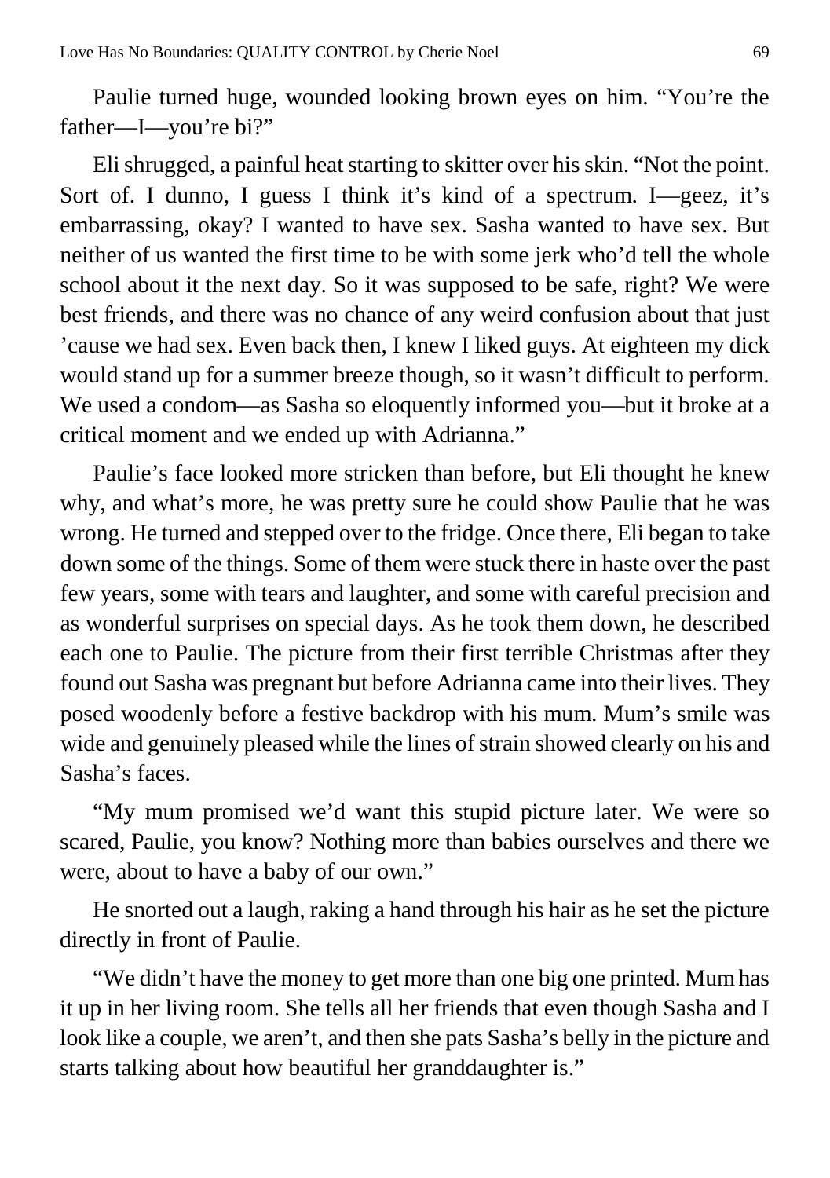Paulie turned huge, wounded looking brown eyes on him. "You're the father—I—you're bi?"

Eli shrugged, a painful heat starting to skitter over his skin. "Not the point. Sort of. I dunno, I guess I think it's kind of a spectrum. I—geez, it's embarrassing, okay? I wanted to have sex. Sasha wanted to have sex. But neither of us wanted the first time to be with some jerk who'd tell the whole school about it the next day. So it was supposed to be safe, right? We were best friends, and there was no chance of any weird confusion about that just 'cause we had sex. Even back then, I knew I liked guys. At eighteen my dick would stand up for a summer breeze though, so it wasn't difficult to perform. We used a condom—as Sasha so eloquently informed you—but it broke at a critical moment and we ended up with Adrianna."

Paulie's face looked more stricken than before, but Eli thought he knew why, and what's more, he was pretty sure he could show Paulie that he was wrong. He turned and stepped over to the fridge. Once there, Eli began to take down some of the things. Some of them were stuck there in haste over the past few years, some with tears and laughter, and some with careful precision and as wonderful surprises on special days. As he took them down, he described each one to Paulie. The picture from their first terrible Christmas after they found out Sasha was pregnant but before Adrianna came into their lives. They posed woodenly before a festive backdrop with his mum. Mum's smile was wide and genuinely pleased while the lines of strain showed clearly on his and Sasha's faces.

"My mum promised we'd want this stupid picture later. We were so scared, Paulie, you know? Nothing more than babies ourselves and there we were, about to have a baby of our own."

He snorted out a laugh, raking a hand through his hair as he set the picture directly in front of Paulie.

"We didn't have the money to get more than one big one printed. Mum has it up in her living room. She tells all her friends that even though Sasha and I look like a couple, we aren't, and then she pats Sasha's belly in the picture and starts talking about how beautiful her granddaughter is."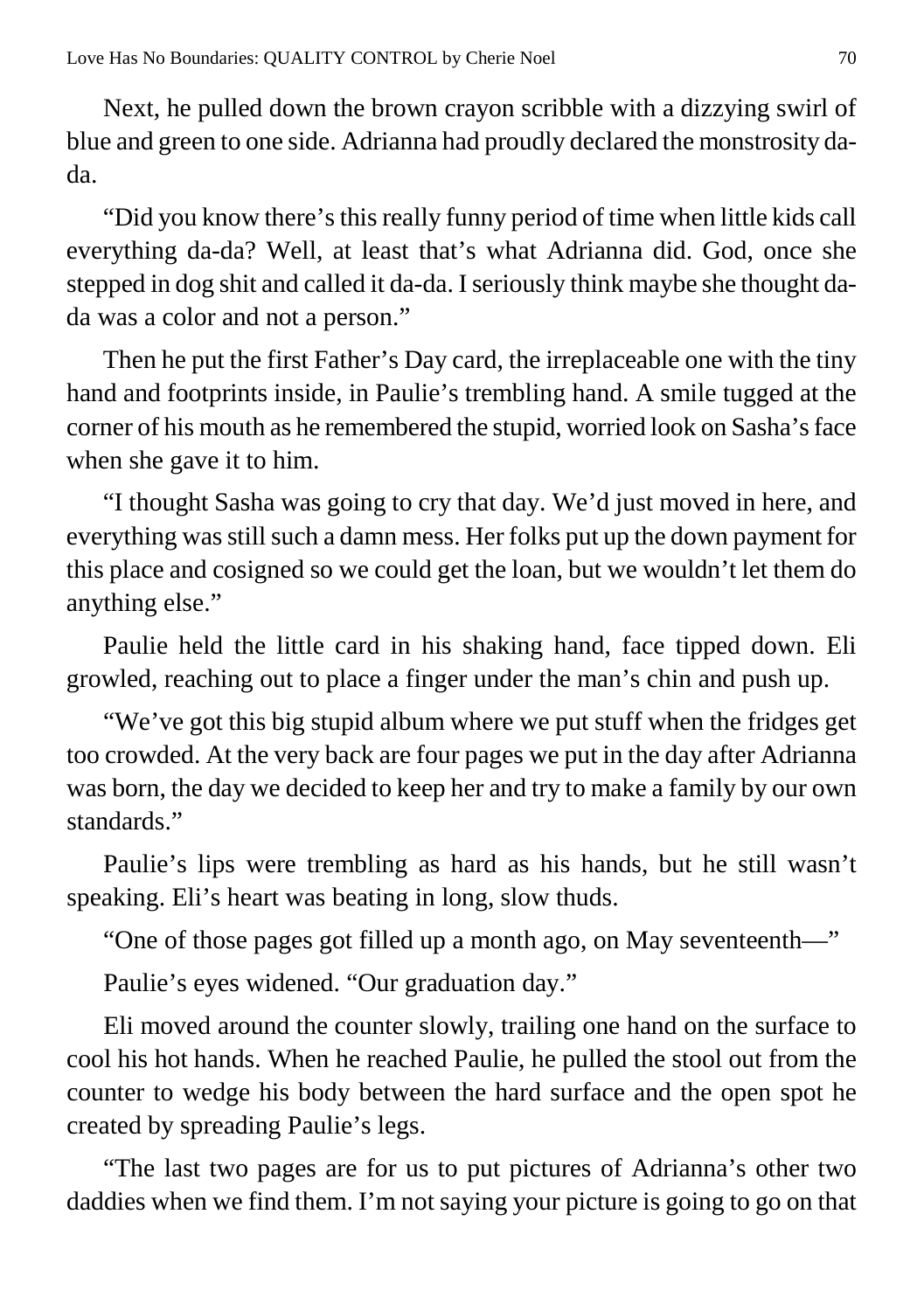Next, he pulled down the brown crayon scribble with a dizzying swirl of blue and green to one side. Adrianna had proudly declared the monstrosity da-da.

"Did you know there's this really funny period of time when little kids call everything da-da? Well, at least that's what Adrianna did. God, once she stepped in dog shit and called it da-da. I seriously think maybe she thought da-da was a color and not a person."

Then he put the first Father's Day card, the irreplaceable one with the tiny hand and footprints inside, in Paulie's trembling hand. A smile tugged at the corner of his mouth as he remembered the stupid, worried look on Sasha's face when she gave it to him.

"I thought Sasha was going to cry that day. We'd just moved in here, and everything was still such a damn mess. Her folks put up the down payment for this place and cosigned so we could get the loan, but we wouldn't let them do anything else."

Paulie held the little card in his shaking hand, face tipped down. Eli growled, reaching out to place a finger under the man's chin and push up.

"We've got this big stupid album where we put stuff when the fridges get too crowded. At the very back are four pages we put in the day after Adrianna was born, the day we decided to keep her and try to make a family by our own standards."

Paulie's lips were trembling as hard as his hands, but he still wasn't speaking. Eli's heart was beating in long, slow thuds.

"One of those pages got filled up a month ago, on May seventeenth—"

Paulie's eyes widened. "Our graduation day."

Eli moved around the counter slowly, trailing one hand on the surface to cool his hot hands. When he reached Paulie, he pulled the stool out from the counter to wedge his body between the hard surface and the open spot he created by spreading Paulie's legs.

"The last two pages are for us to put pictures of Adrianna's other two daddies when we find them. I'm not saying your picture is going to go on that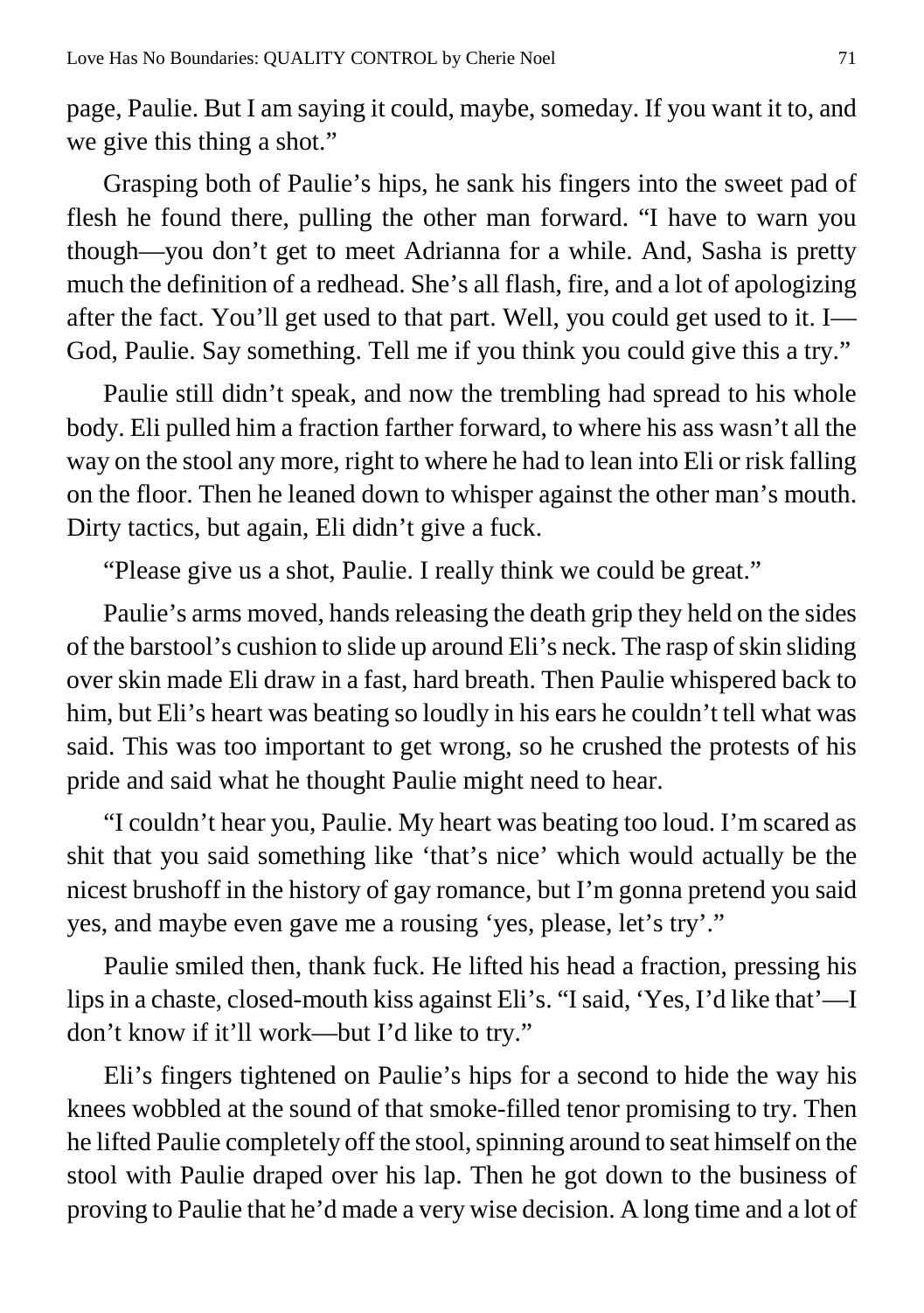page, Paulie. But I am saying it could, maybe, someday. If you want it to, and we give this thing a shot."

Grasping both of Paulie's hips, he sank his fingers into the sweet pad of flesh he found there, pulling the other man forward. "I have to warn you though—you don't get to meet Adrianna for a while. And, Sasha is pretty much the definition of a redhead. She's all flash, fire, and a lot of apologizing after the fact. You'll get used to that part. Well, you could get used to it. I—God, Paulie. Say something. Tell me if you think you could give this a try."

Paulie still didn't speak, and now the trembling had spread to his whole body. Eli pulled him a fraction farther forward, to where his ass wasn't all the way on the stool any more, right to where he had to lean into Eli or risk falling on the floor. Then he leaned down to whisper against the other man's mouth. Dirty tactics, but again, Eli didn't give a fuck.

"Please give us a shot, Paulie. I really think we could be great."

Paulie's arms moved, hands releasing the death grip they held on the sides of the barstool's cushion to slide up around Eli's neck. The rasp of skin sliding over skin made Eli draw in a fast, hard breath. Then Paulie whispered back to him, but Eli's heart was beating so loudly in his ears he couldn't tell what was said. This was too important to get wrong, so he crushed the protests of his pride and said what he thought Paulie might need to hear.

"I couldn't hear you, Paulie. My heart was beating too loud. I'm scared as shit that you said something like 'that's nice' which would actually be the nicest brushoff in the history of gay romance, but I'm gonna pretend you said yes, and maybe even gave me a rousing 'yes, please, let's try'."

Paulie smiled then, thank fuck. He lifted his head a fraction, pressing his lips in a chaste, closed-mouth kiss against Eli's. "I said, 'Yes, I'd like that'—I don't know if it'll work—but I'd like to try."

Eli's fingers tightened on Paulie's hips for a second to hide the way his knees wobbled at the sound of that smoke-filled tenor promising to try. Then he lifted Paulie completely off the stool, spinning around to seat himself on the stool with Paulie draped over his lap. Then he got down to the business of proving to Paulie that he'd made a very wise decision. A long time and a lot of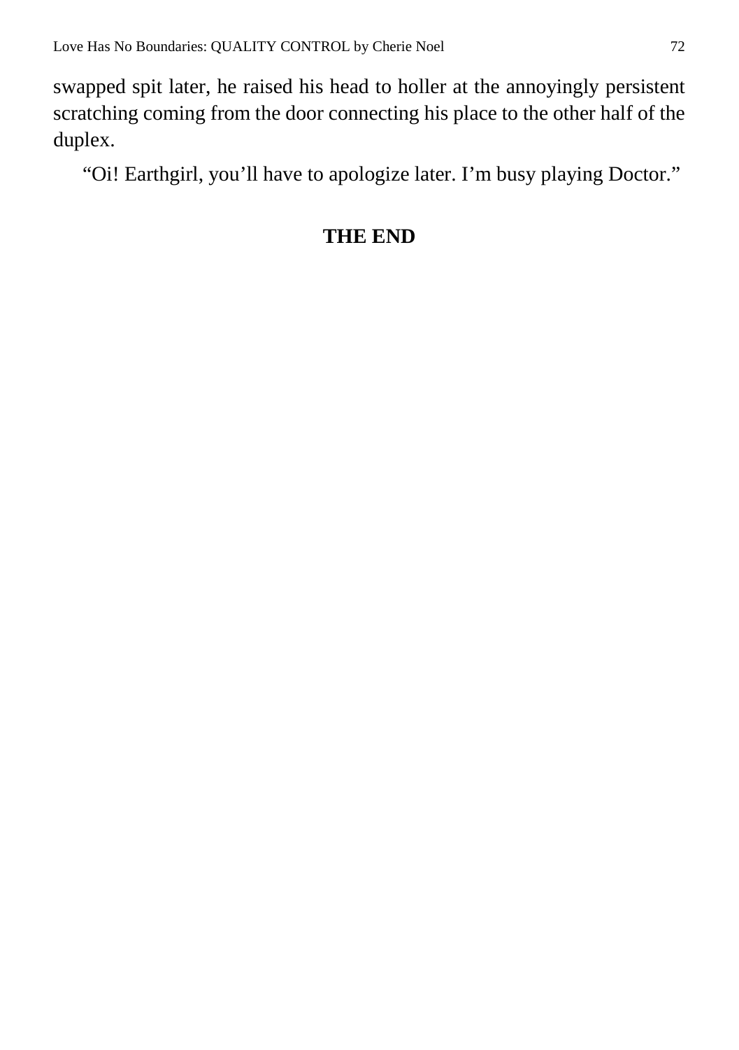swapped spit later, he raised his head to holler at the annoyingly persistent scratching coming from the door connecting his place to the other half of the duplex.

"Oi! Earthgirl, you'll have to apologize later. I'm busy playing Doctor."

**THE END**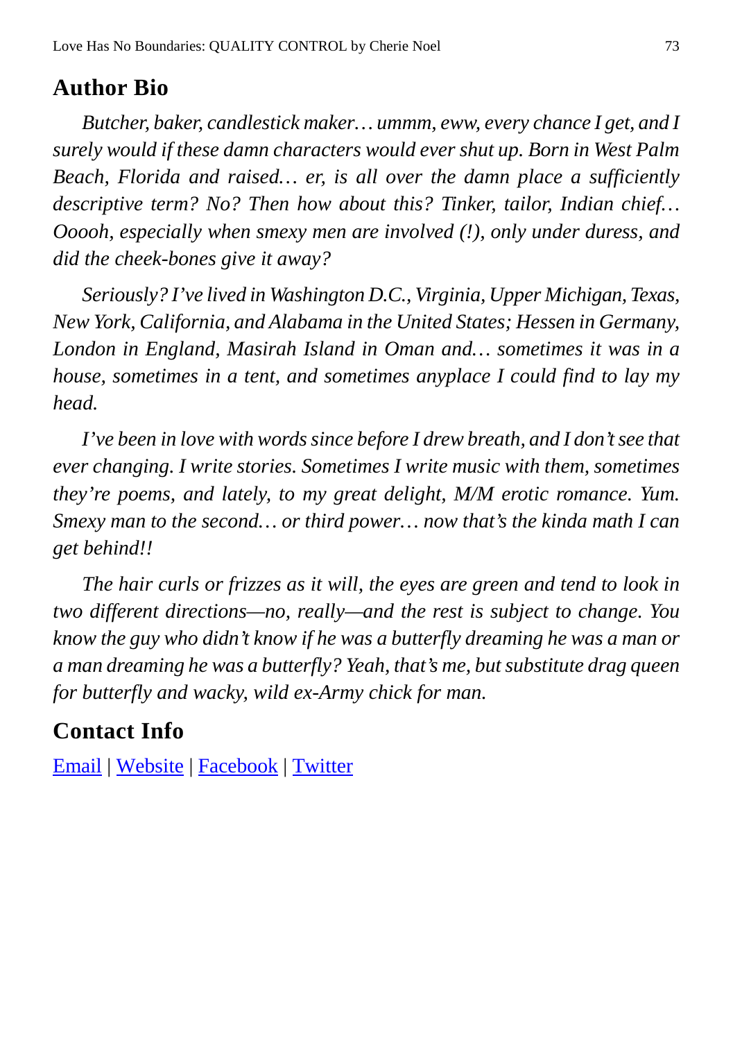## Author Bio

*Butcher, baker, candlestick maker… ummm, eww, every chance I get, and I surely would if these damn characters would ever shut up. Born in West Palm Beach, Florida and raised… er, is all over the damn place a sufficiently descriptive term? No? Then how about this? Tinker, tailor, Indian chief… Ooooh, especially when smexy men are involved (!), only under duress, and did the cheek-bones give it away?*

*Seriously? I've lived in Washington D.C., Virginia, Upper Michigan, Texas, New York, California, and Alabama in the United States; Hessen in Germany, London in England, Masirah Island in Oman and… sometimes it was in a house, sometimes in a tent, and sometimes anyplace I could find to lay my head.*

*I've been in love with words since before I drew breath, and I don't see that ever changing. I write stories. Sometimes I write music with them, sometimes they're poems, and lately, to my great delight, M/M erotic romance. Yum. Smexy man to the second… or third power… now that's the kinda math I can get behind!!*

*The hair curls or frizzes as it will, the eyes are green and tend to look in two different directions—no, really—and the rest is subject to change. You know the guy who didn't know if he was a butterfly dreaming he was a man or a man dreaming he was a butterfly? Yeah, that's me, but substitute drag queen for butterfly and wacky, wild ex-Army chick for man.*

## Contact Info

Email | Website | Facebook | Twitter